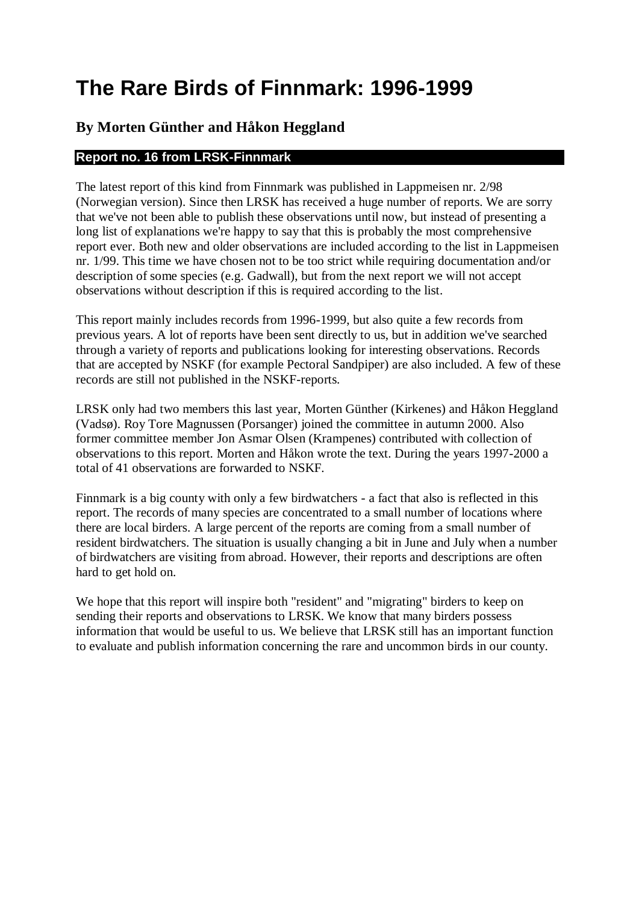# The Rare Birds of Finnmark: 1996-1999

## By Morten Günther and Håkon Heggland

### Report no. 16 from LRSK-Finnmark

The latest report of this kind from Finnmark was published in Lappmeisen nr. 2/98 (Norwegian version). Since then LRSK has received a huge number of reports. We are sorry that we've not been able to publish these observations until now, but instead of presenting a long list of explanations we're happy to say that this is probably the most comprehensive report ever. Both new and older observations are included according to the list in Lappmeisen nr. 1/99. This time we have chosen not to be too strict while requiring documentation and/or description of some species (e.g. Gadwall), but from the next report we will not accept observations without description if this is required according to the list.

This report mainly includes records from 1996-1999, but also quite a few records from previous years. A lot of reports have been sent directly to us, but in addition we've searched through a variety of reports and publications looking for interesting observations. Records that are accepted by NSKF (for example Pectoral Sandpiper) are also included. A few of these records are still not published in the NSKF-reports.

LRSK only had two members this last year, Morten Günther (Kirkenes) and Håkon Heggland (Vadsø). Roy Tore Magnussen (Porsanger) joined the committee in autumn 2000. Also former committee member Jon Asmar Olsen (Krampenes) contributed with collection of observations to this report. Morten and Håkon wrote the text. During the years 1997-2000 a total of 41 observations are forwarded to NSKF.

Finnmark is a big county with only a few birdwatchers - a fact that also is reflected in this report. The records of many species are concentrated to a small number of locations where there are local birders. A large percent of the reports are coming from a small number of resident birdwatchers. The situation is usually changing a bit in June and July when a number of birdwatchers are visiting from abroad. However, their reports and descriptions are often hard to get hold on.

We hope that this report will inspire both "resident" and "migrating" birders to keep on sending their reports and observations to LRSK. We know that many birders possess information that would be useful to us. We believe that LRSK still has an important function to evaluate and publish information concerning the rare and uncommon birds in our county.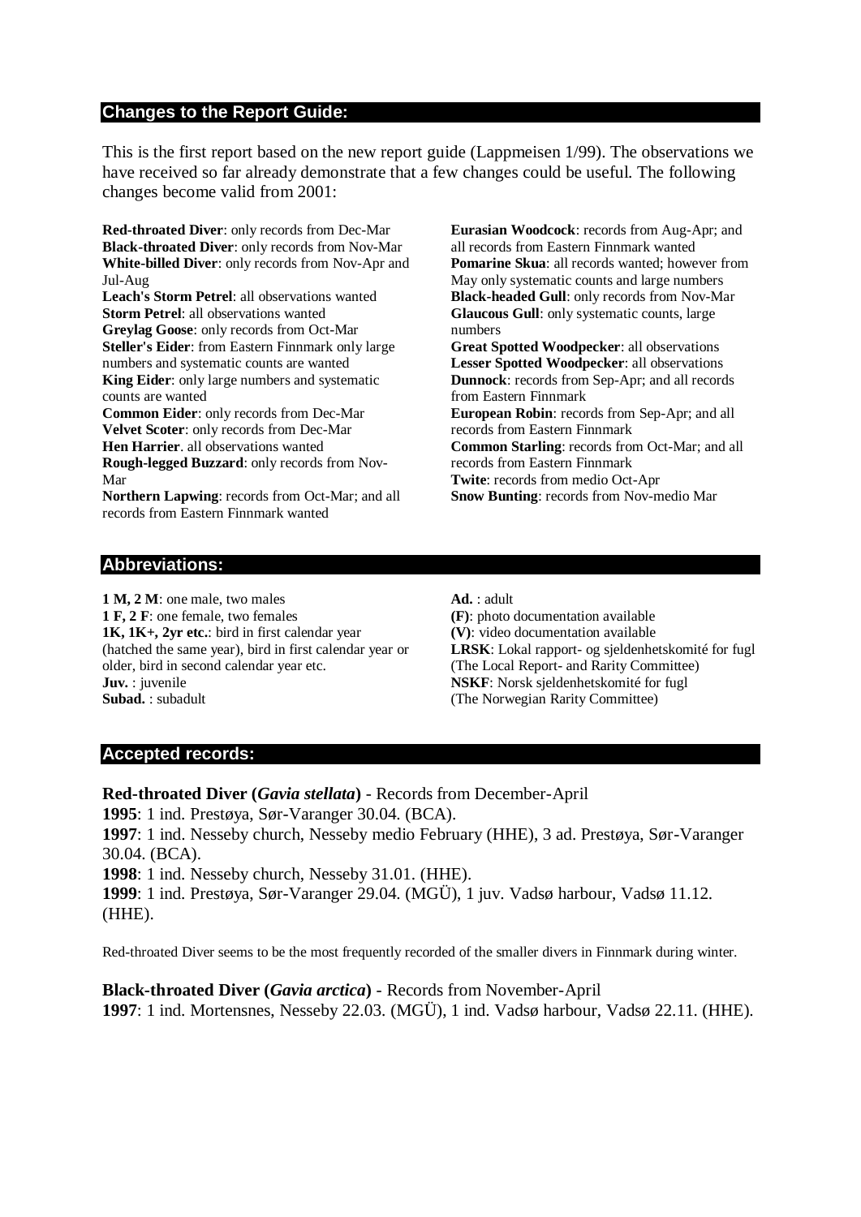## Changes to the Report Guide:

This is the first report based on the new report guide (Lappmeisen 1/99). The observations we have received so far already demonstrate that a few changes could be useful. The following changes become valid from 2001:

**Red-throated Diver**: only records from Dec-Mar
**Black-throated Diver**: only records from Nov-Mar
**White-billed Diver**: only records from Nov-Apr and Jul-Aug
**Leach's Storm Petrel**: all observations wanted
**Storm Petrel**: all observations wanted
**Greylag Goose**: only records from Oct-Mar
**Steller's Eider**: from Eastern Finnmark only large numbers and systematic counts are wanted
**King Eider**: only large numbers and systematic counts are wanted
**Common Eider**: only records from Dec-Mar
**Velvet Scoter**: only records from Dec-Mar
**Hen Harrier**. all observations wanted
**Rough-legged Buzzard**: only records from Nov-Mar
**Northern Lapwing**: records from Oct-Mar; and all records from Eastern Finnmark wanted
**Eurasian Woodcock**: records from Aug-Apr; and all records from Eastern Finnmark wanted
**Pomarine Skua**: all records wanted; however from May only systematic counts and large numbers
**Black-headed Gull**: only records from Nov-Mar
**Glaucous Gull**: only systematic counts, large numbers
**Great Spotted Woodpecker**: all observations
**Lesser Spotted Woodpecker**: all observations
**Dunnock**: records from Sep-Apr; and all records from Eastern Finnmark
**European Robin**: records from Sep-Apr; and all records from Eastern Finnmark
**Common Starling**: records from Oct-Mar; and all records from Eastern Finnmark
**Twite**: records from medio Oct-Apr
**Snow Bunting**: records from Nov-medio Mar

## Abbreviations:

**1 M, 2 M**: one male, two males
**1 F, 2 F**: one female, two females
**1K, 1K+, 2yr etc.**: bird in first calendar year (hatched the same year), bird in first calendar year or older, bird in second calendar year etc.
**Juv.** : juvenile
**Subad.** : subadult
**Ad.** : adult
**(F)**: photo documentation available
**(V)**: video documentation available
**LRSK**: Lokal rapport- og sjeldenhetskomité for fugl (The Local Report- and Rarity Committee)
**NSKF**: Norsk sjeldenhetskomité for fugl (The Norwegian Rarity Committee)

## Accepted records:

**Red-throated Diver (*Gavia stellata*)** - Records from December-April
**1995**: 1 ind. Prestøya, Sør-Varanger 30.04. (BCA).
**1997**: 1 ind. Nesseby church, Nesseby medio February (HHE), 3 ad. Prestøya, Sør-Varanger 30.04. (BCA).
**1998**: 1 ind. Nesseby church, Nesseby 31.01. (HHE).
**1999**: 1 ind. Prestøya, Sør-Varanger 29.04. (MGÜ), 1 juv. Vadsø harbour, Vadsø 11.12. (HHE).

Red-throated Diver seems to be the most frequently recorded of the smaller divers in Finnmark during winter.

**Black-throated Diver (*Gavia arctica*)** - Records from November-April
**1997**: 1 ind. Mortensnes, Nesseby 22.03. (MGÜ), 1 ind. Vadsø harbour, Vadsø 22.11. (HHE).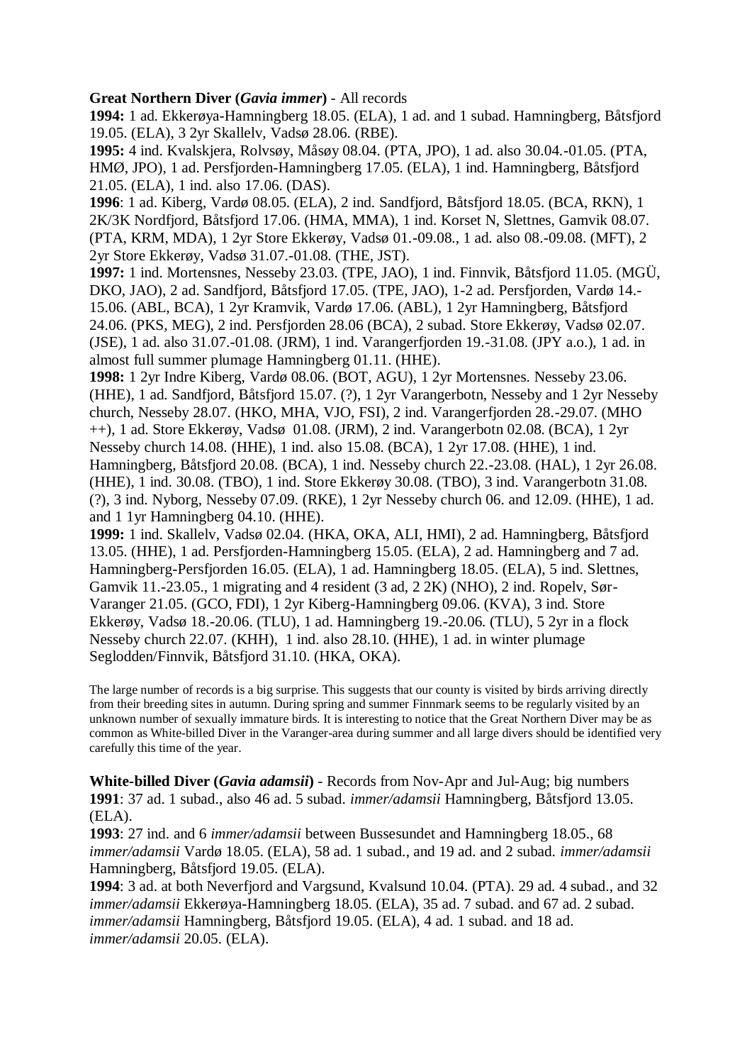**Great Northern Diver (*Gavia immer*)** - All records

**1994:** 1 ad. Ekkerøya-Hamningberg 18.05. (ELA), 1 ad. and 1 subad. Hamningberg, Båtsfjord 19.05. (ELA), 3 2yr Skallelv, Vadsø 28.06. (RBE).

**1995:** 4 ind. Kvalskjera, Rolvsøy, Måsøy 08.04. (PTA, JPO), 1 ad. also 30.04.-01.05. (PTA, HMØ, JPO), 1 ad. Persfjorden-Hamningberg 17.05. (ELA), 1 ind. Hamningberg, Båtsfjord 21.05. (ELA), 1 ind. also 17.06. (DAS).

**1996**: 1 ad. Kiberg, Vardø 08.05. (ELA), 2 ind. Sandfjord, Båtsfjord 18.05. (BCA, RKN), 1 2K/3K Nordfjord, Båtsfjord 17.06. (HMA, MMA), 1 ind. Korset N, Slettnes, Gamvik 08.07. (PTA, KRM, MDA), 1 2yr Store Ekkerøy, Vadsø 01.-09.08., 1 ad. also 08.-09.08. (MFT), 2 2yr Store Ekkerøy, Vadsø 31.07.-01.08. (THE, JST).

**1997:** 1 ind. Mortensnes, Nesseby 23.03. (TPE, JAO), 1 ind. Finnvik, Båtsfjord 11.05. (MGÜ, DKO, JAO), 2 ad. Sandfjord, Båtsfjord 17.05. (TPE, JAO), 1-2 ad. Persfjorden, Vardø 14.-15.06. (ABL, BCA), 1 2yr Kramvik, Vardø 17.06. (ABL), 1 2yr Hamningberg, Båtsfjord 24.06. (PKS, MEG), 2 ind. Persfjorden 28.06 (BCA), 2 subad. Store Ekkerøy, Vadsø 02.07. (JSE), 1 ad. also 31.07.-01.08. (JRM), 1 ind. Varangerfjorden 19.-31.08. (JPY a.o.), 1 ad. in almost full summer plumage Hamningberg 01.11. (HHE).

**1998:** 1 2yr Indre Kiberg, Vardø 08.06. (BOT, AGU), 1 2yr Mortensnes. Nesseby 23.06. (HHE), 1 ad. Sandfjord, Båtsfjord 15.07. (?), 1 2yr Varangerbotn, Nesseby and 1 2yr Nesseby church, Nesseby 28.07. (HKO, MHA, VJO, FSI), 2 ind. Varangerfjorden 28.-29.07. (MHO ++), 1 ad. Store Ekkerøy, Vadsø 01.08. (JRM), 2 ind. Varangerbotn 02.08. (BCA), 1 2yr Nesseby church 14.08. (HHE), 1 ind. also 15.08. (BCA), 1 2yr 17.08. (HHE), 1 ind. Hamningberg, Båtsfjord 20.08. (BCA), 1 ind. Nesseby church 22.-23.08. (HAL), 1 2yr 26.08. (HHE), 1 ind. 30.08. (TBO), 1 ind. Store Ekkerøy 30.08. (TBO), 3 ind. Varangerbotn 31.08. (?), 3 ind. Nyborg, Nesseby 07.09. (RKE), 1 2yr Nesseby church 06. and 12.09. (HHE), 1 ad. and 1 1yr Hamningberg 04.10. (HHE).

**1999:** 1 ind. Skallelv, Vadsø 02.04. (HKA, OKA, ALI, HMI), 2 ad. Hamningberg, Båtsfjord 13.05. (HHE), 1 ad. Persfjorden-Hamningberg 15.05. (ELA), 2 ad. Hamningberg and 7 ad. Hamningberg-Persfjorden 16.05. (ELA), 1 ad. Hamningberg 18.05. (ELA), 5 ind. Slettnes, Gamvik 11.-23.05., 1 migrating and 4 resident (3 ad, 2 2K) (NHO), 2 ind. Ropelv, Sør-Varanger 21.05. (GCO, FDI), 1 2yr Kiberg-Hamningberg 09.06. (KVA), 3 ind. Store Ekkerøy, Vadsø 18.-20.06. (TLU), 1 ad. Hamningberg 19.-20.06. (TLU), 5 2yr in a flock Nesseby church 22.07. (KHH), 1 ind. also 28.10. (HHE), 1 ad. in winter plumage Seglodden/Finnvik, Båtsfjord 31.10. (HKA, OKA).

The large number of records is a big surprise. This suggests that our county is visited by birds arriving directly from their breeding sites in autumn. During spring and summer Finnmark seems to be regularly visited by an unknown number of sexually immature birds. It is interesting to notice that the Great Northern Diver may be as common as White-billed Diver in the Varanger-area during summer and all large divers should be identified very carefully this time of the year.

**White-billed Diver (*Gavia adamsii*)** - Records from Nov-Apr and Jul-Aug; big numbers

**1991**: 37 ad. 1 subad., also 46 ad. 5 subad. *immer/adamsii* Hamningberg, Båtsfjord 13.05. (ELA).

**1993**: 27 ind. and 6 *immer/adamsii* between Bussesundet and Hamningberg 18.05., 68 *immer/adamsii* Vardø 18.05. (ELA), 58 ad. 1 subad., and 19 ad. and 2 subad. *immer/adamsii* Hamningberg, Båtsfjord 19.05. (ELA).

**1994**: 3 ad. at both Neverfjord and Vargsund, Kvalsund 10.04. (PTA). 29 ad. 4 subad., and 32 *immer/adamsii* Ekkerøya-Hamningberg 18.05. (ELA), 35 ad. 7 subad. and 67 ad. 2 subad. *immer/adamsii* Hamningberg, Båtsfjord 19.05. (ELA), 4 ad. 1 subad. and 18 ad. *immer/adamsii* 20.05. (ELA).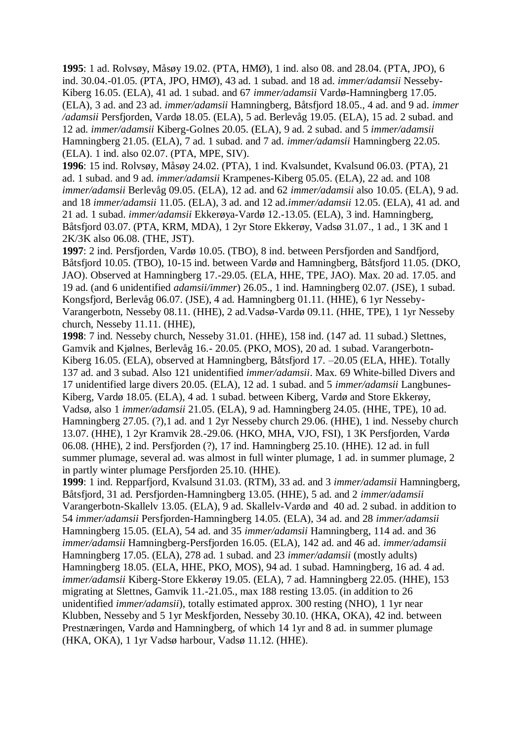**1995**: 1 ad. Rolvsøy, Måsøy 19.02. (PTA, HMØ), 1 ind. also 08. and 28.04. (PTA, JPO), 6 ind. 30.04.-01.05. (PTA, JPO, HMØ), 43 ad. 1 subad. and 18 ad. *immer/adamsii* Nesseby-Kiberg 16.05. (ELA), 41 ad. 1 subad. and 67 *immer/adamsii* Vardø-Hamningberg 17.05. (ELA), 3 ad. and 23 ad. *immer/adamsii* Hamningberg, Båtsfjord 18.05., 4 ad. and 9 ad. *immer /adamsii* Persfjorden, Vardø 18.05. (ELA), 5 ad. Berlevåg 19.05. (ELA), 15 ad. 2 subad. and 12 ad. *immer/adamsii* Kiberg-Golnes 20.05. (ELA), 9 ad. 2 subad. and 5 *immer/adamsii* Hamningberg 21.05. (ELA), 7 ad. 1 subad. and 7 ad. *immer/adamsii* Hamningberg 22.05. (ELA). 1 ind. also 02.07. (PTA, MPE, SIV).

**1996**: 15 ind. Rolvsøy, Måsøy 24.02. (PTA), 1 ind. Kvalsundet, Kvalsund 06.03. (PTA), 21 ad. 1 subad. and 9 ad. *immer/adamsii* Krampenes-Kiberg 05.05. (ELA), 22 ad. and 108 *immer/adamsii* Berlevåg 09.05. (ELA), 12 ad. and 62 *immer/adamsii* also 10.05. (ELA), 9 ad. and 18 *immer/adamsii* 11.05. (ELA), 3 ad. and 12 ad.*immer/adamsii* 12.05. (ELA), 41 ad. and 21 ad. 1 subad. *immer/adamsii* Ekkerøya-Vardø 12.-13.05. (ELA), 3 ind. Hamningberg, Båtsfjord 03.07. (PTA, KRM, MDA), 1 2yr Store Ekkerøy, Vadsø 31.07., 1 ad., 1 3K and 1 2K/3K also 06.08. (THE, JST).

**1997**: 2 ind. Persfjorden, Vardø 10.05. (TBO), 8 ind. between Persfjorden and Sandfjord, Båtsfjord 10.05. (TBO), 10-15 ind. between Vardø and Hamningberg, Båtsfjord 11.05. (DKO, JAO). Observed at Hamningberg 17.-29.05. (ELA, HHE, TPE, JAO). Max. 20 ad. 17.05. and 19 ad. (and 6 unidentified *adamsii/immer*) 26.05., 1 ind. Hamningberg 02.07. (JSE), 1 subad. Kongsfjord, Berlevåg 06.07. (JSE), 4 ad. Hamningberg 01.11. (HHE), 6 1yr Nesseby-Varangerbotn, Nesseby 08.11. (HHE), 2 ad.Vadsø-Vardø 09.11. (HHE, TPE), 1 1yr Nesseby church, Nesseby 11.11. (HHE),

**1998**: 7 ind. Nesseby church, Nesseby 31.01. (HHE), 158 ind. (147 ad. 11 subad.) Slettnes, Gamvik and Kjølnes, Berlevåg 16.- 20.05. (PKO, MOS), 20 ad. 1 subad. Varangerbotn-Kiberg 16.05. (ELA), observed at Hamningberg, Båtsfjord 17. –20.05 (ELA, HHE). Totally 137 ad. and 3 subad. Also 121 unidentified *immer/adamsii*. Max. 69 White-billed Divers and 17 unidentified large divers 20.05. (ELA), 12 ad. 1 subad. and 5 *immer/adamsii* Langbunes-Kiberg, Vardø 18.05. (ELA), 4 ad. 1 subad. between Kiberg, Vardø and Store Ekkerøy, Vadsø, also 1 *immer/adamsii* 21.05. (ELA), 9 ad. Hamningberg 24.05. (HHE, TPE), 10 ad. Hamningberg 27.05. (?),1 ad. and 1 2yr Nesseby church 29.06. (HHE), 1 ind. Nesseby church 13.07. (HHE), 1 2yr Kramvik 28.-29.06. (HKO, MHA, VJO, FSI), 1 3K Persfjorden, Vardø 06.08. (HHE), 2 ind. Persfjorden (?), 17 ind. Hamningberg 25.10. (HHE). 12 ad. in full summer plumage, several ad. was almost in full winter plumage, 1 ad. in summer plumage, 2 in partly winter plumage Persfjorden 25.10. (HHE).

**1999**: 1 ind. Repparfjord, Kvalsund 31.03. (RTM), 33 ad. and 3 *immer/adamsii* Hamningberg, Båtsfjord, 31 ad. Persfjorden-Hamningberg 13.05. (HHE), 5 ad. and 2 *immer/adamsii* Varangerbotn-Skallelv 13.05. (ELA), 9 ad. Skallelv-Vardø and 40 ad. 2 subad. in addition to 54 *immer/adamsii* Persfjorden-Hamningberg 14.05. (ELA), 34 ad. and 28 *immer/adamsii* Hamningberg 15.05. (ELA), 54 ad. and 35 *immer/adamsii* Hamningberg, 114 ad. and 36 *immer/adamsii* Hamningberg-Persfjorden 16.05. (ELA), 142 ad. and 46 ad. *immer/adamsii* Hamningberg 17.05. (ELA), 278 ad. 1 subad. and 23 *immer/adamsii* (mostly adults) Hamningberg 18.05. (ELA, HHE, PKO, MOS), 94 ad. 1 subad. Hamningberg, 16 ad. 4 ad. *immer/adamsii* Kiberg-Store Ekkerøy 19.05. (ELA), 7 ad. Hamningberg 22.05. (HHE), 153 migrating at Slettnes, Gamvik 11.-21.05., max 188 resting 13.05. (in addition to 26 unidentified *immer/adamsii*), totally estimated approx. 300 resting (NHO), 1 1yr near Klubben, Nesseby and 5 1yr Meskfjorden, Nesseby 30.10. (HKA, OKA), 42 ind. between Prestnæringen, Vardø and Hamningberg, of which 14 1yr and 8 ad. in summer plumage (HKA, OKA), 1 1yr Vadsø harbour, Vadsø 11.12. (HHE).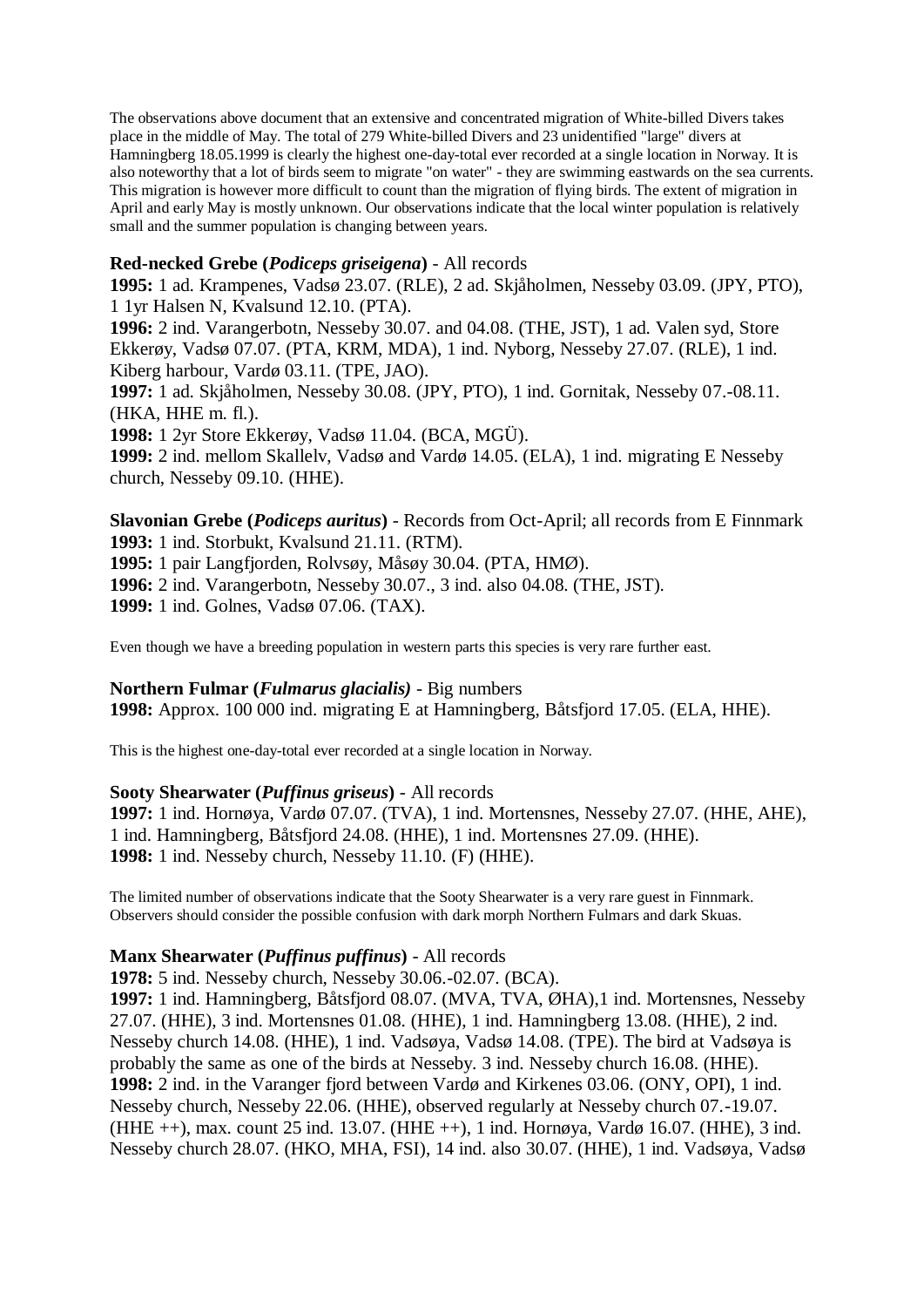The observations above document that an extensive and concentrated migration of White-billed Divers takes place in the middle of May. The total of 279 White-billed Divers and 23 unidentified "large" divers at Hamningberg 18.05.1999 is clearly the highest one-day-total ever recorded at a single location in Norway. It is also noteworthy that a lot of birds seem to migrate "on water" - they are swimming eastwards on the sea currents. This migration is however more difficult to count than the migration of flying birds. The extent of migration in April and early May is mostly unknown. Our observations indicate that the local winter population is relatively small and the summer population is changing between years.

**Red-necked Grebe (*Podiceps griseigena*)** - All records

**1995:** 1 ad. Krampenes, Vadsø 23.07. (RLE), 2 ad. Skjåholmen, Nesseby 03.09. (JPY, PTO), 1 1yr Halsen N, Kvalsund 12.10. (PTA).

**1996:** 2 ind. Varangerbotn, Nesseby 30.07. and 04.08. (THE, JST), 1 ad. Valen syd, Store Ekkerøy, Vadsø 07.07. (PTA, KRM, MDA), 1 ind. Nyborg, Nesseby 27.07. (RLE), 1 ind. Kiberg harbour, Vardø 03.11. (TPE, JAO).

**1997:** 1 ad. Skjåholmen, Nesseby 30.08. (JPY, PTO), 1 ind. Gornitak, Nesseby 07.-08.11. (HKA, HHE m. fl.).

**1998:** 1 2yr Store Ekkerøy, Vadsø 11.04. (BCA, MGÜ).

**1999:** 2 ind. mellom Skallelv, Vadsø and Vardø 14.05. (ELA), 1 ind. migrating E Nesseby church, Nesseby 09.10. (HHE).

**Slavonian Grebe (*Podiceps auritus*)** - Records from Oct-April; all records from E Finnmark

**1993:** 1 ind. Storbukt, Kvalsund 21.11. (RTM).

**1995:** 1 pair Langfjorden, Rolvsøy, Måsøy 30.04. (PTA, HMØ).

**1996:** 2 ind. Varangerbotn, Nesseby 30.07., 3 ind. also 04.08. (THE, JST).

**1999:** 1 ind. Golnes, Vadsø 07.06. (TAX).

Even though we have a breeding population in western parts this species is very rare further east.

**Northern Fulmar (*Fulmarus glacialis)*** - Big numbers

**1998:** Approx. 100 000 ind. migrating E at Hamningberg, Båtsfjord 17.05. (ELA, HHE).

This is the highest one-day-total ever recorded at a single location in Norway.

**Sooty Shearwater (*Puffinus griseus*)** - All records

**1997:** 1 ind. Hornøya, Vardø 07.07. (TVA), 1 ind. Mortensnes, Nesseby 27.07. (HHE, AHE), 1 ind. Hamningberg, Båtsfjord 24.08. (HHE), 1 ind. Mortensnes 27.09. (HHE).

**1998:** 1 ind. Nesseby church, Nesseby 11.10. (F) (HHE).

The limited number of observations indicate that the Sooty Shearwater is a very rare guest in Finnmark. Observers should consider the possible confusion with dark morph Northern Fulmars and dark Skuas.

**Manx Shearwater (*Puffinus puffinus*)** - All records

**1978:** 5 ind. Nesseby church, Nesseby 30.06.-02.07. (BCA).

**1997:** 1 ind. Hamningberg, Båtsfjord 08.07. (MVA, TVA, ØHA),1 ind. Mortensnes, Nesseby 27.07. (HHE), 3 ind. Mortensnes 01.08. (HHE), 1 ind. Hamningberg 13.08. (HHE), 2 ind. Nesseby church 14.08. (HHE), 1 ind. Vadsøya, Vadsø 14.08. (TPE). The bird at Vadsøya is probably the same as one of the birds at Nesseby. 3 ind. Nesseby church 16.08. (HHE).

**1998:** 2 ind. in the Varanger fjord between Vardø and Kirkenes 03.06. (ONY, OPI), 1 ind. Nesseby church, Nesseby 22.06. (HHE), observed regularly at Nesseby church 07.-19.07. (HHE ++), max. count 25 ind. 13.07. (HHE ++), 1 ind. Hornøya, Vardø 16.07. (HHE), 3 ind. Nesseby church 28.07. (HKO, MHA, FSI), 14 ind. also 30.07. (HHE), 1 ind. Vadsøya, Vadsø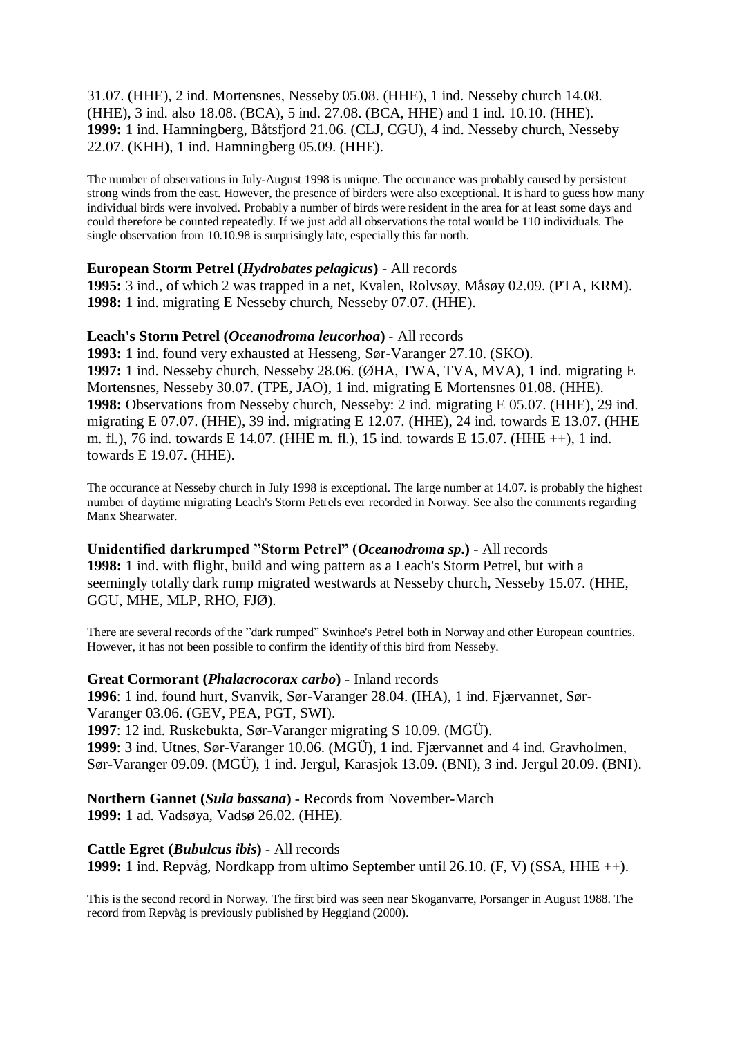31.07. (HHE), 2 ind. Mortensnes, Nesseby 05.08. (HHE), 1 ind. Nesseby church 14.08. (HHE), 3 ind. also 18.08. (BCA), 5 ind. 27.08. (BCA, HHE) and 1 ind. 10.10. (HHE).
**1999:** 1 ind. Hamningberg, Båtsfjord 21.06. (CLJ, CGU), 4 ind. Nesseby church, Nesseby 22.07. (KHH), 1 ind. Hamningberg 05.09. (HHE).

The number of observations in July-August 1998 is unique. The occurance was probably caused by persistent strong winds from the east. However, the presence of birders were also exceptional. It is hard to guess how many individual birds were involved. Probably a number of birds were resident in the area for at least some days and could therefore be counted repeatedly. If we just add all observations the total would be 110 individuals. The single observation from 10.10.98 is surprisingly late, especially this far north.

**European Storm Petrel (*Hydrobates pelagicus*)** - All records
**1995:** 3 ind., of which 2 was trapped in a net, Kvalen, Rolvsøy, Måsøy 02.09. (PTA, KRM).
**1998:** 1 ind. migrating E Nesseby church, Nesseby 07.07. (HHE).

**Leach's Storm Petrel (*Oceanodroma leucorhoa*)** - All records
**1993:** 1 ind. found very exhausted at Hesseng, Sør-Varanger 27.10. (SKO).
**1997:** 1 ind. Nesseby church, Nesseby 28.06. (ØHA, TWA, TVA, MVA), 1 ind. migrating E Mortensnes, Nesseby 30.07. (TPE, JAO), 1 ind. migrating E Mortensnes 01.08. (HHE).
**1998:** Observations from Nesseby church, Nesseby: 2 ind. migrating E 05.07. (HHE), 29 ind. migrating E 07.07. (HHE), 39 ind. migrating E 12.07. (HHE), 24 ind. towards E 13.07. (HHE m. fl.), 76 ind. towards E 14.07. (HHE m. fl.), 15 ind. towards E 15.07. (HHE ++), 1 ind. towards E 19.07. (HHE).

The occurance at Nesseby church in July 1998 is exceptional. The large number at 14.07. is probably the highest number of daytime migrating Leach's Storm Petrels ever recorded in Norway. See also the comments regarding Manx Shearwater.

**Unidentified darkrumped "Storm Petrel" (*Oceanodroma sp.*)** - All records
**1998:** 1 ind. with flight, build and wing pattern as a Leach's Storm Petrel, but with a seemingly totally dark rump migrated westwards at Nesseby church, Nesseby 15.07. (HHE, GGU, MHE, MLP, RHO, FJØ).

There are several records of the "dark rumped" Swinhoe's Petrel both in Norway and other European countries. However, it has not been possible to confirm the identify of this bird from Nesseby.

**Great Cormorant (*Phalacrocorax carbo*)** - Inland records
**1996**: 1 ind. found hurt, Svanvik, Sør-Varanger 28.04. (IHA), 1 ind. Fjærvannet, Sør-Varanger 03.06. (GEV, PEA, PGT, SWI).
**1997**: 12 ind. Ruskebukta, Sør-Varanger migrating S 10.09. (MGÜ).
**1999**: 3 ind. Utnes, Sør-Varanger 10.06. (MGÜ), 1 ind. Fjærvannet and 4 ind. Gravholmen, Sør-Varanger 09.09. (MGÜ), 1 ind. Jergul, Karasjok 13.09. (BNI), 3 ind. Jergul 20.09. (BNI).

**Northern Gannet (*Sula bassana*)** - Records from November-March
**1999:** 1 ad. Vadsøya, Vadsø 26.02. (HHE).

**Cattle Egret (*Bubulcus ibis*)** - All records
**1999:** 1 ind. Repvåg, Nordkapp from ultimo September until 26.10. (F, V) (SSA, HHE ++).

This is the second record in Norway. The first bird was seen near Skoganvarre, Porsanger in August 1988. The record from Repvåg is previously published by Heggland (2000).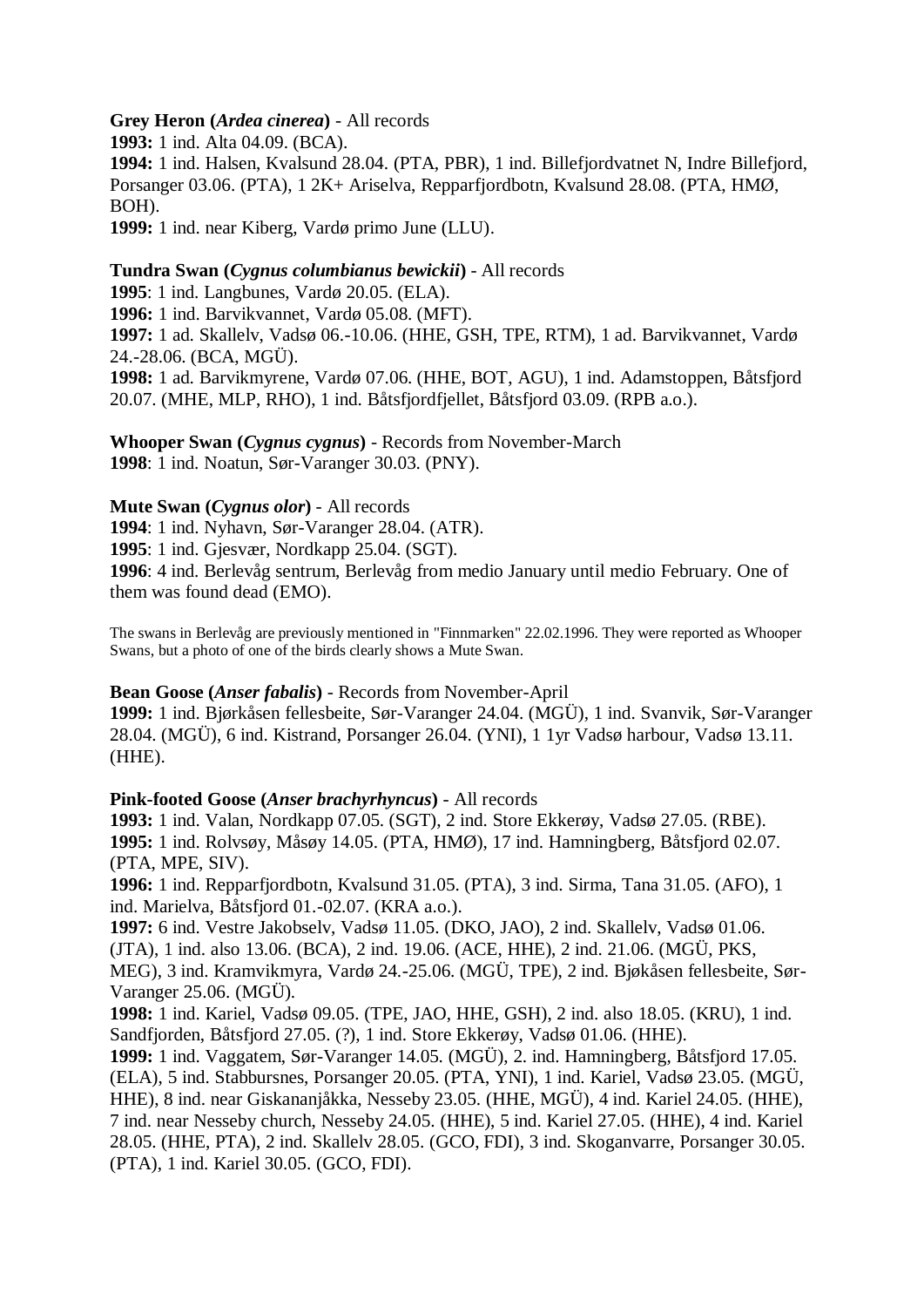**Grey Heron (*Ardea cinerea*)** - All records
**1993:** 1 ind. Alta 04.09. (BCA).
**1994:** 1 ind. Halsen, Kvalsund 28.04. (PTA, PBR), 1 ind. Billefjordvatnet N, Indre Billefjord, Porsanger 03.06. (PTA), 1 2K+ Ariselva, Repparfjordbotn, Kvalsund 28.08. (PTA, HMØ, BOH).
**1999:** 1 ind. near Kiberg, Vardø primo June (LLU).

**Tundra Swan (*Cygnus columbianus bewickii*)** - All records
**1995**: 1 ind. Langbunes, Vardø 20.05. (ELA).
**1996:** 1 ind. Barvikvannet, Vardø 05.08. (MFT).
**1997:** 1 ad. Skallelv, Vadsø 06.-10.06. (HHE, GSH, TPE, RTM), 1 ad. Barvikvannet, Vardø 24.-28.06. (BCA, MGÜ).
**1998:** 1 ad. Barvikmyrene, Vardø 07.06. (HHE, BOT, AGU), 1 ind. Adamstoppen, Båtsfjord 20.07. (MHE, MLP, RHO), 1 ind. Båtsfjordfjellet, Båtsfjord 03.09. (RPB a.o.).

**Whooper Swan (*Cygnus cygnus*)** - Records from November-March
**1998**: 1 ind. Noatun, Sør-Varanger 30.03. (PNY).

**Mute Swan (*Cygnus olor*)** - All records
**1994**: 1 ind. Nyhavn, Sør-Varanger 28.04. (ATR).
**1995**: 1 ind. Gjesvær, Nordkapp 25.04. (SGT).
**1996**: 4 ind. Berlevåg sentrum, Berlevåg from medio January until medio February. One of them was found dead (EMO).

The swans in Berlevåg are previously mentioned in "Finnmarken" 22.02.1996. They were reported as Whooper Swans, but a photo of one of the birds clearly shows a Mute Swan.

**Bean Goose (*Anser fabalis*)** - Records from November-April
**1999:** 1 ind. Bjørkåsen fellesbeite, Sør-Varanger 24.04. (MGÜ), 1 ind. Svanvik, Sør-Varanger 28.04. (MGÜ), 6 ind. Kistrand, Porsanger 26.04. (YNI), 1 1yr Vadsø harbour, Vadsø 13.11. (HHE).

**Pink-footed Goose (*Anser brachyrhyncus*)** - All records
**1993:** 1 ind. Valan, Nordkapp 07.05. (SGT), 2 ind. Store Ekkerøy, Vadsø 27.05. (RBE).
**1995:** 1 ind. Rolvsøy, Måsøy 14.05. (PTA, HMØ), 17 ind. Hamningberg, Båtsfjord 02.07. (PTA, MPE, SIV).
**1996:** 1 ind. Repparfjordbotn, Kvalsund 31.05. (PTA), 3 ind. Sirma, Tana 31.05. (AFO), 1 ind. Marielva, Båtsfjord 01.-02.07. (KRA a.o.).
**1997:** 6 ind. Vestre Jakobselv, Vadsø 11.05. (DKO, JAO), 2 ind. Skallelv, Vadsø 01.06. (JTA), 1 ind. also 13.06. (BCA), 2 ind. 19.06. (ACE, HHE), 2 ind. 21.06. (MGÜ, PKS, MEG), 3 ind. Kramvikmyra, Vardø 24.-25.06. (MGÜ, TPE), 2 ind. Bjøkåsen fellesbeite, Sør-Varanger 25.06. (MGÜ).
**1998:** 1 ind. Kariel, Vadsø 09.05. (TPE, JAO, HHE, GSH), 2 ind. also 18.05. (KRU), 1 ind. Sandfjorden, Båtsfjord 27.05. (?), 1 ind. Store Ekkerøy, Vadsø 01.06. (HHE).
**1999:** 1 ind. Vaggatem, Sør-Varanger 14.05. (MGÜ), 2. ind. Hamningberg, Båtsfjord 17.05. (ELA), 5 ind. Stabbursnes, Porsanger 20.05. (PTA, YNI), 1 ind. Kariel, Vadsø 23.05. (MGÜ, HHE), 8 ind. near Giskananjåkka, Nesseby 23.05. (HHE, MGÜ), 4 ind. Kariel 24.05. (HHE), 7 ind. near Nesseby church, Nesseby 24.05. (HHE), 5 ind. Kariel 27.05. (HHE), 4 ind. Kariel 28.05. (HHE, PTA), 2 ind. Skallelv 28.05. (GCO, FDI), 3 ind. Skoganvarre, Porsanger 30.05. (PTA), 1 ind. Kariel 30.05. (GCO, FDI).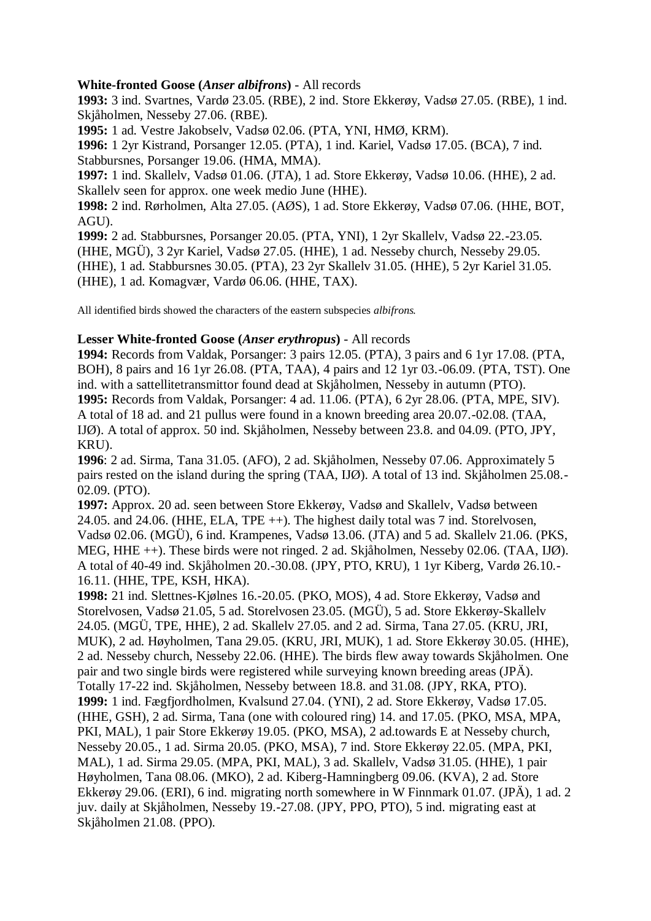**White-fronted Goose (*Anser albifrons*)** - All records

**1993:** 3 ind. Svartnes, Vardø 23.05. (RBE), 2 ind. Store Ekkerøy, Vadsø 27.05. (RBE), 1 ind. Skjåholmen, Nesseby 27.06. (RBE).

**1995:** 1 ad. Vestre Jakobselv, Vadsø 02.06. (PTA, YNI, HMØ, KRM).

**1996:** 1 2yr Kistrand, Porsanger 12.05. (PTA), 1 ind. Kariel, Vadsø 17.05. (BCA), 7 ind. Stabbursnes, Porsanger 19.06. (HMA, MMA).

**1997:** 1 ind. Skallelv, Vadsø 01.06. (JTA), 1 ad. Store Ekkerøy, Vadsø 10.06. (HHE), 2 ad. Skallelv seen for approx. one week medio June (HHE).

**1998:** 2 ind. Rørholmen, Alta 27.05. (AØS), 1 ad. Store Ekkerøy, Vadsø 07.06. (HHE, BOT, AGU).

**1999:** 2 ad. Stabbursnes, Porsanger 20.05. (PTA, YNI), 1 2yr Skallelv, Vadsø 22.-23.05. (HHE, MGÜ), 3 2yr Kariel, Vadsø 27.05. (HHE), 1 ad. Nesseby church, Nesseby 29.05. (HHE), 1 ad. Stabbursnes 30.05. (PTA), 23 2yr Skallelv 31.05. (HHE), 5 2yr Kariel 31.05. (HHE), 1 ad. Komagvær, Vardø 06.06. (HHE, TAX).

All identified birds showed the characters of the eastern subspecies *albifrons*.

**Lesser White-fronted Goose (*Anser erythropus*)** - All records

**1994:** Records from Valdak, Porsanger: 3 pairs 12.05. (PTA), 3 pairs and 6 1yr 17.08. (PTA, BOH), 8 pairs and 16 1yr 26.08. (PTA, TAA), 4 pairs and 12 1yr 03.-06.09. (PTA, TST). One ind. with a sattellitetransmittor found dead at Skjåholmen, Nesseby in autumn (PTO).

**1995:** Records from Valdak, Porsanger: 4 ad. 11.06. (PTA), 6 2yr 28.06. (PTA, MPE, SIV). A total of 18 ad. and 21 pullus were found in a known breeding area 20.07.-02.08. (TAA, IJØ). A total of approx. 50 ind. Skjåholmen, Nesseby between 23.8. and 04.09. (PTO, JPY, KRU).

**1996**: 2 ad. Sirma, Tana 31.05. (AFO), 2 ad. Skjåholmen, Nesseby 07.06. Approximately 5 pairs rested on the island during the spring (TAA, IJØ). A total of 13 ind. Skjåholmen 25.08.-02.09. (PTO).

**1997:** Approx. 20 ad. seen between Store Ekkerøy, Vadsø and Skallelv, Vadsø between 24.05. and 24.06. (HHE, ELA, TPE ++). The highest daily total was 7 ind. Storelvosen, Vadsø 02.06. (MGÜ), 6 ind. Krampenes, Vadsø 13.06. (JTA) and 5 ad. Skallelv 21.06. (PKS, MEG, HHE ++). These birds were not ringed. 2 ad. Skjåholmen, Nesseby 02.06. (TAA, IJØ). A total of 40-49 ind. Skjåholmen 20.-30.08. (JPY, PTO, KRU), 1 1yr Kiberg, Vardø 26.10.-16.11. (HHE, TPE, KSH, HKA).

**1998:** 21 ind. Slettnes-Kjølnes 16.-20.05. (PKO, MOS), 4 ad. Store Ekkerøy, Vadsø and Storelvosen, Vadsø 21.05, 5 ad. Storelvosen 23.05. (MGÜ), 5 ad. Store Ekkerøy-Skallelv 24.05. (MGÜ, TPE, HHE), 2 ad. Skallelv 27.05. and 2 ad. Sirma, Tana 27.05. (KRU, JRI, MUK), 2 ad. Høyholmen, Tana 29.05. (KRU, JRI, MUK), 1 ad. Store Ekkerøy 30.05. (HHE), 2 ad. Nesseby church, Nesseby 22.06. (HHE). The birds flew away towards Skjåholmen. One pair and two single birds were registered while surveying known breeding areas (JPÄ). Totally 17-22 ind. Skjåholmen, Nesseby between 18.8. and 31.08. (JPY, RKA, PTO).

**1999:** 1 ind. Fægfjordholmen, Kvalsund 27.04. (YNI), 2 ad. Store Ekkerøy, Vadsø 17.05. (HHE, GSH), 2 ad. Sirma, Tana (one with coloured ring) 14. and 17.05. (PKO, MSA, MPA, PKI, MAL), 1 pair Store Ekkerøy 19.05. (PKO, MSA), 2 ad.towards E at Nesseby church, Nesseby 20.05., 1 ad. Sirma 20.05. (PKO, MSA), 7 ind. Store Ekkerøy 22.05. (MPA, PKI, MAL), 1 ad. Sirma 29.05. (MPA, PKI, MAL), 3 ad. Skallelv, Vadsø 31.05. (HHE), 1 pair Høyholmen, Tana 08.06. (MKO), 2 ad. Kiberg-Hamningberg 09.06. (KVA), 2 ad. Store Ekkerøy 29.06. (ERI), 6 ind. migrating north somewhere in W Finnmark 01.07. (JPÄ), 1 ad. 2 juv. daily at Skjåholmen, Nesseby 19.-27.08. (JPY, PPO, PTO), 5 ind. migrating east at Skjåholmen 21.08. (PPO).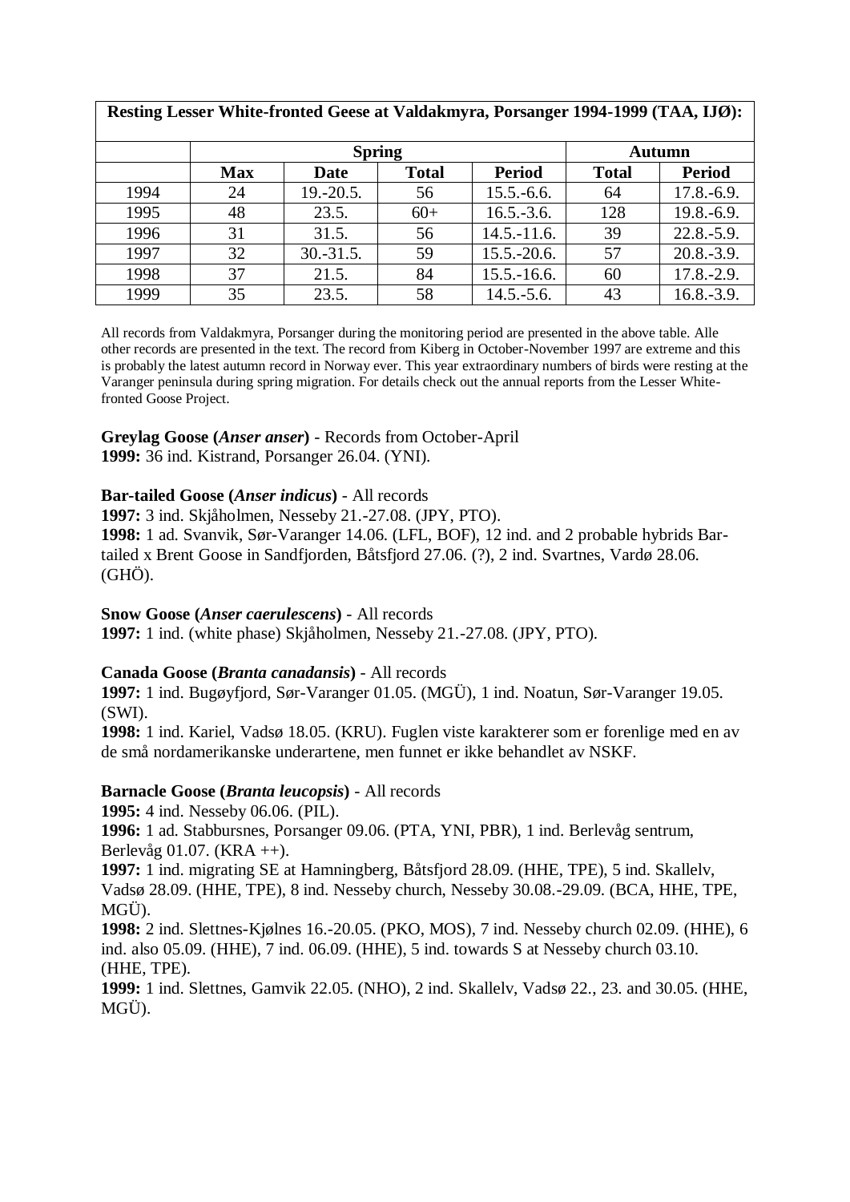| Resting Lesser White-fronted Geese at Valdakmyra, Porsanger 1994-1999 (TAA, IJØ): | | | | | | |
|---|---|---|---|---|---|---|
| | Spring | | | | Autumn | |
| | Max | Date | Total | Period | Total | Period |
| 1994 | 24 | 19.-20.5. | 56 | 15.5.-6.6. | 64 | 17.8.-6.9. |
| 1995 | 48 | 23.5. | 60+ | 16.5.-3.6. | 128 | 19.8.-6.9. |
| 1996 | 31 | 31.5. | 56 | 14.5.-11.6. | 39 | 22.8.-5.9. |
| 1997 | 32 | 30.-31.5. | 59 | 15.5.-20.6. | 57 | 20.8.-3.9. |
| 1998 | 37 | 21.5. | 84 | 15.5.-16.6. | 60 | 17.8.-2.9. |
| 1999 | 35 | 23.5. | 58 | 14.5.-5.6. | 43 | 16.8.-3.9. |

All records from Valdakmyra, Porsanger during the monitoring period are presented in the above table. Alle other records are presented in the text. The record from Kiberg in October-November 1997 are extreme and this is probably the latest autumn record in Norway ever. This year extraordinary numbers of birds were resting at the Varanger peninsula during spring migration. For details check out the annual reports from the Lesser White-fronted Goose Project.

**Greylag Goose (*Anser anser*)** - Records from October-April
**1999:** 36 ind. Kistrand, Porsanger 26.04. (YNI).

**Bar-tailed Goose (*Anser indicus*)** - All records
**1997:** 3 ind. Skjåholmen, Nesseby 21.-27.08. (JPY, PTO).
**1998:** 1 ad. Svanvik, Sør-Varanger 14.06. (LFL, BOF), 12 ind. and 2 probable hybrids Bar-tailed x Brent Goose in Sandfjorden, Båtsfjord 27.06. (?), 2 ind. Svartnes, Vardø 28.06. (GHÖ).

**Snow Goose (*Anser caerulescens*)** - All records
**1997:** 1 ind. (white phase) Skjåholmen, Nesseby 21.-27.08. (JPY, PTO).

**Canada Goose (*Branta canadansis*)** - All records
**1997:** 1 ind. Bugøyfjord, Sør-Varanger 01.05. (MGÜ), 1 ind. Noatun, Sør-Varanger 19.05. (SWI).
**1998:** 1 ind. Kariel, Vadsø 18.05. (KRU). Fuglen viste karakterer som er forenlige med en av de små nordamerikanske underartene, men funnet er ikke behandlet av NSKF.

**Barnacle Goose (*Branta leucopsis*)** - All records
**1995:** 4 ind. Nesseby 06.06. (PIL).
**1996:** 1 ad. Stabbursnes, Porsanger 09.06. (PTA, YNI, PBR), 1 ind. Berlevåg sentrum, Berlevåg 01.07. (KRA ++).
**1997:** 1 ind. migrating SE at Hamningberg, Båtsfjord 28.09. (HHE, TPE), 5 ind. Skallelv, Vadsø 28.09. (HHE, TPE), 8 ind. Nesseby church, Nesseby 30.08.-29.09. (BCA, HHE, TPE, MGÜ).
**1998:** 2 ind. Slettnes-Kjølnes 16.-20.05. (PKO, MOS), 7 ind. Nesseby church 02.09. (HHE), 6 ind. also 05.09. (HHE), 7 ind. 06.09. (HHE), 5 ind. towards S at Nesseby church 03.10. (HHE, TPE).
**1999:** 1 ind. Slettnes, Gamvik 22.05. (NHO), 2 ind. Skallelv, Vadsø 22., 23. and 30.05. (HHE, MGÜ).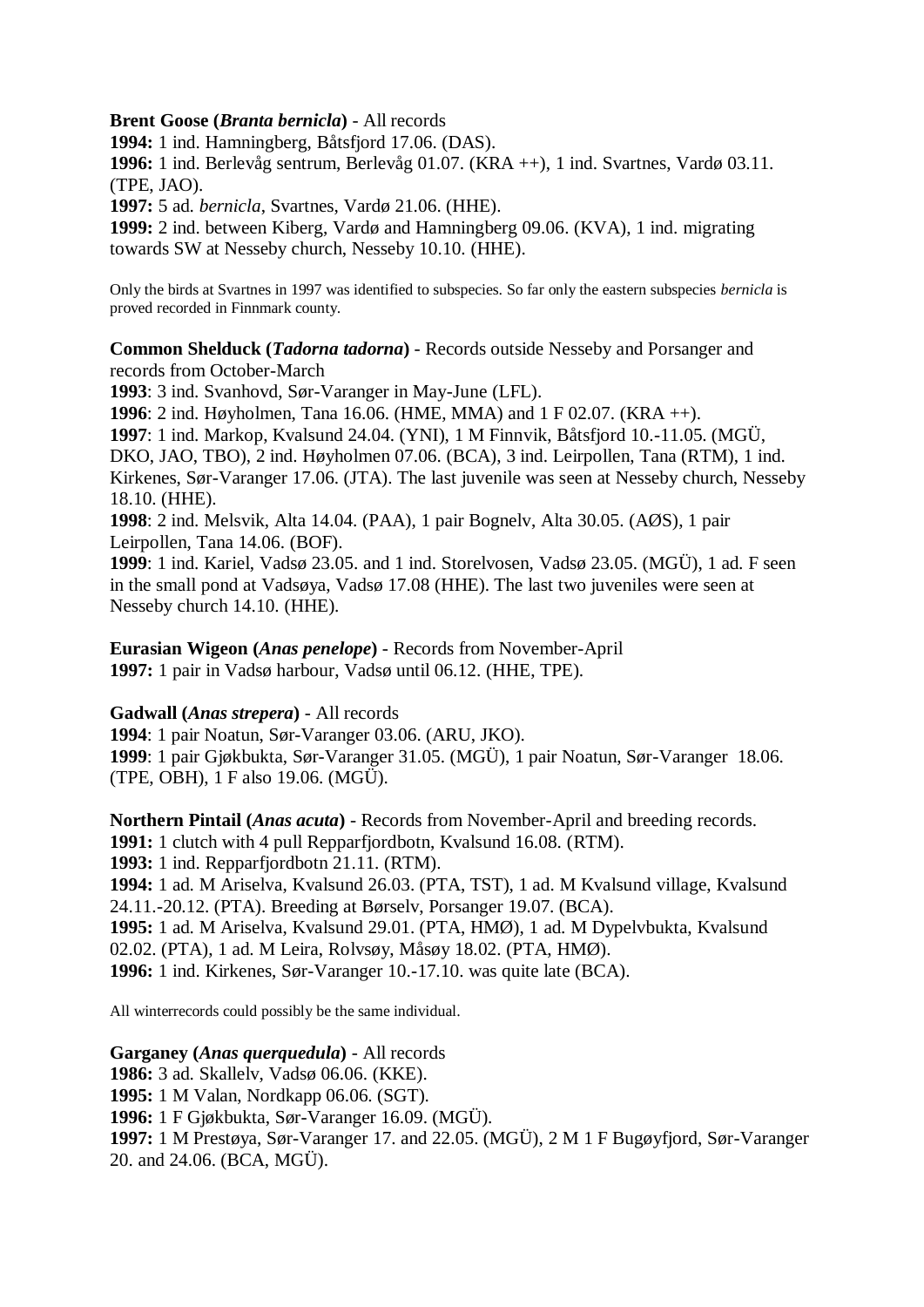**Brent Goose (*Branta bernicla*)** - All records
**1994:** 1 ind. Hamningberg, Båtsfjord 17.06. (DAS).
**1996:** 1 ind. Berlevåg sentrum, Berlevåg 01.07. (KRA ++), 1 ind. Svartnes, Vardø 03.11. (TPE, JAO).
**1997:** 5 ad. *bernicla*, Svartnes, Vardø 21.06. (HHE).
**1999:** 2 ind. between Kiberg, Vardø and Hamningberg 09.06. (KVA), 1 ind. migrating towards SW at Nesseby church, Nesseby 10.10. (HHE).

Only the birds at Svartnes in 1997 was identified to subspecies. So far only the eastern subspecies *bernicla* is proved recorded in Finnmark county.

**Common Shelduck (*Tadorna tadorna*)** - Records outside Nesseby and Porsanger and records from October-March
**1993**: 3 ind. Svanhovd, Sør-Varanger in May-June (LFL).
**1996**: 2 ind. Høyholmen, Tana 16.06. (HME, MMA) and 1 F 02.07. (KRA ++).
**1997**: 1 ind. Markop, Kvalsund 24.04. (YNI), 1 M Finnvik, Båtsfjord 10.-11.05. (MGÜ, DKO, JAO, TBO), 2 ind. Høyholmen 07.06. (BCA), 3 ind. Leirpollen, Tana (RTM), 1 ind. Kirkenes, Sør-Varanger 17.06. (JTA). The last juvenile was seen at Nesseby church, Nesseby 18.10. (HHE).
**1998**: 2 ind. Melsvik, Alta 14.04. (PAA), 1 pair Bognelv, Alta 30.05. (AØS), 1 pair Leirpollen, Tana 14.06. (BOF).
**1999**: 1 ind. Kariel, Vadsø 23.05. and 1 ind. Storelvosen, Vadsø 23.05. (MGÜ), 1 ad. F seen in the small pond at Vadsøya, Vadsø 17.08 (HHE). The last two juveniles were seen at Nesseby church 14.10. (HHE).

**Eurasian Wigeon (*Anas penelope*)** - Records from November-April
**1997:** 1 pair in Vadsø harbour, Vadsø until 06.12. (HHE, TPE).

**Gadwall (*Anas strepera*)** - All records
**1994**: 1 pair Noatun, Sør-Varanger 03.06. (ARU, JKO).
**1999**: 1 pair Gjøkbukta, Sør-Varanger 31.05. (MGÜ), 1 pair Noatun, Sør-Varanger 18.06. (TPE, OBH), 1 F also 19.06. (MGÜ).

**Northern Pintail (*Anas acuta*)** - Records from November-April and breeding records.
**1991:** 1 clutch with 4 pull Repparfjordbotn, Kvalsund 16.08. (RTM).
**1993:** 1 ind. Repparfjordbotn 21.11. (RTM).
**1994:** 1 ad. M Ariselva, Kvalsund 26.03. (PTA, TST), 1 ad. M Kvalsund village, Kvalsund 24.11.-20.12. (PTA). Breeding at Børselv, Porsanger 19.07. (BCA).
**1995:** 1 ad. M Ariselva, Kvalsund 29.01. (PTA, HMØ), 1 ad. M Dypelvbukta, Kvalsund 02.02. (PTA), 1 ad. M Leira, Rolvsøy, Måsøy 18.02. (PTA, HMØ).
**1996:** 1 ind. Kirkenes, Sør-Varanger 10.-17.10. was quite late (BCA).

All winterrecords could possibly be the same individual.

**Garganey (*Anas querquedula*)** - All records
**1986:** 3 ad. Skallelv, Vadsø 06.06. (KKE).
**1995:** 1 M Valan, Nordkapp 06.06. (SGT).
**1996:** 1 F Gjøkbukta, Sør-Varanger 16.09. (MGÜ).
**1997:** 1 M Prestøya, Sør-Varanger 17. and 22.05. (MGÜ), 2 M 1 F Bugøyfjord, Sør-Varanger 20. and 24.06. (BCA, MGÜ).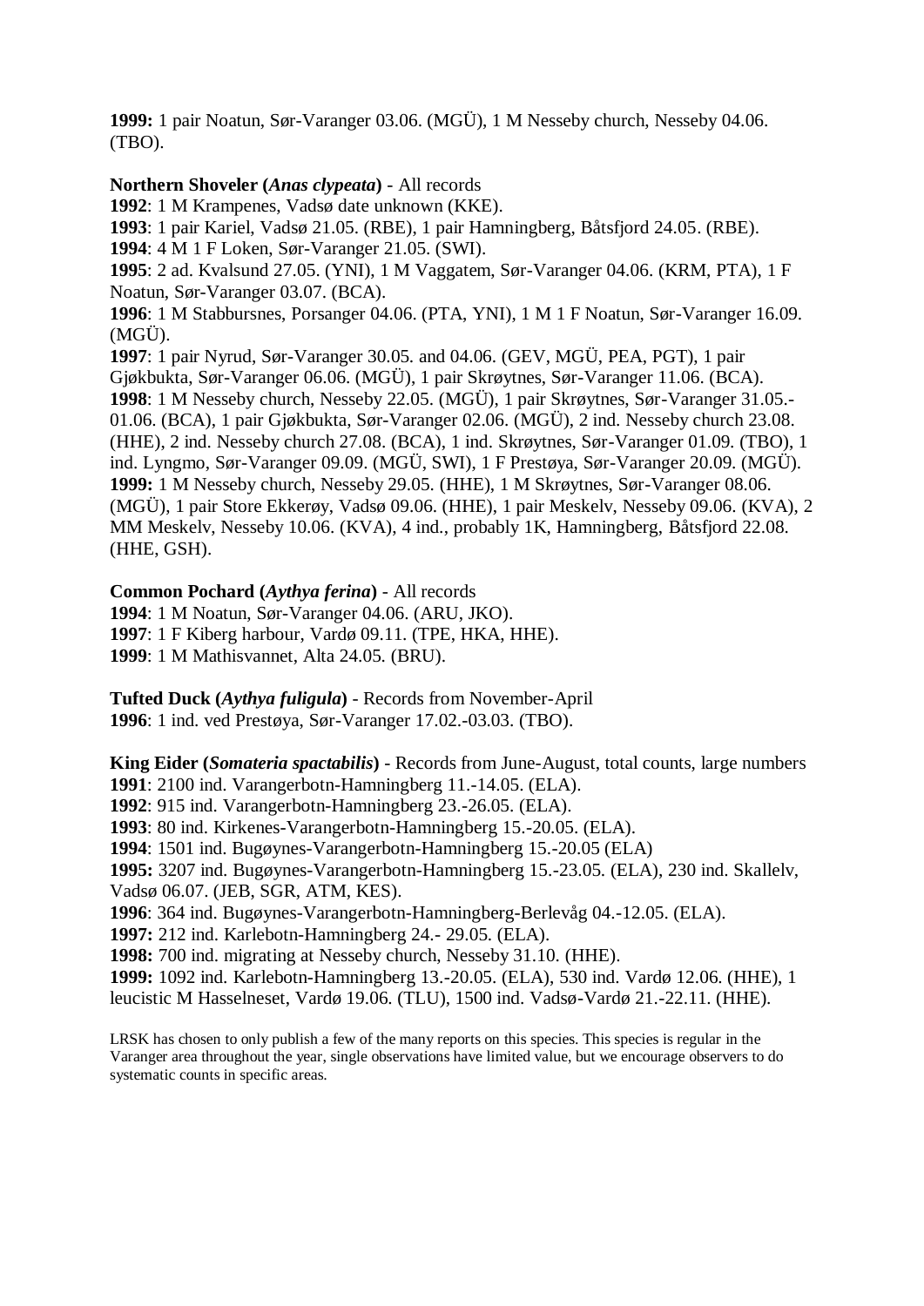**1999:** 1 pair Noatun, Sør-Varanger 03.06. (MGÜ), 1 M Nesseby church, Nesseby 04.06. (TBO).

**Northern Shoveler (*Anas clypeata*)** - All records
**1992**: 1 M Krampenes, Vadsø date unknown (KKE).
**1993**: 1 pair Kariel, Vadsø 21.05. (RBE), 1 pair Hamningberg, Båtsfjord 24.05. (RBE).
**1994**: 4 M 1 F Loken, Sør-Varanger 21.05. (SWI).
**1995**: 2 ad. Kvalsund 27.05. (YNI), 1 M Vaggatem, Sør-Varanger 04.06. (KRM, PTA), 1 F Noatun, Sør-Varanger 03.07. (BCA).
**1996**: 1 M Stabbursnes, Porsanger 04.06. (PTA, YNI), 1 M 1 F Noatun, Sør-Varanger 16.09. (MGÜ).
**1997**: 1 pair Nyrud, Sør-Varanger 30.05. and 04.06. (GEV, MGÜ, PEA, PGT), 1 pair Gjøkbukta, Sør-Varanger 06.06. (MGÜ), 1 pair Skrøytnes, Sør-Varanger 11.06. (BCA).
**1998**: 1 M Nesseby church, Nesseby 22.05. (MGÜ), 1 pair Skrøytnes, Sør-Varanger 31.05.-01.06. (BCA), 1 pair Gjøkbukta, Sør-Varanger 02.06. (MGÜ), 2 ind. Nesseby church 23.08. (HHE), 2 ind. Nesseby church 27.08. (BCA), 1 ind. Skrøytnes, Sør-Varanger 01.09. (TBO), 1 ind. Lyngmo, Sør-Varanger 09.09. (MGÜ, SWI), 1 F Prestøya, Sør-Varanger 20.09. (MGÜ).
**1999:** 1 M Nesseby church, Nesseby 29.05. (HHE), 1 M Skrøytnes, Sør-Varanger 08.06. (MGÜ), 1 pair Store Ekkerøy, Vadsø 09.06. (HHE), 1 pair Meskelv, Nesseby 09.06. (KVA), 2 MM Meskelv, Nesseby 10.06. (KVA), 4 ind., probably 1K, Hamningberg, Båtsfjord 22.08. (HHE, GSH).

**Common Pochard (*Aythya ferina*)** - All records
**1994**: 1 M Noatun, Sør-Varanger 04.06. (ARU, JKO).
**1997**: 1 F Kiberg harbour, Vardø 09.11. (TPE, HKA, HHE).
**1999**: 1 M Mathisvannet, Alta 24.05. (BRU).

**Tufted Duck (*Aythya fuligula*)** - Records from November-April
**1996**: 1 ind. ved Prestøya, Sør-Varanger 17.02.-03.03. (TBO).

**King Eider (*Somateria spactabilis*)** - Records from June-August, total counts, large numbers
**1991**: 2100 ind. Varangerbotn-Hamningberg 11.-14.05. (ELA).
**1992**: 915 ind. Varangerbotn-Hamningberg 23.-26.05. (ELA).
**1993**: 80 ind. Kirkenes-Varangerbotn-Hamningberg 15.-20.05. (ELA).
**1994**: 1501 ind. Bugøynes-Varangerbotn-Hamningberg 15.-20.05 (ELA)
**1995:** 3207 ind. Bugøynes-Varangerbotn-Hamningberg 15.-23.05. (ELA), 230 ind. Skallelv, Vadsø 06.07. (JEB, SGR, ATM, KES).
**1996**: 364 ind. Bugøynes-Varangerbotn-Hamningberg-Berlevåg 04.-12.05. (ELA).
**1997:** 212 ind. Karlebotn-Hamningberg 24.- 29.05. (ELA).
**1998:** 700 ind. migrating at Nesseby church, Nesseby 31.10. (HHE).
**1999:** 1092 ind. Karlebotn-Hamningberg 13.-20.05. (ELA), 530 ind. Vardø 12.06. (HHE), 1 leucistic M Hasselneset, Vardø 19.06. (TLU), 1500 ind. Vadsø-Vardø 21.-22.11. (HHE).

LRSK has chosen to only publish a few of the many reports on this species. This species is regular in the Varanger area throughout the year, single observations have limited value, but we encourage observers to do systematic counts in specific areas.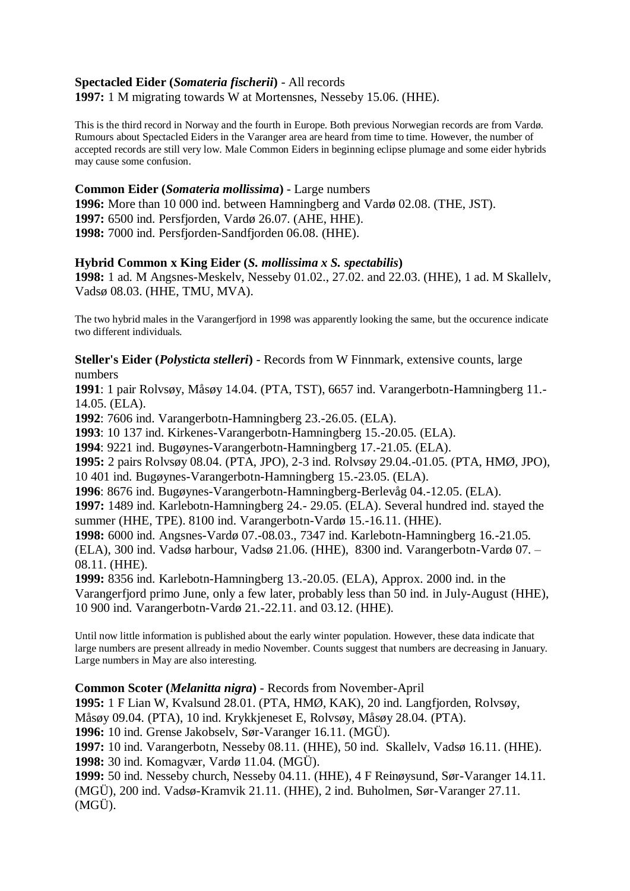**Spectacled Eider (*Somateria fischerii*)** - All records
**1997:** 1 M migrating towards W at Mortensnes, Nesseby 15.06. (HHE).

This is the third record in Norway and the fourth in Europe. Both previous Norwegian records are from Vardø. Rumours about Spectacled Eiders in the Varanger area are heard from time to time. However, the number of accepted records are still very low. Male Common Eiders in beginning eclipse plumage and some eider hybrids may cause some confusion.

**Common Eider (*Somateria mollissima*)** - Large numbers
**1996:** More than 10 000 ind. between Hamningberg and Vardø 02.08. (THE, JST).
**1997:** 6500 ind. Persfjorden, Vardø 26.07. (AHE, HHE).
**1998:** 7000 ind. Persfjorden-Sandfjorden 06.08. (HHE).

**Hybrid Common x King Eider (*S. mollissima x S. spectabilis*)**
**1998:** 1 ad. M Angsnes-Meskelv, Nesseby 01.02., 27.02. and 22.03. (HHE), 1 ad. M Skallelv, Vadsø 08.03. (HHE, TMU, MVA).

The two hybrid males in the Varangerfjord in 1998 was apparently looking the same, but the occurence indicate two different individuals.

**Steller's Eider (*Polysticta stelleri*)** - Records from W Finnmark, extensive counts, large numbers
**1991**: 1 pair Rolvsøy, Måsøy 14.04. (PTA, TST), 6657 ind. Varangerbotn-Hamningberg 11.-14.05. (ELA).
**1992**: 7606 ind. Varangerbotn-Hamningberg 23.-26.05. (ELA).
**1993**: 10 137 ind. Kirkenes-Varangerbotn-Hamningberg 15.-20.05. (ELA).
**1994**: 9221 ind. Bugøynes-Varangerbotn-Hamningberg 17.-21.05. (ELA).
**1995:** 2 pairs Rolvsøy 08.04. (PTA, JPO), 2-3 ind. Rolvsøy 29.04.-01.05. (PTA, HMØ, JPO), 10 401 ind. Bugøynes-Varangerbotn-Hamningberg 15.-23.05. (ELA).
**1996**: 8676 ind. Bugøynes-Varangerbotn-Hamningberg-Berlevåg 04.-12.05. (ELA).
**1997:** 1489 ind. Karlebotn-Hamningberg 24.- 29.05. (ELA). Several hundred ind. stayed the summer (HHE, TPE). 8100 ind. Varangerbotn-Vardø 15.-16.11. (HHE).
**1998:** 6000 ind. Angsnes-Vardø 07.-08.03., 7347 ind. Karlebotn-Hamningberg 16.-21.05. (ELA), 300 ind. Vadsø harbour, Vadsø 21.06. (HHE), 8300 ind. Varangerbotn-Vardø 07. – 08.11. (HHE).
**1999:** 8356 ind. Karlebotn-Hamningberg 13.-20.05. (ELA), Approx. 2000 ind. in the Varangerfjord primo June, only a few later, probably less than 50 ind. in July-August (HHE), 10 900 ind. Varangerbotn-Vardø 21.-22.11. and 03.12. (HHE).

Until now little information is published about the early winter population. However, these data indicate that large numbers are present allready in medio November. Counts suggest that numbers are decreasing in January. Large numbers in May are also interesting.

**Common Scoter (*Melanitta nigra*)** - Records from November-April
**1995:** 1 F Lian W, Kvalsund 28.01. (PTA, HMØ, KAK), 20 ind. Langfjorden, Rolvsøy, Måsøy 09.04. (PTA), 10 ind. Krykkjeneset E, Rolvsøy, Måsøy 28.04. (PTA).
**1996:** 10 ind. Grense Jakobselv, Sør-Varanger 16.11. (MGÜ).
**1997:** 10 ind. Varangerbotn, Nesseby 08.11. (HHE), 50 ind. Skallelv, Vadsø 16.11. (HHE).
**1998:** 30 ind. Komagvær, Vardø 11.04. (MGÜ).
**1999:** 50 ind. Nesseby church, Nesseby 04.11. (HHE), 4 F Reinøysund, Sør-Varanger 14.11. (MGÜ), 200 ind. Vadsø-Kramvik 21.11. (HHE), 2 ind. Buholmen, Sør-Varanger 27.11. (MGÜ).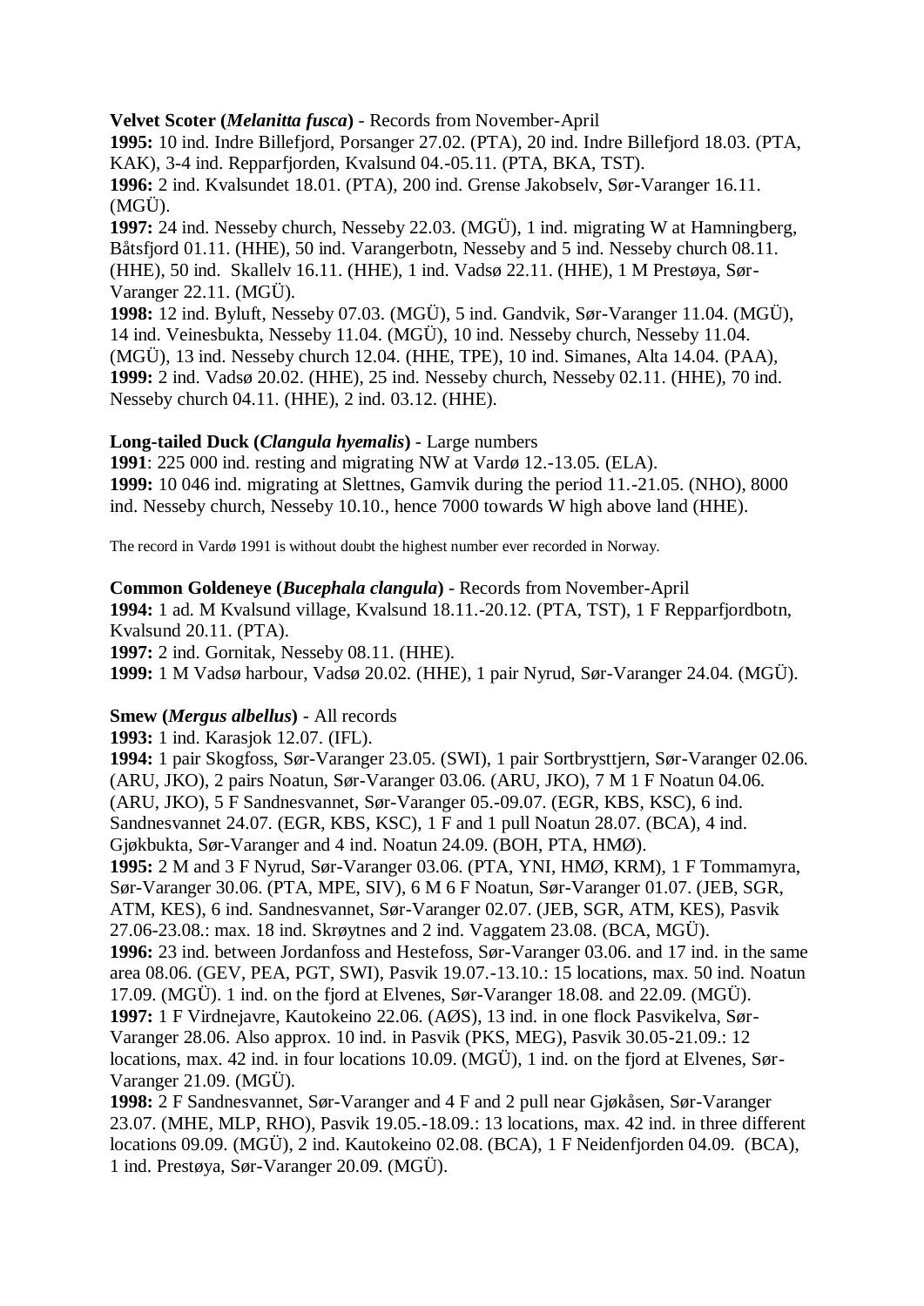**Velvet Scoter (*Melanitta fusca*)** - Records from November-April

**1995:** 10 ind. Indre Billefjord, Porsanger 27.02. (PTA), 20 ind. Indre Billefjord 18.03. (PTA, KAK), 3-4 ind. Repparfjorden, Kvalsund 04.-05.11. (PTA, BKA, TST).

**1996:** 2 ind. Kvalsundet 18.01. (PTA), 200 ind. Grense Jakobselv, Sør-Varanger 16.11. (MGÜ).

**1997:** 24 ind. Nesseby church, Nesseby 22.03. (MGÜ), 1 ind. migrating W at Hamningberg, Båtsfjord 01.11. (HHE), 50 ind. Varangerbotn, Nesseby and 5 ind. Nesseby church 08.11. (HHE), 50 ind. Skallelv 16.11. (HHE), 1 ind. Vadsø 22.11. (HHE), 1 M Prestøya, Sør-Varanger 22.11. (MGÜ).

**1998:** 12 ind. Byluft, Nesseby 07.03. (MGÜ), 5 ind. Gandvik, Sør-Varanger 11.04. (MGÜ), 14 ind. Veinesbukta, Nesseby 11.04. (MGÜ), 10 ind. Nesseby church, Nesseby 11.04. (MGÜ), 13 ind. Nesseby church 12.04. (HHE, TPE), 10 ind. Simanes, Alta 14.04. (PAA),

**1999:** 2 ind. Vadsø 20.02. (HHE), 25 ind. Nesseby church, Nesseby 02.11. (HHE), 70 ind. Nesseby church 04.11. (HHE), 2 ind. 03.12. (HHE).

**Long-tailed Duck (*Clangula hyemalis*)** - Large numbers

**1991**: 225 000 ind. resting and migrating NW at Vardø 12.-13.05. (ELA).

**1999:** 10 046 ind. migrating at Slettnes, Gamvik during the period 11.-21.05. (NHO), 8000 ind. Nesseby church, Nesseby 10.10., hence 7000 towards W high above land (HHE).

The record in Vardø 1991 is without doubt the highest number ever recorded in Norway.

**Common Goldeneye (*Bucephala clangula*)** - Records from November-April

**1994:** 1 ad. M Kvalsund village, Kvalsund 18.11.-20.12. (PTA, TST), 1 F Repparfjordbotn, Kvalsund 20.11. (PTA).

**1997:** 2 ind. Gornitak, Nesseby 08.11. (HHE).

**1999:** 1 M Vadsø harbour, Vadsø 20.02. (HHE), 1 pair Nyrud, Sør-Varanger 24.04. (MGÜ).

**Smew (*Mergus albellus*)** - All records

**1993:** 1 ind. Karasjok 12.07. (IFL).

**1994:** 1 pair Skogfoss, Sør-Varanger 23.05. (SWI), 1 pair Sortbrysttjern, Sør-Varanger 02.06. (ARU, JKO), 2 pairs Noatun, Sør-Varanger 03.06. (ARU, JKO), 7 M 1 F Noatun 04.06. (ARU, JKO), 5 F Sandnesvannet, Sør-Varanger 05.-09.07. (EGR, KBS, KSC), 6 ind. Sandnesvannet 24.07. (EGR, KBS, KSC), 1 F and 1 pull Noatun 28.07. (BCA), 4 ind. Gjøkbukta, Sør-Varanger and 4 ind. Noatun 24.09. (BOH, PTA, HMØ).

**1995:** 2 M and 3 F Nyrud, Sør-Varanger 03.06. (PTA, YNI, HMØ, KRM), 1 F Tommamyra, Sør-Varanger 30.06. (PTA, MPE, SIV), 6 M 6 F Noatun, Sør-Varanger 01.07. (JEB, SGR, ATM, KES), 6 ind. Sandnesvannet, Sør-Varanger 02.07. (JEB, SGR, ATM, KES), Pasvik 27.06-23.08.: max. 18 ind. Skrøytnes and 2 ind. Vaggatem 23.08. (BCA, MGÜ).

**1996:** 23 ind. between Jordanfoss and Hestefoss, Sør-Varanger 03.06. and 17 ind. in the same area 08.06. (GEV, PEA, PGT, SWI), Pasvik 19.07.-13.10.: 15 locations, max. 50 ind. Noatun 17.09. (MGÜ). 1 ind. on the fjord at Elvenes, Sør-Varanger 18.08. and 22.09. (MGÜ).

**1997:** 1 F Virdnejavre, Kautokeino 22.06. (AØS), 13 ind. in one flock Pasvikelva, Sør-Varanger 28.06. Also approx. 10 ind. in Pasvik (PKS, MEG), Pasvik 30.05-21.09.: 12 locations, max. 42 ind. in four locations 10.09. (MGÜ), 1 ind. on the fjord at Elvenes, Sør-Varanger 21.09. (MGÜ).

**1998:** 2 F Sandnesvannet, Sør-Varanger and 4 F and 2 pull near Gjøkåsen, Sør-Varanger 23.07. (MHE, MLP, RHO), Pasvik 19.05.-18.09.: 13 locations, max. 42 ind. in three different locations 09.09. (MGÜ), 2 ind. Kautokeino 02.08. (BCA), 1 F Neidenfjorden 04.09. (BCA), 1 ind. Prestøya, Sør-Varanger 20.09. (MGÜ).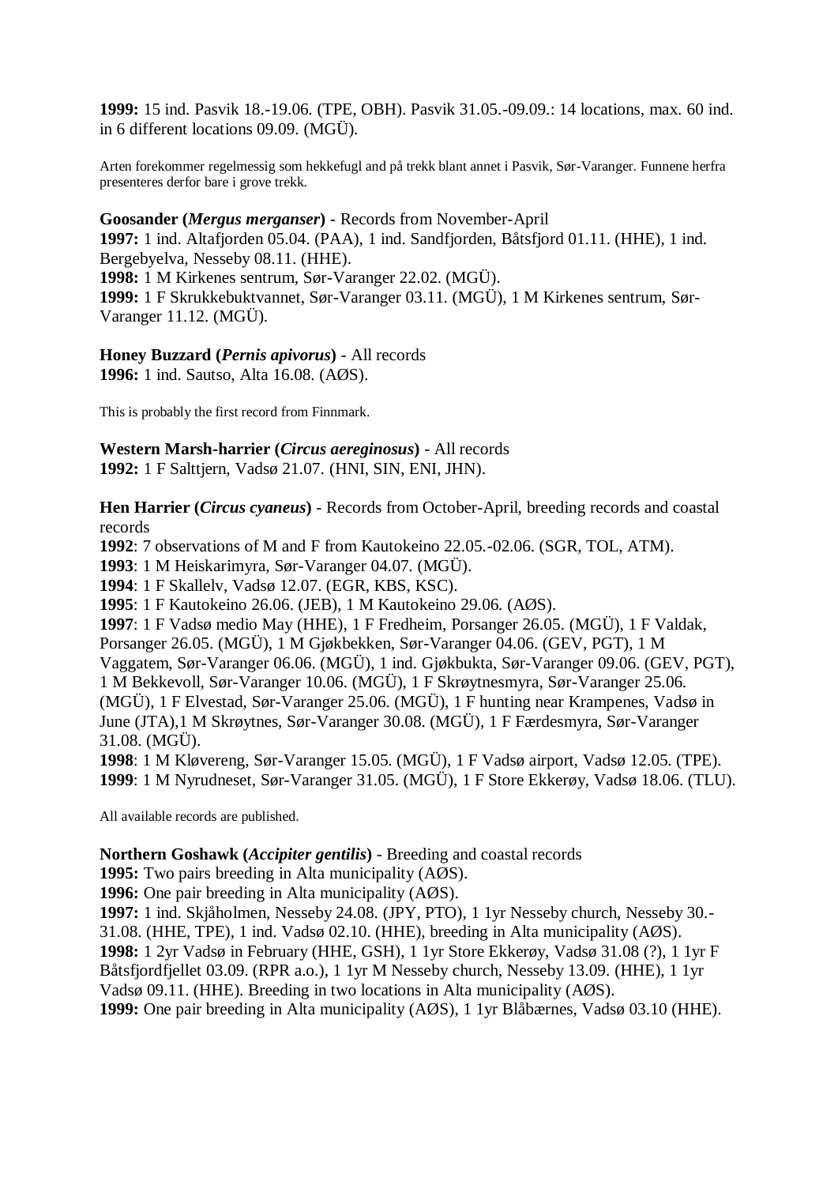**1999:** 15 ind. Pasvik 18.-19.06. (TPE, OBH). Pasvik 31.05.-09.09.: 14 locations, max. 60 ind. in 6 different locations 09.09. (MGÜ).

Arten forekommer regelmessig som hekkefugl and på trekk blant annet i Pasvik, Sør-Varanger. Funnene herfra presenteres derfor bare i grove trekk.

**Goosander (*Mergus merganser*)** - Records from November-April
**1997:** 1 ind. Altafjorden 05.04. (PAA), 1 ind. Sandfjorden, Båtsfjord 01.11. (HHE), 1 ind. Bergebyelva, Nesseby 08.11. (HHE).
**1998:** 1 M Kirkenes sentrum, Sør-Varanger 22.02. (MGÜ).
**1999:** 1 F Skrukkebuktvannet, Sør-Varanger 03.11. (MGÜ), 1 M Kirkenes sentrum, Sør-Varanger 11.12. (MGÜ).

**Honey Buzzard (*Pernis apivorus*)** - All records
**1996:** 1 ind. Sautso, Alta 16.08. (AØS).

This is probably the first record from Finnmark.

**Western Marsh-harrier (*Circus aereginosus*)** - All records
**1992:** 1 F Salttjern, Vadsø 21.07. (HNI, SIN, ENI, JHN).

**Hen Harrier (*Circus cyaneus*)** - Records from October-April, breeding records and coastal records
**1992**: 7 observations of M and F from Kautokeino 22.05.-02.06. (SGR, TOL, ATM).
**1993**: 1 M Heiskarimyra, Sør-Varanger 04.07. (MGÜ).
**1994**: 1 F Skallelv, Vadsø 12.07. (EGR, KBS, KSC).
**1995**: 1 F Kautokeino 26.06. (JEB), 1 M Kautokeino 29.06. (AØS).
**1997**: 1 F Vadsø medio May (HHE), 1 F Fredheim, Porsanger 26.05. (MGÜ), 1 F Valdak, Porsanger 26.05. (MGÜ), 1 M Gjøkbekken, Sør-Varanger 04.06. (GEV, PGT), 1 M Vaggatem, Sør-Varanger 06.06. (MGÜ), 1 ind. Gjøkbukta, Sør-Varanger 09.06. (GEV, PGT), 1 M Bekkevoll, Sør-Varanger 10.06. (MGÜ), 1 F Skrøytnesmyra, Sør-Varanger 25.06. (MGÜ), 1 F Elvestad, Sør-Varanger 25.06. (MGÜ), 1 F hunting near Krampenes, Vadsø in June (JTA),1 M Skrøytnes, Sør-Varanger 30.08. (MGÜ), 1 F Færdesmyra, Sør-Varanger 31.08. (MGÜ).
**1998**: 1 M Kløvereng, Sør-Varanger 15.05. (MGÜ), 1 F Vadsø airport, Vadsø 12.05. (TPE).
**1999**: 1 M Nyrudneset, Sør-Varanger 31.05. (MGÜ), 1 F Store Ekkerøy, Vadsø 18.06. (TLU).

All available records are published.

**Northern Goshawk (*Accipiter gentilis*)** - Breeding and coastal records
**1995:** Two pairs breeding in Alta municipality (AØS).
**1996:** One pair breeding in Alta municipality (AØS).
**1997:** 1 ind. Skjåholmen, Nesseby 24.08. (JPY, PTO), 1 1yr Nesseby church, Nesseby 30.-31.08. (HHE, TPE), 1 ind. Vadsø 02.10. (HHE), breeding in Alta municipality (AØS).
**1998:** 1 2yr Vadsø in February (HHE, GSH), 1 1yr Store Ekkerøy, Vadsø 31.08 (?), 1 1yr F Båtsfjordfjellet 03.09. (RPR a.o.), 1 1yr M Nesseby church, Nesseby 13.09. (HHE), 1 1yr Vadsø 09.11. (HHE). Breeding in two locations in Alta municipality (AØS).
**1999:** One pair breeding in Alta municipality (AØS), 1 1yr Blåbærnes, Vadsø 03.10 (HHE).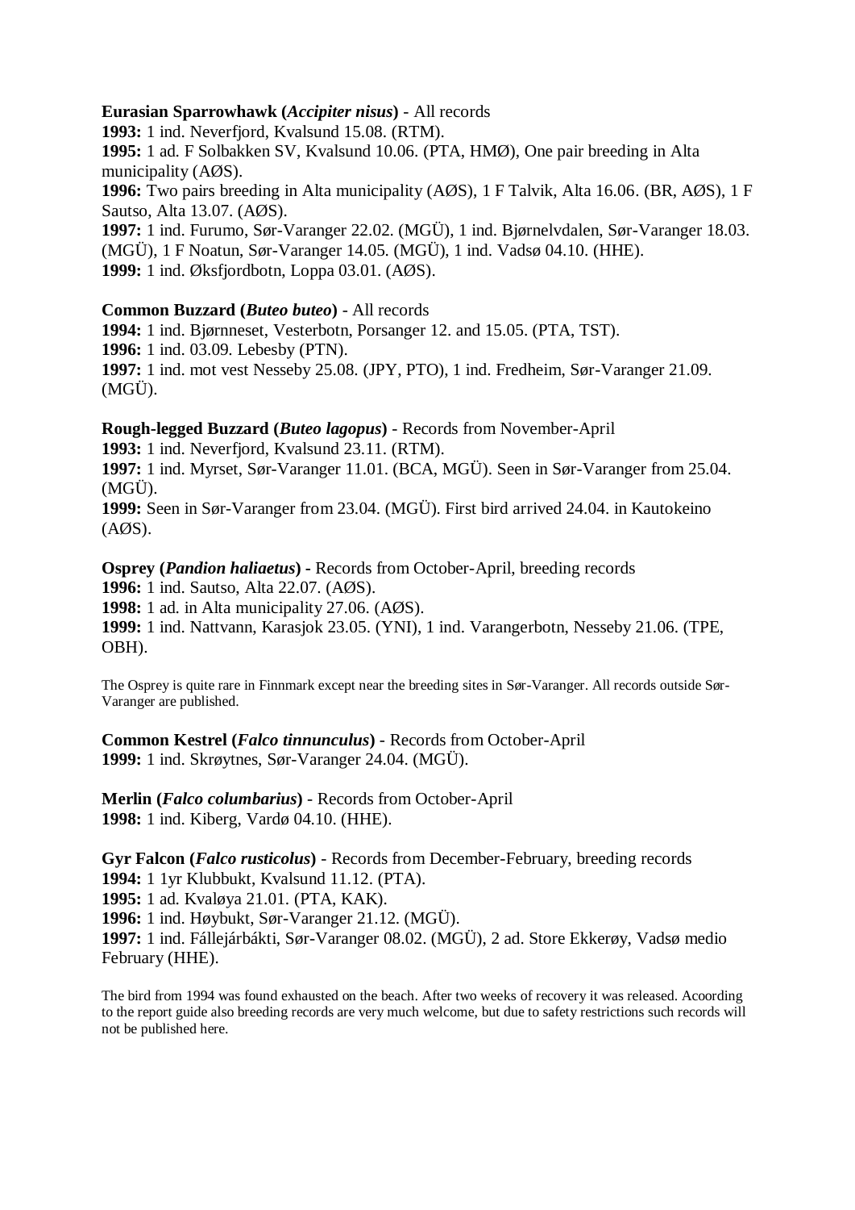**Eurasian Sparrowhawk (*Accipiter nisus*)** - All records
**1993:** 1 ind. Neverfjord, Kvalsund 15.08. (RTM).
**1995:** 1 ad. F Solbakken SV, Kvalsund 10.06. (PTA, HMØ), One pair breeding in Alta municipality (AØS).
**1996:** Two pairs breeding in Alta municipality (AØS), 1 F Talvik, Alta 16.06. (BR, AØS), 1 F Sautso, Alta 13.07. (AØS).
**1997:** 1 ind. Furumo, Sør-Varanger 22.02. (MGÜ), 1 ind. Bjørnelvdalen, Sør-Varanger 18.03. (MGÜ), 1 F Noatun, Sør-Varanger 14.05. (MGÜ), 1 ind. Vadsø 04.10. (HHE).
**1999:** 1 ind. Øksfjordbotn, Loppa 03.01. (AØS).

**Common Buzzard (*Buteo buteo*)** - All records
**1994:** 1 ind. Bjørnneset, Vesterbotn, Porsanger 12. and 15.05. (PTA, TST).
**1996:** 1 ind. 03.09. Lebesby (PTN).
**1997:** 1 ind. mot vest Nesseby 25.08. (JPY, PTO), 1 ind. Fredheim, Sør-Varanger 21.09. (MGÜ).

**Rough-legged Buzzard (*Buteo lagopus*)** - Records from November-April
**1993:** 1 ind. Neverfjord, Kvalsund 23.11. (RTM).
**1997:** 1 ind. Myrset, Sør-Varanger 11.01. (BCA, MGÜ). Seen in Sør-Varanger from 25.04. (MGÜ).
**1999:** Seen in Sør-Varanger from 23.04. (MGÜ). First bird arrived 24.04. in Kautokeino (AØS).

**Osprey (*Pandion haliaetus*) -** Records from October-April, breeding records
**1996:** 1 ind. Sautso, Alta 22.07. (AØS).
**1998:** 1 ad. in Alta municipality 27.06. (AØS).
**1999:** 1 ind. Nattvann, Karasjok 23.05. (YNI), 1 ind. Varangerbotn, Nesseby 21.06. (TPE, OBH).

The Osprey is quite rare in Finnmark except near the breeding sites in Sør-Varanger. All records outside Sør-Varanger are published.

**Common Kestrel (*Falco tinnunculus*)** - Records from October-April
**1999:** 1 ind. Skrøytnes, Sør-Varanger 24.04. (MGÜ).

**Merlin (*Falco columbarius*)** - Records from October-April
**1998:** 1 ind. Kiberg, Vardø 04.10. (HHE).

**Gyr Falcon (*Falco rusticolus*)** - Records from December-February, breeding records
**1994:** 1 1yr Klubbukt, Kvalsund 11.12. (PTA).
**1995:** 1 ad. Kvaløya 21.01. (PTA, KAK).
**1996:** 1 ind. Høybukt, Sør-Varanger 21.12. (MGÜ).
**1997:** 1 ind. Fállejárbákti, Sør-Varanger 08.02. (MGÜ), 2 ad. Store Ekkerøy, Vadsø medio February (HHE).

The bird from 1994 was found exhausted on the beach. After two weeks of recovery it was released. Acoording to the report guide also breeding records are very much welcome, but due to safety restrictions such records will not be published here.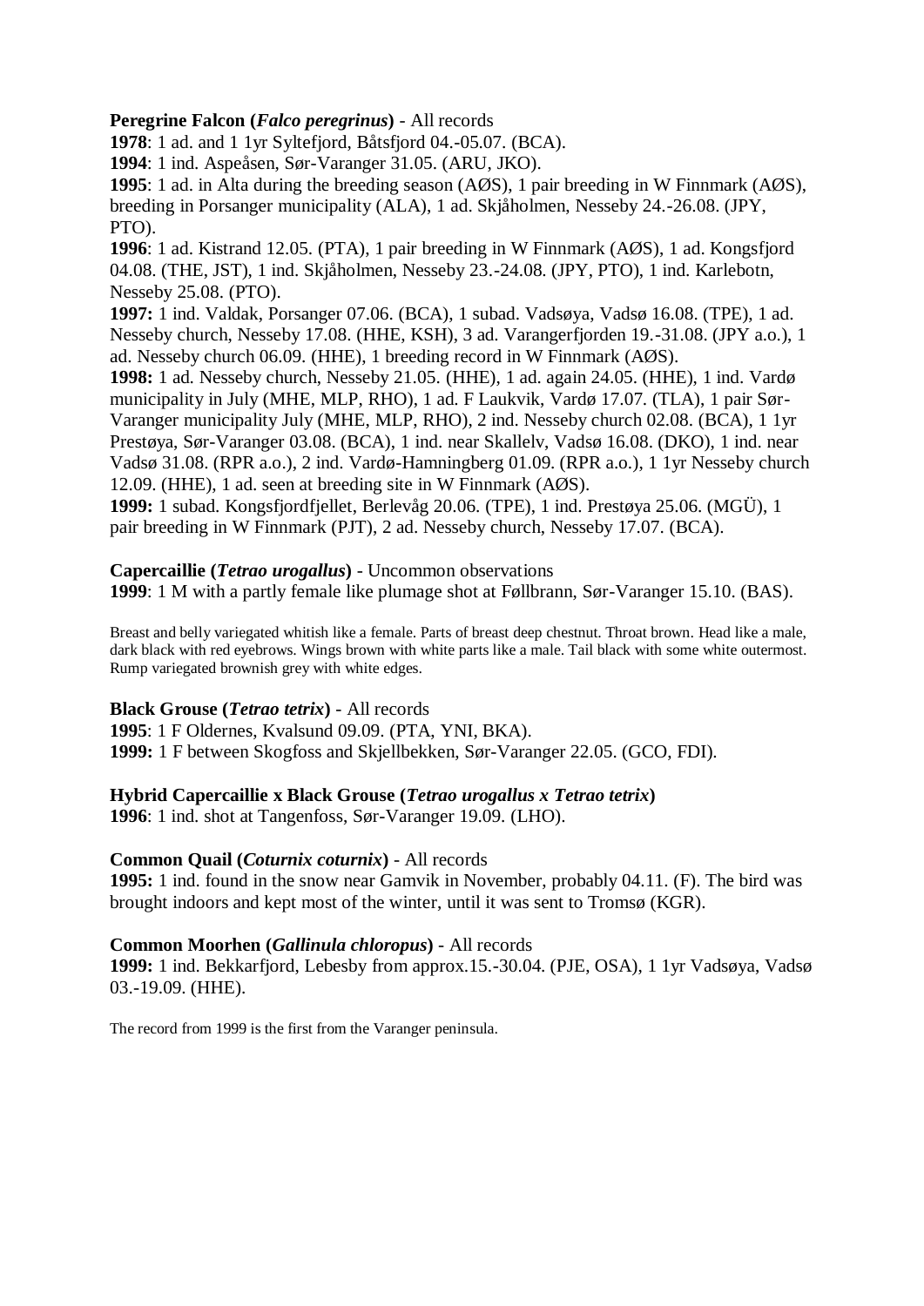**Peregrine Falcon (*Falco peregrinus*)** - All records

**1978**: 1 ad. and 1 1yr Syltefjord, Båtsfjord 04.-05.07. (BCA).
**1994**: 1 ind. Aspeåsen, Sør-Varanger 31.05. (ARU, JKO).
**1995**: 1 ad. in Alta during the breeding season (AØS), 1 pair breeding in W Finnmark (AØS), breeding in Porsanger municipality (ALA), 1 ad. Skjåholmen, Nesseby 24.-26.08. (JPY, PTO).
**1996**: 1 ad. Kistrand 12.05. (PTA), 1 pair breeding in W Finnmark (AØS), 1 ad. Kongsfjord 04.08. (THE, JST), 1 ind. Skjåholmen, Nesseby 23.-24.08. (JPY, PTO), 1 ind. Karlebotn, Nesseby 25.08. (PTO).
**1997:** 1 ind. Valdak, Porsanger 07.06. (BCA), 1 subad. Vadsøya, Vadsø 16.08. (TPE), 1 ad. Nesseby church, Nesseby 17.08. (HHE, KSH), 3 ad. Varangerfjorden 19.-31.08. (JPY a.o.), 1 ad. Nesseby church 06.09. (HHE), 1 breeding record in W Finnmark (AØS).
**1998:** 1 ad. Nesseby church, Nesseby 21.05. (HHE), 1 ad. again 24.05. (HHE), 1 ind. Vardø municipality in July (MHE, MLP, RHO), 1 ad. F Laukvik, Vardø 17.07. (TLA), 1 pair Sør-Varanger municipality July (MHE, MLP, RHO), 2 ind. Nesseby church 02.08. (BCA), 1 1yr Prestøya, Sør-Varanger 03.08. (BCA), 1 ind. near Skallelv, Vadsø 16.08. (DKO), 1 ind. near Vadsø 31.08. (RPR a.o.), 2 ind. Vardø-Hamningberg 01.09. (RPR a.o.), 1 1yr Nesseby church 12.09. (HHE), 1 ad. seen at breeding site in W Finnmark (AØS).
**1999:** 1 subad. Kongsfjordfjellet, Berlevåg 20.06. (TPE), 1 ind. Prestøya 25.06. (MGÜ), 1 pair breeding in W Finnmark (PJT), 2 ad. Nesseby church, Nesseby 17.07. (BCA).

**Capercaillie (*Tetrao urogallus*)** - Uncommon observations

**1999**: 1 M with a partly female like plumage shot at Føllbrann, Sør-Varanger 15.10. (BAS).

Breast and belly variegated whitish like a female. Parts of breast deep chestnut. Throat brown. Head like a male, dark black with red eyebrows. Wings brown with white parts like a male. Tail black with some white outermost. Rump variegated brownish grey with white edges.

**Black Grouse (*Tetrao tetrix*)** - All records

**1995**: 1 F Oldernes, Kvalsund 09.09. (PTA, YNI, BKA).
**1999:** 1 F between Skogfoss and Skjellbekken, Sør-Varanger 22.05. (GCO, FDI).

**Hybrid Capercaillie x Black Grouse (*Tetrao urogallus x Tetrao tetrix*)**

**1996**: 1 ind. shot at Tangenfoss, Sør-Varanger 19.09. (LHO).

**Common Quail (*Coturnix coturnix*)** - All records

**1995:** 1 ind. found in the snow near Gamvik in November, probably 04.11. (F). The bird was brought indoors and kept most of the winter, until it was sent to Tromsø (KGR).

**Common Moorhen (*Gallinula chloropus*)** - All records

**1999:** 1 ind. Bekkarfjord, Lebesby from approx.15.-30.04. (PJE, OSA), 1 1yr Vadsøya, Vadsø 03.-19.09. (HHE).

The record from 1999 is the first from the Varanger peninsula.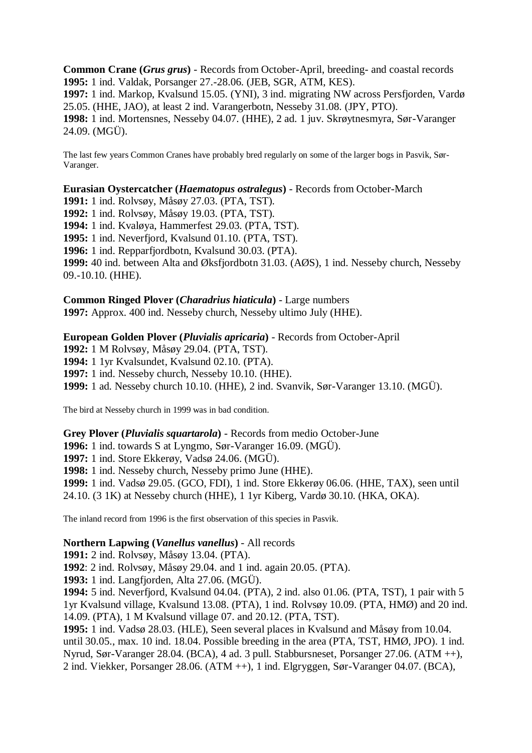**Common Crane (*Grus grus*)** - Records from October-April, breeding- and coastal records
**1995:** 1 ind. Valdak, Porsanger 27.-28.06. (JEB, SGR, ATM, KES).
**1997:** 1 ind. Markop, Kvalsund 15.05. (YNI), 3 ind. migrating NW across Persfjorden, Vardø 25.05. (HHE, JAO), at least 2 ind. Varangerbotn, Nesseby 31.08. (JPY, PTO).
**1998:** 1 ind. Mortensnes, Nesseby 04.07. (HHE), 2 ad. 1 juv. Skrøytnesmyra, Sør-Varanger 24.09. (MGÜ).

The last few years Common Cranes have probably bred regularly on some of the larger bogs in Pasvik, Sør-Varanger.

**Eurasian Oystercatcher (*Haematopus ostralegus*)** - Records from October-March
**1991:** 1 ind. Rolvsøy, Måsøy 27.03. (PTA, TST).
**1992:** 1 ind. Rolvsøy, Måsøy 19.03. (PTA, TST).
**1994:** 1 ind. Kvaløya, Hammerfest 29.03. (PTA, TST).
**1995:** 1 ind. Neverfjord, Kvalsund 01.10. (PTA, TST).
**1996:** 1 ind. Repparfjordbotn, Kvalsund 30.03. (PTA).
**1999:** 40 ind. between Alta and Øksfjordbotn 31.03. (AØS), 1 ind. Nesseby church, Nesseby 09.-10.10. (HHE).

**Common Ringed Plover (*Charadrius hiaticula*)** - Large numbers
**1997:** Approx. 400 ind. Nesseby church, Nesseby ultimo July (HHE).

**European Golden Plover (*Pluvialis apricaria*)** - Records from October-April
**1992:** 1 M Rolvsøy, Måsøy 29.04. (PTA, TST).
**1994:** 1 1yr Kvalsundet, Kvalsund 02.10. (PTA).
**1997:** 1 ind. Nesseby church, Nesseby 10.10. (HHE).
**1999:** 1 ad. Nesseby church 10.10. (HHE), 2 ind. Svanvik, Sør-Varanger 13.10. (MGÜ).

The bird at Nesseby church in 1999 was in bad condition.

**Grey Plover (*Pluvialis squartarola*)** - Records from medio October-June
**1996:** 1 ind. towards S at Lyngmo, Sør-Varanger 16.09. (MGÜ).
**1997:** 1 ind. Store Ekkerøy, Vadsø 24.06. (MGÜ).
**1998:** 1 ind. Nesseby church, Nesseby primo June (HHE).
**1999:** 1 ind. Vadsø 29.05. (GCO, FDI), 1 ind. Store Ekkerøy 06.06. (HHE, TAX), seen until 24.10. (3 1K) at Nesseby church (HHE), 1 1yr Kiberg, Vardø 30.10. (HKA, OKA).

The inland record from 1996 is the first observation of this species in Pasvik.

**Northern Lapwing (*Vanellus vanellus*)** - All records
**1991:** 2 ind. Rolvsøy, Måsøy 13.04. (PTA).
**1992**: 2 ind. Rolvsøy, Måsøy 29.04. and 1 ind. again 20.05. (PTA).
**1993:** 1 ind. Langfjorden, Alta 27.06. (MGÜ).
**1994:** 5 ind. Neverfjord, Kvalsund 04.04. (PTA), 2 ind. also 01.06. (PTA, TST), 1 pair with 5 1yr Kvalsund village, Kvalsund 13.08. (PTA), 1 ind. Rolvsøy 10.09. (PTA, HMØ) and 20 ind. 14.09. (PTA), 1 M Kvalsund village 07. and 20.12. (PTA, TST).
**1995:** 1 ind. Vadsø 28.03. (HLE), Seen several places in Kvalsund and Måsøy from 10.04. until 30.05., max. 10 ind. 18.04. Possible breeding in the area (PTA, TST, HMØ, JPO). 1 ind. Nyrud, Sør-Varanger 28.04. (BCA), 4 ad. 3 pull. Stabbursneset, Porsanger 27.06. (ATM ++), 2 ind. Viekker, Porsanger 28.06. (ATM ++), 1 ind. Elgryggen, Sør-Varanger 04.07. (BCA),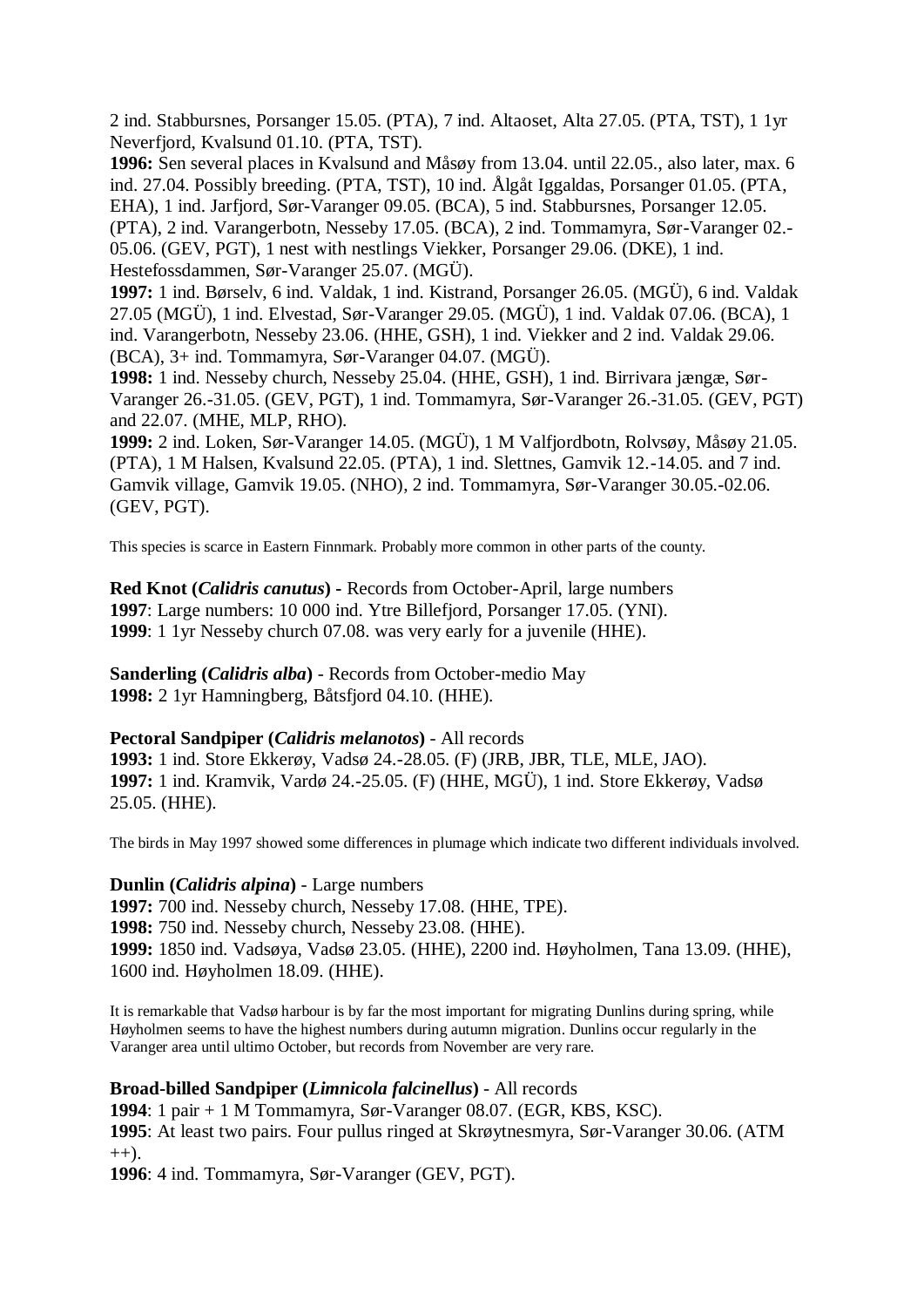2 ind. Stabbursnes, Porsanger 15.05. (PTA), 7 ind. Altaoset, Alta 27.05. (PTA, TST), 1 1yr Neverfjord, Kvalsund 01.10. (PTA, TST).

**1996:** Sen several places in Kvalsund and Måsøy from 13.04. until 22.05., also later, max. 6 ind. 27.04. Possibly breeding. (PTA, TST), 10 ind. Ålgåt Iggaldas, Porsanger 01.05. (PTA, EHA), 1 ind. Jarfjord, Sør-Varanger 09.05. (BCA), 5 ind. Stabbursnes, Porsanger 12.05. (PTA), 2 ind. Varangerbotn, Nesseby 17.05. (BCA), 2 ind. Tommamyra, Sør-Varanger 02.-05.06. (GEV, PGT), 1 nest with nestlings Viekker, Porsanger 29.06. (DKE), 1 ind. Hestefossdammen, Sør-Varanger 25.07. (MGÜ).

**1997:** 1 ind. Børselv, 6 ind. Valdak, 1 ind. Kistrand, Porsanger 26.05. (MGÜ), 6 ind. Valdak 27.05 (MGÜ), 1 ind. Elvestad, Sør-Varanger 29.05. (MGÜ), 1 ind. Valdak 07.06. (BCA), 1 ind. Varangerbotn, Nesseby 23.06. (HHE, GSH), 1 ind. Viekker and 2 ind. Valdak 29.06. (BCA), 3+ ind. Tommamyra, Sør-Varanger 04.07. (MGÜ).

**1998:** 1 ind. Nesseby church, Nesseby 25.04. (HHE, GSH), 1 ind. Birrivara jængæ, Sør-Varanger 26.-31.05. (GEV, PGT), 1 ind. Tommamyra, Sør-Varanger 26.-31.05. (GEV, PGT) and 22.07. (MHE, MLP, RHO).

**1999:** 2 ind. Loken, Sør-Varanger 14.05. (MGÜ), 1 M Valfjordbotn, Rolvsøy, Måsøy 21.05. (PTA), 1 M Halsen, Kvalsund 22.05. (PTA), 1 ind. Slettnes, Gamvik 12.-14.05. and 7 ind. Gamvik village, Gamvik 19.05. (NHO), 2 ind. Tommamyra, Sør-Varanger 30.05.-02.06. (GEV, PGT).

This species is scarce in Eastern Finnmark. Probably more common in other parts of the county.

**Red Knot (*Calidris canutus*)** - Records from October-April, large numbers
**1997**: Large numbers: 10 000 ind. Ytre Billefjord, Porsanger 17.05. (YNI).
**1999**: 1 1yr Nesseby church 07.08. was very early for a juvenile (HHE).

**Sanderling (*Calidris alba*)** - Records from October-medio May
**1998:** 2 1yr Hamningberg, Båtsfjord 04.10. (HHE).

**Pectoral Sandpiper (*Calidris melanotos*)** - All records
**1993:** 1 ind. Store Ekkerøy, Vadsø 24.-28.05. (F) (JRB, JBR, TLE, MLE, JAO).
**1997:** 1 ind. Kramvik, Vardø 24.-25.05. (F) (HHE, MGÜ), 1 ind. Store Ekkerøy, Vadsø 25.05. (HHE).

The birds in May 1997 showed some differences in plumage which indicate two different individuals involved.

**Dunlin (*Calidris alpina*)** - Large numbers
**1997:** 700 ind. Nesseby church, Nesseby 17.08. (HHE, TPE).
**1998:** 750 ind. Nesseby church, Nesseby 23.08. (HHE).
**1999:** 1850 ind. Vadsøya, Vadsø 23.05. (HHE), 2200 ind. Høyholmen, Tana 13.09. (HHE), 1600 ind. Høyholmen 18.09. (HHE).

It is remarkable that Vadsø harbour is by far the most important for migrating Dunlins during spring, while Høyholmen seems to have the highest numbers during autumn migration. Dunlins occur regularly in the Varanger area until ultimo October, but records from November are very rare.

**Broad-billed Sandpiper (*Limnicola falcinellus*)** - All records
**1994**: 1 pair + 1 M Tommamyra, Sør-Varanger 08.07. (EGR, KBS, KSC).
**1995**: At least two pairs. Four pullus ringed at Skrøytnesmyra, Sør-Varanger 30.06. (ATM ++).
**1996**: 4 ind. Tommamyra, Sør-Varanger (GEV, PGT).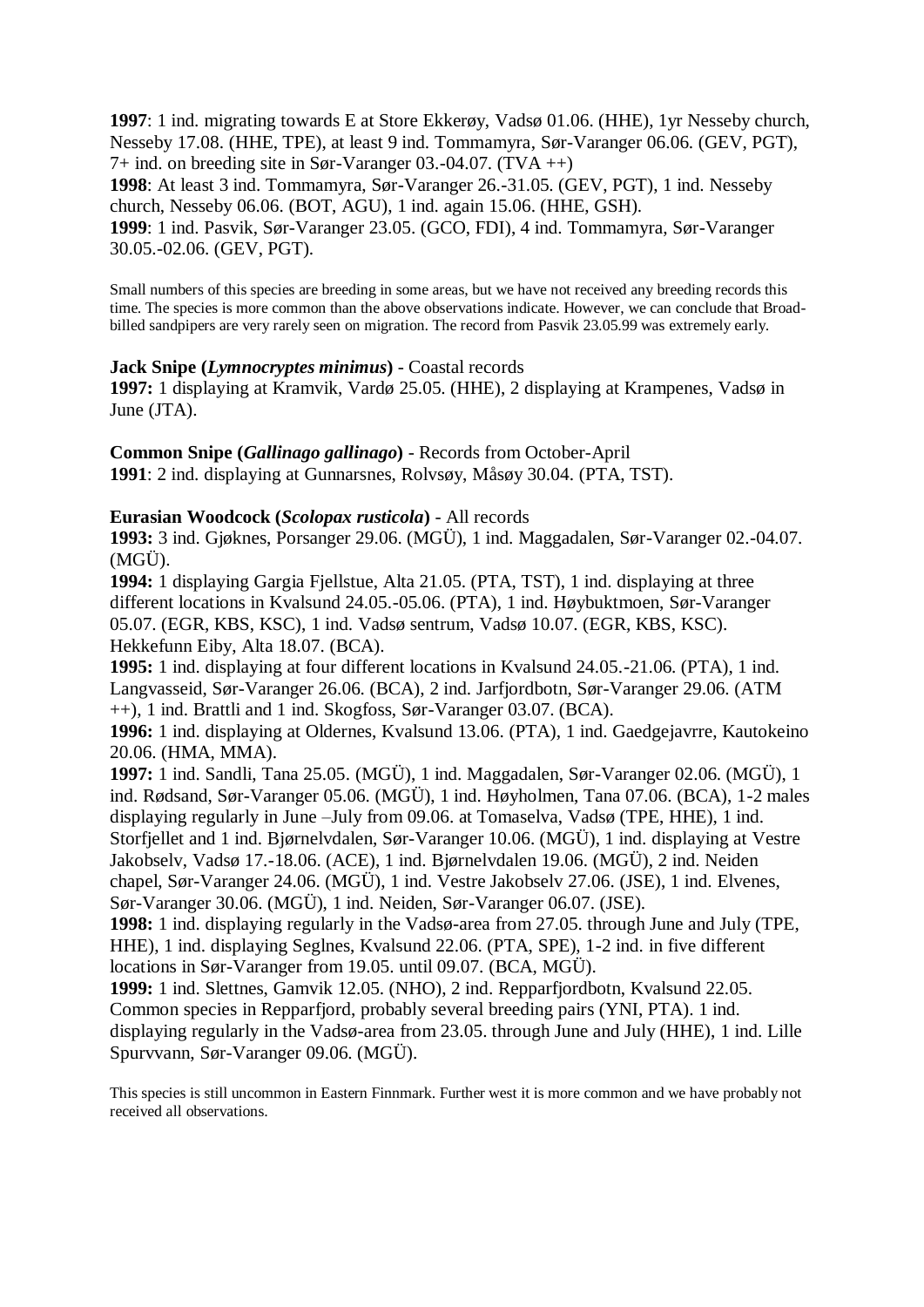**1997**: 1 ind. migrating towards E at Store Ekkerøy, Vadsø 01.06. (HHE), 1yr Nesseby church, Nesseby 17.08. (HHE, TPE), at least 9 ind. Tommamyra, Sør-Varanger 06.06. (GEV, PGT), 7+ ind. on breeding site in Sør-Varanger 03.-04.07. (TVA ++)
**1998**: At least 3 ind. Tommamyra, Sør-Varanger 26.-31.05. (GEV, PGT), 1 ind. Nesseby church, Nesseby 06.06. (BOT, AGU), 1 ind. again 15.06. (HHE, GSH).
**1999**: 1 ind. Pasvik, Sør-Varanger 23.05. (GCO, FDI), 4 ind. Tommamyra, Sør-Varanger 30.05.-02.06. (GEV, PGT).

Small numbers of this species are breeding in some areas, but we have not received any breeding records this time. The species is more common than the above observations indicate. However, we can conclude that Broad-billed sandpipers are very rarely seen on migration. The record from Pasvik 23.05.99 was extremely early.

**Jack Snipe (*Lymnocryptes minimus*)** - Coastal records
**1997:** 1 displaying at Kramvik, Vardø 25.05. (HHE), 2 displaying at Krampenes, Vadsø in June (JTA).

**Common Snipe (*Gallinago gallinago*)** - Records from October-April
**1991**: 2 ind. displaying at Gunnarsnes, Rolvsøy, Måsøy 30.04. (PTA, TST).

**Eurasian Woodcock (*Scolopax rusticola*)** - All records
**1993:** 3 ind. Gjøknes, Porsanger 29.06. (MGÜ), 1 ind. Maggadalen, Sør-Varanger 02.-04.07. (MGÜ).
**1994:** 1 displaying Gargia Fjellstue, Alta 21.05. (PTA, TST), 1 ind. displaying at three different locations in Kvalsund 24.05.-05.06. (PTA), 1 ind. Høybuktmoen, Sør-Varanger 05.07. (EGR, KBS, KSC), 1 ind. Vadsø sentrum, Vadsø 10.07. (EGR, KBS, KSC). Hekkefunn Eiby, Alta 18.07. (BCA).
**1995:** 1 ind. displaying at four different locations in Kvalsund 24.05.-21.06. (PTA), 1 ind. Langvasseid, Sør-Varanger 26.06. (BCA), 2 ind. Jarfjordbotn, Sør-Varanger 29.06. (ATM ++), 1 ind. Brattli and 1 ind. Skogfoss, Sør-Varanger 03.07. (BCA).
**1996:** 1 ind. displaying at Oldernes, Kvalsund 13.06. (PTA), 1 ind. Gaedgejavrre, Kautokeino 20.06. (HMA, MMA).
**1997:** 1 ind. Sandli, Tana 25.05. (MGÜ), 1 ind. Maggadalen, Sør-Varanger 02.06. (MGÜ), 1 ind. Rødsand, Sør-Varanger 05.06. (MGÜ), 1 ind. Høyholmen, Tana 07.06. (BCA), 1-2 males displaying regularly in June –July from 09.06. at Tomaselva, Vadsø (TPE, HHE), 1 ind. Storfjellet and 1 ind. Bjørnelvdalen, Sør-Varanger 10.06. (MGÜ), 1 ind. displaying at Vestre Jakobselv, Vadsø 17.-18.06. (ACE), 1 ind. Bjørnelvdalen 19.06. (MGÜ), 2 ind. Neiden chapel, Sør-Varanger 24.06. (MGÜ), 1 ind. Vestre Jakobselv 27.06. (JSE), 1 ind. Elvenes, Sør-Varanger 30.06. (MGÜ), 1 ind. Neiden, Sør-Varanger 06.07. (JSE).
**1998:** 1 ind. displaying regularly in the Vadsø-area from 27.05. through June and July (TPE, HHE), 1 ind. displaying Seglnes, Kvalsund 22.06. (PTA, SPE), 1-2 ind. in five different locations in Sør-Varanger from 19.05. until 09.07. (BCA, MGÜ).
**1999:** 1 ind. Slettnes, Gamvik 12.05. (NHO), 2 ind. Repparfjordbotn, Kvalsund 22.05. Common species in Repparfjord, probably several breeding pairs (YNI, PTA). 1 ind. displaying regularly in the Vadsø-area from 23.05. through June and July (HHE), 1 ind. Lille Spurvvann, Sør-Varanger 09.06. (MGÜ).

This species is still uncommon in Eastern Finnmark. Further west it is more common and we have probably not received all observations.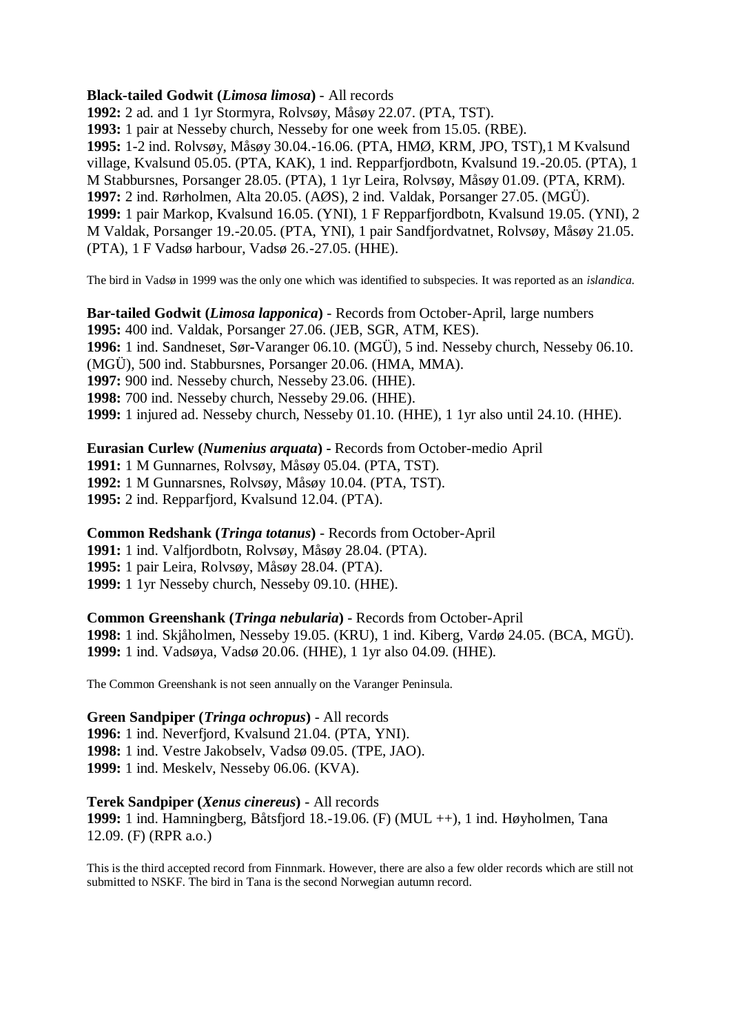**Black-tailed Godwit (*Limosa limosa*)** - All records
**1992:** 2 ad. and 1 1yr Stormyra, Rolvsøy, Måsøy 22.07. (PTA, TST).
**1993:** 1 pair at Nesseby church, Nesseby for one week from 15.05. (RBE).
**1995:** 1-2 ind. Rolvsøy, Måsøy 30.04.-16.06. (PTA, HMØ, KRM, JPO, TST),1 M Kvalsund village, Kvalsund 05.05. (PTA, KAK), 1 ind. Repparfjordbotn, Kvalsund 19.-20.05. (PTA), 1 M Stabbursnes, Porsanger 28.05. (PTA), 1 1yr Leira, Rolvsøy, Måsøy 01.09. (PTA, KRM).
**1997:** 2 ind. Rørholmen, Alta 20.05. (AØS), 2 ind. Valdak, Porsanger 27.05. (MGÜ).
**1999:** 1 pair Markop, Kvalsund 16.05. (YNI), 1 F Repparfjordbotn, Kvalsund 19.05. (YNI), 2 M Valdak, Porsanger 19.-20.05. (PTA, YNI), 1 pair Sandfjordvatnet, Rolvsøy, Måsøy 21.05. (PTA), 1 F Vadsø harbour, Vadsø 26.-27.05. (HHE).

The bird in Vadsø in 1999 was the only one which was identified to subspecies. It was reported as an *islandica*.

**Bar-tailed Godwit (*Limosa lapponica*)** - Records from October-April, large numbers
**1995:** 400 ind. Valdak, Porsanger 27.06. (JEB, SGR, ATM, KES).
**1996:** 1 ind. Sandneset, Sør-Varanger 06.10. (MGÜ), 5 ind. Nesseby church, Nesseby 06.10. (MGÜ), 500 ind. Stabbursnes, Porsanger 20.06. (HMA, MMA).
**1997:** 900 ind. Nesseby church, Nesseby 23.06. (HHE).
**1998:** 700 ind. Nesseby church, Nesseby 29.06. (HHE).
**1999:** 1 injured ad. Nesseby church, Nesseby 01.10. (HHE), 1 1yr also until 24.10. (HHE).

**Eurasian Curlew (*Numenius arquata*)** - Records from October-medio April
**1991:** 1 M Gunnarnes, Rolvsøy, Måsøy 05.04. (PTA, TST).
**1992:** 1 M Gunnarsnes, Rolvsøy, Måsøy 10.04. (PTA, TST).
**1995:** 2 ind. Repparfjord, Kvalsund 12.04. (PTA).

**Common Redshank (*Tringa totanus*)** - Records from October-April
**1991:** 1 ind. Valfjordbotn, Rolvsøy, Måsøy 28.04. (PTA).
**1995:** 1 pair Leira, Rolvsøy, Måsøy 28.04. (PTA).
**1999:** 1 1yr Nesseby church, Nesseby 09.10. (HHE).

**Common Greenshank (*Tringa nebularia*)** - Records from October-April
**1998:** 1 ind. Skjåholmen, Nesseby 19.05. (KRU), 1 ind. Kiberg, Vardø 24.05. (BCA, MGÜ).
**1999:** 1 ind. Vadsøya, Vadsø 20.06. (HHE), 1 1yr also 04.09. (HHE).

The Common Greenshank is not seen annually on the Varanger Peninsula.

**Green Sandpiper (*Tringa ochropus*)** - All records
**1996:** 1 ind. Neverfjord, Kvalsund 21.04. (PTA, YNI).
**1998:** 1 ind. Vestre Jakobselv, Vadsø 09.05. (TPE, JAO).
**1999:** 1 ind. Meskelv, Nesseby 06.06. (KVA).

**Terek Sandpiper (*Xenus cinereus*)** - All records
**1999:** 1 ind. Hamningberg, Båtsfjord 18.-19.06. (F) (MUL ++), 1 ind. Høyholmen, Tana 12.09. (F) (RPR a.o.)

This is the third accepted record from Finnmark. However, there are also a few older records which are still not submitted to NSKF. The bird in Tana is the second Norwegian autumn record.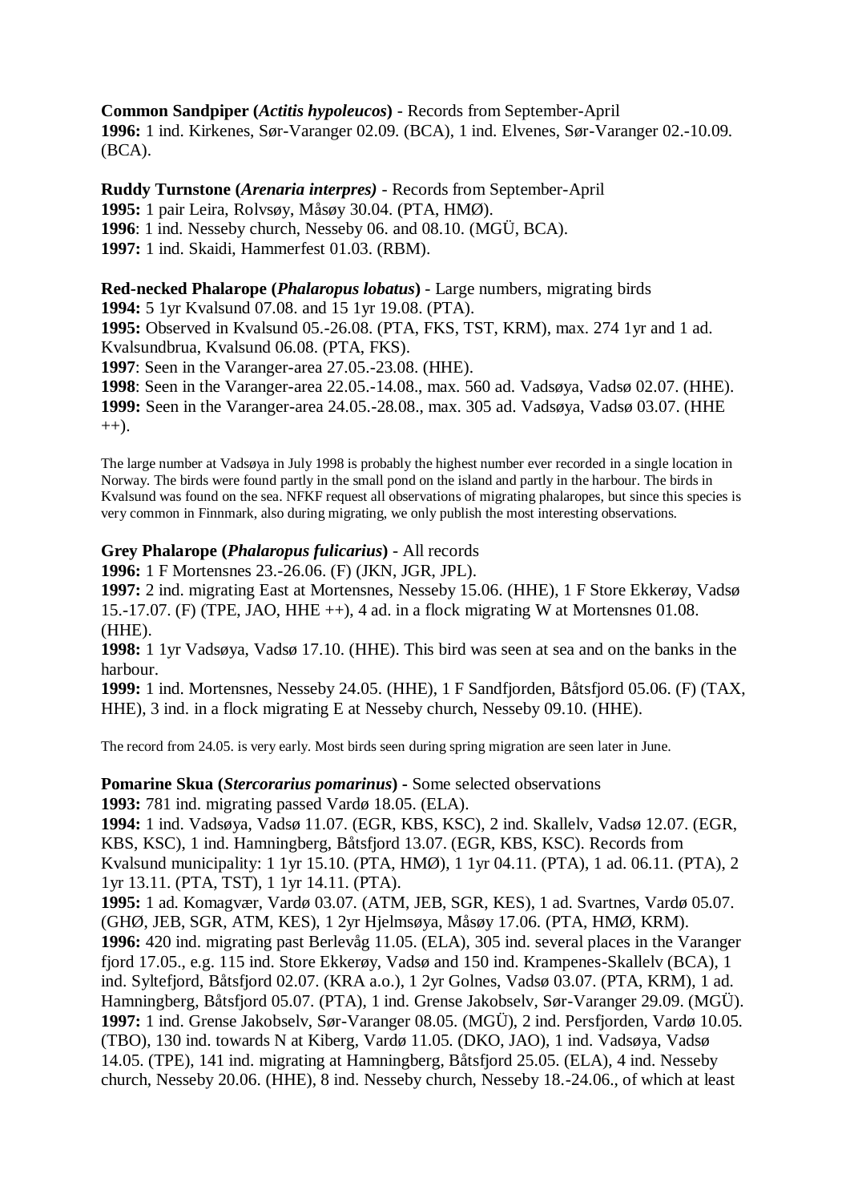**Common Sandpiper (*Actitis hypoleucos*)** - Records from September-April
**1996:** 1 ind. Kirkenes, Sør-Varanger 02.09. (BCA), 1 ind. Elvenes, Sør-Varanger 02.-10.09. (BCA).

**Ruddy Turnstone (*Arenaria interpres)*** - Records from September-April
**1995:** 1 pair Leira, Rolvsøy, Måsøy 30.04. (PTA, HMØ).
**1996**: 1 ind. Nesseby church, Nesseby 06. and 08.10. (MGÜ, BCA).
**1997:** 1 ind. Skaidi, Hammerfest 01.03. (RBM).

**Red-necked Phalarope (*Phalaropus lobatus*)** - Large numbers, migrating birds
**1994:** 5 1yr Kvalsund 07.08. and 15 1yr 19.08. (PTA).
**1995:** Observed in Kvalsund 05.-26.08. (PTA, FKS, TST, KRM), max. 274 1yr and 1 ad. Kvalsundbrua, Kvalsund 06.08. (PTA, FKS).
**1997**: Seen in the Varanger-area 27.05.-23.08. (HHE).
**1998**: Seen in the Varanger-area 22.05.-14.08., max. 560 ad. Vadsøya, Vadsø 02.07. (HHE).
**1999:** Seen in the Varanger-area 24.05.-28.08., max. 305 ad. Vadsøya, Vadsø 03.07. (HHE ++).

The large number at Vadsøya in July 1998 is probably the highest number ever recorded in a single location in Norway. The birds were found partly in the small pond on the island and partly in the harbour. The birds in Kvalsund was found on the sea. NFKF request all observations of migrating phalaropes, but since this species is very common in Finnmark, also during migrating, we only publish the most interesting observations.

**Grey Phalarope (*Phalaropus fulicarius*)** - All records
**1996:** 1 F Mortensnes 23.-26.06. (F) (JKN, JGR, JPL).
**1997:** 2 ind. migrating East at Mortensnes, Nesseby 15.06. (HHE), 1 F Store Ekkerøy, Vadsø 15.-17.07. (F) (TPE, JAO, HHE ++), 4 ad. in a flock migrating W at Mortensnes 01.08. (HHE).
**1998:** 1 1yr Vadsøya, Vadsø 17.10. (HHE). This bird was seen at sea and on the banks in the harbour.
**1999:** 1 ind. Mortensnes, Nesseby 24.05. (HHE), 1 F Sandfjorden, Båtsfjord 05.06. (F) (TAX, HHE), 3 ind. in a flock migrating E at Nesseby church, Nesseby 09.10. (HHE).

The record from 24.05. is very early. Most birds seen during spring migration are seen later in June.

**Pomarine Skua (*Stercorarius pomarinus*) -** Some selected observations
**1993:** 781 ind. migrating passed Vardø 18.05. (ELA).
**1994:** 1 ind. Vadsøya, Vadsø 11.07. (EGR, KBS, KSC), 2 ind. Skallelv, Vadsø 12.07. (EGR, KBS, KSC), 1 ind. Hamningberg, Båtsfjord 13.07. (EGR, KBS, KSC). Records from Kvalsund municipality: 1 1yr 15.10. (PTA, HMØ), 1 1yr 04.11. (PTA), 1 ad. 06.11. (PTA), 2 1yr 13.11. (PTA, TST), 1 1yr 14.11. (PTA).
**1995:** 1 ad. Komagvær, Vardø 03.07. (ATM, JEB, SGR, KES), 1 ad. Svartnes, Vardø 05.07. (GHØ, JEB, SGR, ATM, KES), 1 2yr Hjelmsøya, Måsøy 17.06. (PTA, HMØ, KRM).
**1996:** 420 ind. migrating past Berlevåg 11.05. (ELA), 305 ind. several places in the Varanger fjord 17.05., e.g. 115 ind. Store Ekkerøy, Vadsø and 150 ind. Krampenes-Skallelv (BCA), 1 ind. Syltefjord, Båtsfjord 02.07. (KRA a.o.), 1 2yr Golnes, Vadsø 03.07. (PTA, KRM), 1 ad. Hamningberg, Båtsfjord 05.07. (PTA), 1 ind. Grense Jakobselv, Sør-Varanger 29.09. (MGÜ).
**1997:** 1 ind. Grense Jakobselv, Sør-Varanger 08.05. (MGÜ), 2 ind. Persfjorden, Vardø 10.05. (TBO), 130 ind. towards N at Kiberg, Vardø 11.05. (DKO, JAO), 1 ind. Vadsøya, Vadsø 14.05. (TPE), 141 ind. migrating at Hamningberg, Båtsfjord 25.05. (ELA), 4 ind. Nesseby church, Nesseby 20.06. (HHE), 8 ind. Nesseby church, Nesseby 18.-24.06., of which at least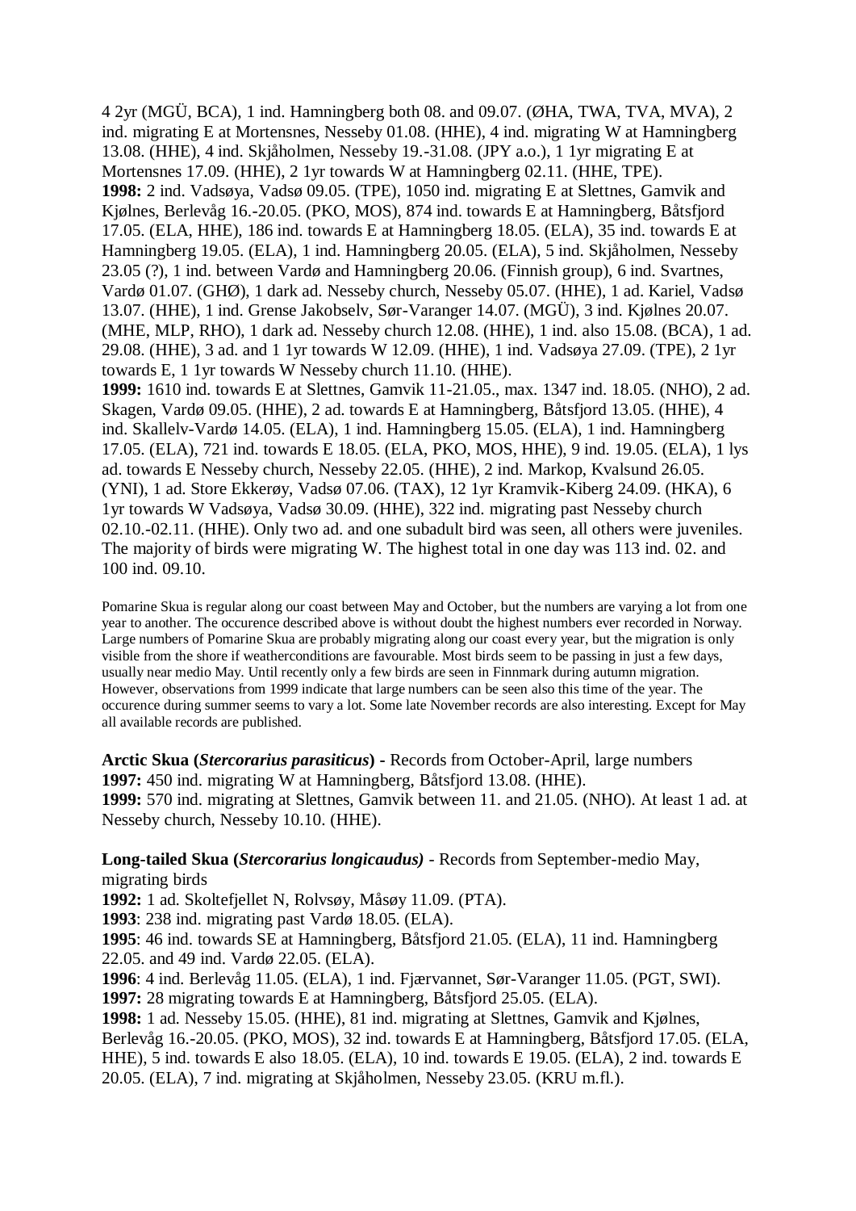4 2yr (MGÜ, BCA), 1 ind. Hamningberg both 08. and 09.07. (ØHA, TWA, TVA, MVA), 2 ind. migrating E at Mortensnes, Nesseby 01.08. (HHE), 4 ind. migrating W at Hamningberg 13.08. (HHE), 4 ind. Skjåholmen, Nesseby 19.-31.08. (JPY a.o.), 1 1yr migrating E at Mortensnes 17.09. (HHE), 2 1yr towards W at Hamningberg 02.11. (HHE, TPE).

**1998:** 2 ind. Vadsøya, Vadsø 09.05. (TPE), 1050 ind. migrating E at Slettnes, Gamvik and Kjølnes, Berlevåg 16.-20.05. (PKO, MOS), 874 ind. towards E at Hamningberg, Båtsfjord 17.05. (ELA, HHE), 186 ind. towards E at Hamningberg 18.05. (ELA), 35 ind. towards E at Hamningberg 19.05. (ELA), 1 ind. Hamningberg 20.05. (ELA), 5 ind. Skjåholmen, Nesseby 23.05 (?), 1 ind. between Vardø and Hamningberg 20.06. (Finnish group), 6 ind. Svartnes, Vardø 01.07. (GHØ), 1 dark ad. Nesseby church, Nesseby 05.07. (HHE), 1 ad. Kariel, Vadsø 13.07. (HHE), 1 ind. Grense Jakobselv, Sør-Varanger 14.07. (MGÜ), 3 ind. Kjølnes 20.07. (MHE, MLP, RHO), 1 dark ad. Nesseby church 12.08. (HHE), 1 ind. also 15.08. (BCA), 1 ad. 29.08. (HHE), 3 ad. and 1 1yr towards W 12.09. (HHE), 1 ind. Vadsøya 27.09. (TPE), 2 1yr towards E, 1 1yr towards W Nesseby church 11.10. (HHE).

**1999:** 1610 ind. towards E at Slettnes, Gamvik 11-21.05., max. 1347 ind. 18.05. (NHO), 2 ad. Skagen, Vardø 09.05. (HHE), 2 ad. towards E at Hamningberg, Båtsfjord 13.05. (HHE), 4 ind. Skallelv-Vardø 14.05. (ELA), 1 ind. Hamningberg 15.05. (ELA), 1 ind. Hamningberg 17.05. (ELA), 721 ind. towards E 18.05. (ELA, PKO, MOS, HHE), 9 ind. 19.05. (ELA), 1 lys ad. towards E Nesseby church, Nesseby 22.05. (HHE), 2 ind. Markop, Kvalsund 26.05. (YNI), 1 ad. Store Ekkerøy, Vadsø 07.06. (TAX), 12 1yr Kramvik-Kiberg 24.09. (HKA), 6 1yr towards W Vadsøya, Vadsø 30.09. (HHE), 322 ind. migrating past Nesseby church 02.10.-02.11. (HHE). Only two ad. and one subadult bird was seen, all others were juveniles. The majority of birds were migrating W. The highest total in one day was 113 ind. 02. and 100 ind. 09.10.

Pomarine Skua is regular along our coast between May and October, but the numbers are varying a lot from one year to another. The occurence described above is without doubt the highest numbers ever recorded in Norway. Large numbers of Pomarine Skua are probably migrating along our coast every year, but the migration is only visible from the shore if weatherconditions are favourable. Most birds seem to be passing in just a few days, usually near medio May. Until recently only a few birds are seen in Finnmark during autumn migration. However, observations from 1999 indicate that large numbers can be seen also this time of the year. The occurence during summer seems to vary a lot. Some late November records are also interesting. Except for May all available records are published.

**Arctic Skua (*Stercorarius parasiticus*)** - Records from October-April, large numbers

**1997:** 450 ind. migrating W at Hamningberg, Båtsfjord 13.08. (HHE).

**1999:** 570 ind. migrating at Slettnes, Gamvik between 11. and 21.05. (NHO). At least 1 ad. at Nesseby church, Nesseby 10.10. (HHE).

**Long-tailed Skua (*Stercorarius longicaudus)*** - Records from September-medio May, migrating birds

**1992:** 1 ad. Skoltefjellet N, Rolvsøy, Måsøy 11.09. (PTA).

**1993**: 238 ind. migrating past Vardø 18.05. (ELA).

**1995**: 46 ind. towards SE at Hamningberg, Båtsfjord 21.05. (ELA), 11 ind. Hamningberg 22.05. and 49 ind. Vardø 22.05. (ELA).

**1996**: 4 ind. Berlevåg 11.05. (ELA), 1 ind. Fjærvannet, Sør-Varanger 11.05. (PGT, SWI).

**1997:** 28 migrating towards E at Hamningberg, Båtsfjord 25.05. (ELA).

**1998:** 1 ad. Nesseby 15.05. (HHE), 81 ind. migrating at Slettnes, Gamvik and Kjølnes, Berlevåg 16.-20.05. (PKO, MOS), 32 ind. towards E at Hamningberg, Båtsfjord 17.05. (ELA, HHE), 5 ind. towards E also 18.05. (ELA), 10 ind. towards E 19.05. (ELA), 2 ind. towards E 20.05. (ELA), 7 ind. migrating at Skjåholmen, Nesseby 23.05. (KRU m.fl.).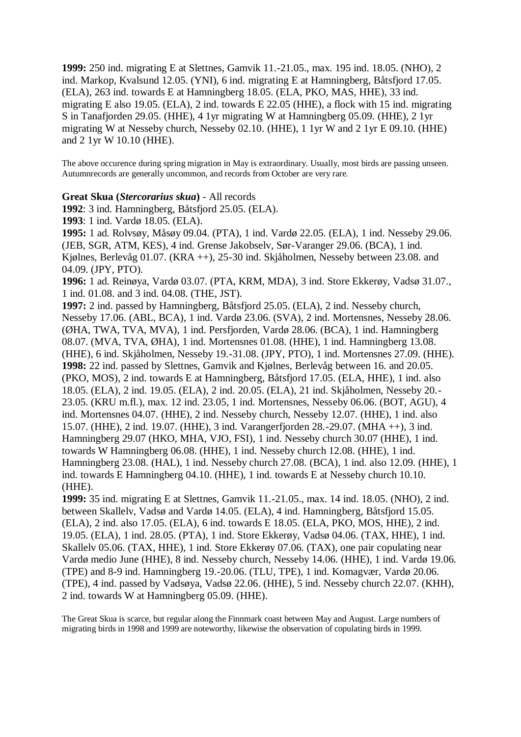**1999:** 250 ind. migrating E at Slettnes, Gamvik 11.-21.05., max. 195 ind. 18.05. (NHO), 2 ind. Markop, Kvalsund 12.05. (YNI), 6 ind. migrating E at Hamningberg, Båtsfjord 17.05. (ELA), 263 ind. towards E at Hamningberg 18.05. (ELA, PKO, MAS, HHE), 33 ind. migrating E also 19.05. (ELA), 2 ind. towards E 22.05 (HHE), a flock with 15 ind. migrating S in Tanafjorden 29.05. (HHE), 4 1yr migrating W at Hamningberg 05.09. (HHE), 2 1yr migrating W at Nesseby church, Nesseby 02.10. (HHE), 1 1yr W and 2 1yr E 09.10. (HHE) and 2 1yr W 10.10 (HHE).

The above occurence during spring migration in May is extraordinary. Usually, most birds are passing unseen. Autumnrecords are generally uncommon, and records from October are very rare.

**Great Skua (*Stercorarius skua*)** - All records

**1992**: 3 ind. Hamningberg, Båtsfjord 25.05. (ELA).

**1993**: 1 ind. Vardø 18.05. (ELA).

**1995:** 1 ad. Rolvsøy, Måsøy 09.04. (PTA), 1 ind. Vardø 22.05. (ELA), 1 ind. Nesseby 29.06. (JEB, SGR, ATM, KES), 4 ind. Grense Jakobselv, Sør-Varanger 29.06. (BCA), 1 ind. Kjølnes, Berlevåg 01.07. (KRA ++), 25-30 ind. Skjåholmen, Nesseby between 23.08. and 04.09. (JPY, PTO).

**1996:** 1 ad. Reinøya, Vardø 03.07. (PTA, KRM, MDA), 3 ind. Store Ekkerøy, Vadsø 31.07., 1 ind. 01.08. and 3 ind. 04.08. (THE, JST).

**1997:** 2 ind. passed by Hamningberg, Båtsfjord 25.05. (ELA), 2 ind. Nesseby church, Nesseby 17.06. (ABL, BCA), 1 ind. Vardø 23.06. (SVA), 2 ind. Mortensnes, Nesseby 28.06. (ØHA, TWA, TVA, MVA), 1 ind. Persfjorden, Vardø 28.06. (BCA), 1 ind. Hamningberg 08.07. (MVA, TVA, ØHA), 1 ind. Mortensnes 01.08. (HHE), 1 ind. Hamningberg 13.08. (HHE), 6 ind. Skjåholmen, Nesseby 19.-31.08. (JPY, PTO), 1 ind. Mortensnes 27.09. (HHE).

**1998:** 22 ind. passed by Slettnes, Gamvik and Kjølnes, Berlevåg between 16. and 20.05. (PKO, MOS), 2 ind. towards E at Hamningberg, Båtsfjord 17.05. (ELA, HHE), 1 ind. also 18.05. (ELA), 2 ind. 19.05. (ELA), 2 ind. 20.05. (ELA), 21 ind. Skjåholmen, Nesseby 20.-23.05. (KRU m.fl.), max. 12 ind. 23.05, 1 ind. Mortensnes, Nesseby 06.06. (BOT, AGU), 4 ind. Mortensnes 04.07. (HHE), 2 ind. Nesseby church, Nesseby 12.07. (HHE), 1 ind. also 15.07. (HHE), 2 ind. 19.07. (HHE), 3 ind. Varangerfjorden 28.-29.07. (MHA ++), 3 ind. Hamningberg 29.07 (HKO, MHA, VJO, FSI), 1 ind. Nesseby church 30.07 (HHE), 1 ind. towards W Hamningberg 06.08. (HHE), 1 ind. Nesseby church 12.08. (HHE), 1 ind. Hamningberg 23.08. (HAL), 1 ind. Nesseby church 27.08. (BCA), 1 ind. also 12.09. (HHE), 1 ind. towards E Hamningberg 04.10. (HHE), 1 ind. towards E at Nesseby church 10.10. (HHE).

**1999:** 35 ind. migrating E at Slettnes, Gamvik 11.-21.05., max. 14 ind. 18.05. (NHO), 2 ind. between Skallelv, Vadsø and Vardø 14.05. (ELA), 4 ind. Hamningberg, Båtsfjord 15.05. (ELA), 2 ind. also 17.05. (ELA), 6 ind. towards E 18.05. (ELA, PKO, MOS, HHE), 2 ind. 19.05. (ELA), 1 ind. 28.05. (PTA), 1 ind. Store Ekkerøy, Vadsø 04.06. (TAX, HHE), 1 ind. Skallelv 05.06. (TAX, HHE), 1 ind. Store Ekkerøy 07.06. (TAX), one pair copulating near Vardø medio June (HHE), 8 ind. Nesseby church, Nesseby 14.06. (HHE), 1 ind. Vardø 19.06. (TPE) and 8-9 ind. Hamningberg 19.-20.06. (TLU, TPE), 1 ind. Komagvær, Vardø 20.06. (TPE), 4 ind. passed by Vadsøya, Vadsø 22.06. (HHE), 5 ind. Nesseby church 22.07. (KHH), 2 ind. towards W at Hamningberg 05.09. (HHE).

The Great Skua is scarce, but regular along the Finnmark coast between May and August. Large numbers of migrating birds in 1998 and 1999 are noteworthy, likewise the observation of copulating birds in 1999.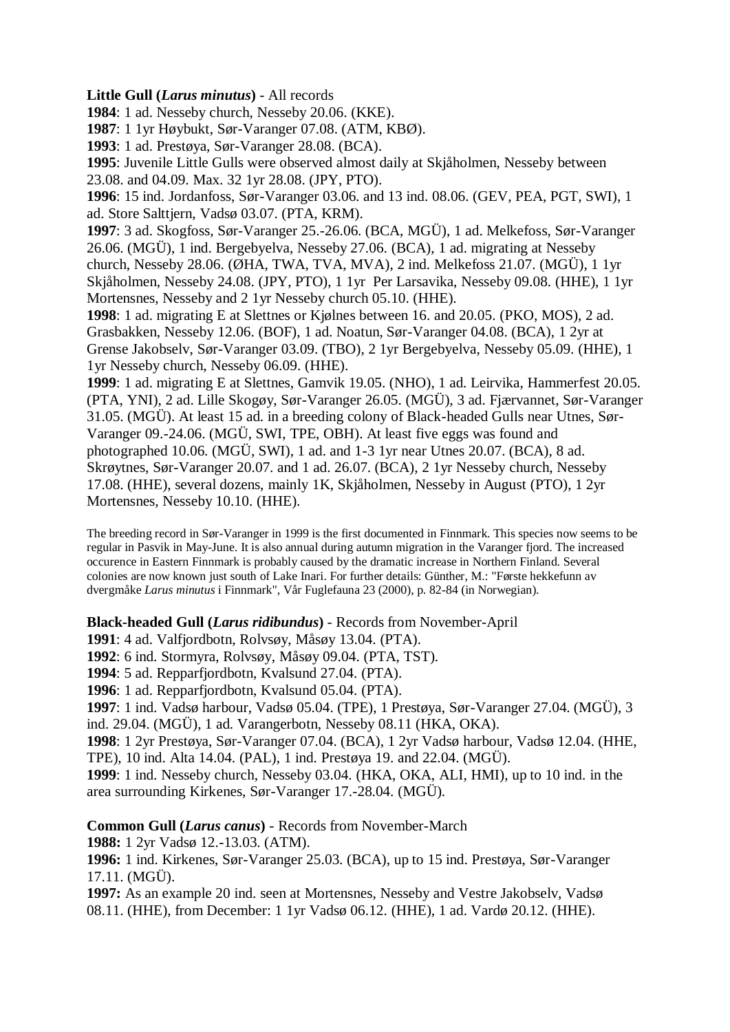**Little Gull (*Larus minutus*)** - All records

**1984**: 1 ad. Nesseby church, Nesseby 20.06. (KKE).

**1987**: 1 1yr Høybukt, Sør-Varanger 07.08. (ATM, KBØ).

**1993**: 1 ad. Prestøya, Sør-Varanger 28.08. (BCA).

**1995**: Juvenile Little Gulls were observed almost daily at Skjåholmen, Nesseby between 23.08. and 04.09. Max. 32 1yr 28.08. (JPY, PTO).

**1996**: 15 ind. Jordanfoss, Sør-Varanger 03.06. and 13 ind. 08.06. (GEV, PEA, PGT, SWI), 1 ad. Store Salttjern, Vadsø 03.07. (PTA, KRM).

**1997**: 3 ad. Skogfoss, Sør-Varanger 25.-26.06. (BCA, MGÜ), 1 ad. Melkefoss, Sør-Varanger 26.06. (MGÜ), 1 ind. Bergebyelva, Nesseby 27.06. (BCA), 1 ad. migrating at Nesseby church, Nesseby 28.06. (ØHA, TWA, TVA, MVA), 2 ind. Melkefoss 21.07. (MGÜ), 1 1yr Skjåholmen, Nesseby 24.08. (JPY, PTO), 1 1yr Per Larsavika, Nesseby 09.08. (HHE), 1 1yr Mortensnes, Nesseby and 2 1yr Nesseby church 05.10. (HHE).

**1998**: 1 ad. migrating E at Slettnes or Kjølnes between 16. and 20.05. (PKO, MOS), 2 ad. Grasbakken, Nesseby 12.06. (BOF), 1 ad. Noatun, Sør-Varanger 04.08. (BCA), 1 2yr at Grense Jakobselv, Sør-Varanger 03.09. (TBO), 2 1yr Bergebyelva, Nesseby 05.09. (HHE), 1 1yr Nesseby church, Nesseby 06.09. (HHE).

**1999**: 1 ad. migrating E at Slettnes, Gamvik 19.05. (NHO), 1 ad. Leirvika, Hammerfest 20.05. (PTA, YNI), 2 ad. Lille Skogøy, Sør-Varanger 26.05. (MGÜ), 3 ad. Fjærvannet, Sør-Varanger 31.05. (MGÜ). At least 15 ad. in a breeding colony of Black-headed Gulls near Utnes, Sør-Varanger 09.-24.06. (MGÜ, SWI, TPE, OBH). At least five eggs was found and photographed 10.06. (MGÜ, SWI), 1 ad. and 1-3 1yr near Utnes 20.07. (BCA), 8 ad. Skrøytnes, Sør-Varanger 20.07. and 1 ad. 26.07. (BCA), 2 1yr Nesseby church, Nesseby 17.08. (HHE), several dozens, mainly 1K, Skjåholmen, Nesseby in August (PTO), 1 2yr Mortensnes, Nesseby 10.10. (HHE).

The breeding record in Sør-Varanger in 1999 is the first documented in Finnmark. This species now seems to be regular in Pasvik in May-June. It is also annual during autumn migration in the Varanger fjord. The increased occurence in Eastern Finnmark is probably caused by the dramatic increase in Northern Finland. Several colonies are now known just south of Lake Inari. For further details: Günther, M.: "Første hekkefunn av dvergmåke *Larus minutus* i Finnmark", Vår Fuglefauna 23 (2000), p. 82-84 (in Norwegian).

**Black-headed Gull (*Larus ridibundus*)** - Records from November-April

**1991**: 4 ad. Valfjordbotn, Rolvsøy, Måsøy 13.04. (PTA).

**1992**: 6 ind. Stormyra, Rolvsøy, Måsøy 09.04. (PTA, TST).

**1994**: 5 ad. Repparfjordbotn, Kvalsund 27.04. (PTA).

**1996**: 1 ad. Repparfjordbotn, Kvalsund 05.04. (PTA).

**1997**: 1 ind. Vadsø harbour, Vadsø 05.04. (TPE), 1 Prestøya, Sør-Varanger 27.04. (MGÜ), 3 ind. 29.04. (MGÜ), 1 ad. Varangerbotn, Nesseby 08.11 (HKA, OKA).

**1998**: 1 2yr Prestøya, Sør-Varanger 07.04. (BCA), 1 2yr Vadsø harbour, Vadsø 12.04. (HHE, TPE), 10 ind. Alta 14.04. (PAL), 1 ind. Prestøya 19. and 22.04. (MGÜ).

**1999**: 1 ind. Nesseby church, Nesseby 03.04. (HKA, OKA, ALI, HMI), up to 10 ind. in the area surrounding Kirkenes, Sør-Varanger 17.-28.04. (MGÜ).

**Common Gull (*Larus canus*)** - Records from November-March

**1988:** 1 2yr Vadsø 12.-13.03. (ATM).

**1996:** 1 ind. Kirkenes, Sør-Varanger 25.03. (BCA), up to 15 ind. Prestøya, Sør-Varanger 17.11. (MGÜ).

**1997:** As an example 20 ind. seen at Mortensnes, Nesseby and Vestre Jakobselv, Vadsø 08.11. (HHE), from December: 1 1yr Vadsø 06.12. (HHE), 1 ad. Vardø 20.12. (HHE).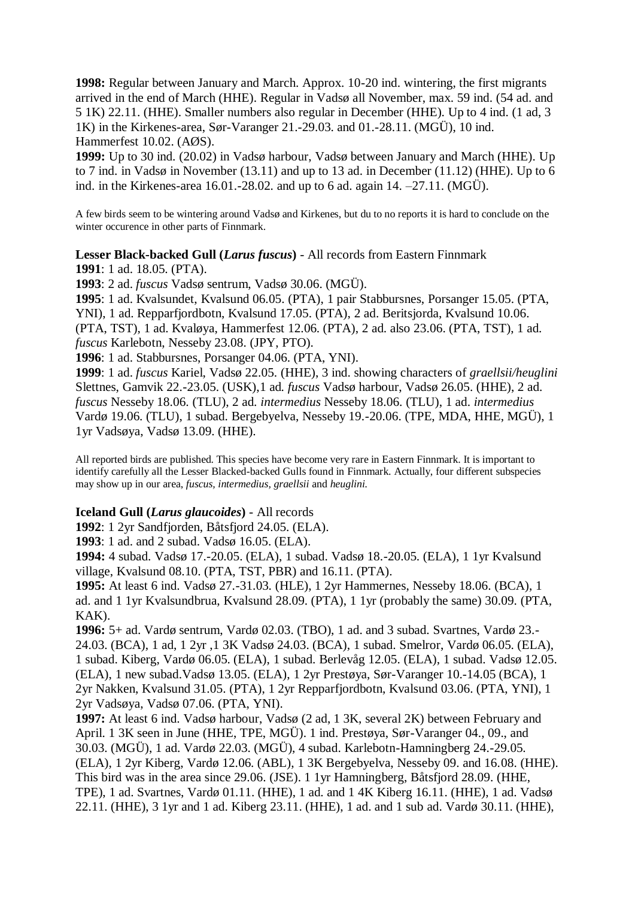**1998:** Regular between January and March. Approx. 10-20 ind. wintering, the first migrants arrived in the end of March (HHE). Regular in Vadsø all November, max. 59 ind. (54 ad. and 5 1K) 22.11. (HHE). Smaller numbers also regular in December (HHE). Up to 4 ind. (1 ad, 3 1K) in the Kirkenes-area, Sør-Varanger 21.-29.03. and 01.-28.11. (MGÜ), 10 ind. Hammerfest 10.02. (AØS).
**1999:** Up to 30 ind. (20.02) in Vadsø harbour, Vadsø between January and March (HHE). Up to 7 ind. in Vadsø in November (13.11) and up to 13 ad. in December (11.12) (HHE). Up to 6 ind. in the Kirkenes-area 16.01.-28.02. and up to 6 ad. again 14. –27.11. (MGÜ).

A few birds seem to be wintering around Vadsø and Kirkenes, but du to no reports it is hard to conclude on the winter occurence in other parts of Finnmark.

**Lesser Black-backed Gull (*Larus fuscus*)** - All records from Eastern Finnmark
**1991**: 1 ad. 18.05. (PTA).
**1993**: 2 ad. *fuscus* Vadsø sentrum, Vadsø 30.06. (MGÜ).
**1995**: 1 ad. Kvalsundet, Kvalsund 06.05. (PTA), 1 pair Stabbursnes, Porsanger 15.05. (PTA, YNI), 1 ad. Repparfjordbotn, Kvalsund 17.05. (PTA), 2 ad. Beritsjorda, Kvalsund 10.06. (PTA, TST), 1 ad. Kvaløya, Hammerfest 12.06. (PTA), 2 ad. also 23.06. (PTA, TST), 1 ad. *fuscus* Karlebotn, Nesseby 23.08. (JPY, PTO).
**1996**: 1 ad. Stabbursnes, Porsanger 04.06. (PTA, YNI).
**1999**: 1 ad. *fuscus* Kariel, Vadsø 22.05. (HHE), 3 ind. showing characters of *graellsii/heuglini* Slettnes, Gamvik 22.-23.05. (USK),1 ad. *fuscus* Vadsø harbour, Vadsø 26.05. (HHE), 2 ad. *fuscus* Nesseby 18.06. (TLU), 2 ad. *intermedius* Nesseby 18.06. (TLU), 1 ad. *intermedius* Vardø 19.06. (TLU), 1 subad. Bergebyelva, Nesseby 19.-20.06. (TPE, MDA, HHE, MGÜ), 1 1yr Vadsøya, Vadsø 13.09. (HHE).

All reported birds are published. This species have become very rare in Eastern Finnmark. It is important to identify carefully all the Lesser Blacked-backed Gulls found in Finnmark. Actually, four different subspecies may show up in our area, *fuscus, intermedius, graellsii* and *heuglini.*

**Iceland Gull (*Larus glaucoides*)** - All records
**1992**: 1 2yr Sandfjorden, Båtsfjord 24.05. (ELA).
**1993**: 1 ad. and 2 subad. Vadsø 16.05. (ELA).
**1994:** 4 subad. Vadsø 17.-20.05. (ELA), 1 subad. Vadsø 18.-20.05. (ELA), 1 1yr Kvalsund village, Kvalsund 08.10. (PTA, TST, PBR) and 16.11. (PTA).
**1995:** At least 6 ind. Vadsø 27.-31.03. (HLE), 1 2yr Hammernes, Nesseby 18.06. (BCA), 1 ad. and 1 1yr Kvalsundbrua, Kvalsund 28.09. (PTA), 1 1yr (probably the same) 30.09. (PTA, KAK).
**1996:** 5+ ad. Vardø sentrum, Vardø 02.03. (TBO), 1 ad. and 3 subad. Svartnes, Vardø 23.-24.03. (BCA), 1 ad, 1 2yr ,1 3K Vadsø 24.03. (BCA), 1 subad. Smelror, Vardø 06.05. (ELA), 1 subad. Kiberg, Vardø 06.05. (ELA), 1 subad. Berlevåg 12.05. (ELA), 1 subad. Vadsø 12.05. (ELA), 1 new subad.Vadsø 13.05. (ELA), 1 2yr Prestøya, Sør-Varanger 10.-14.05 (BCA), 1 2yr Nakken, Kvalsund 31.05. (PTA), 1 2yr Repparfjordbotn, Kvalsund 03.06. (PTA, YNI), 1 2yr Vadsøya, Vadsø 07.06. (PTA, YNI).
**1997:** At least 6 ind. Vadsø harbour, Vadsø (2 ad, 1 3K, several 2K) between February and April. 1 3K seen in June (HHE, TPE, MGÜ). 1 ind. Prestøya, Sør-Varanger 04., 09., and 30.03. (MGÜ), 1 ad. Vardø 22.03. (MGÜ), 4 subad. Karlebotn-Hamningberg 24.-29.05. (ELA), 1 2yr Kiberg, Vardø 12.06. (ABL), 1 3K Bergebyelva, Nesseby 09. and 16.08. (HHE). This bird was in the area since 29.06. (JSE). 1 1yr Hamningberg, Båtsfjord 28.09. (HHE, TPE), 1 ad. Svartnes, Vardø 01.11. (HHE), 1 ad. and 1 4K Kiberg 16.11. (HHE), 1 ad. Vadsø 22.11. (HHE), 3 1yr and 1 ad. Kiberg 23.11. (HHE), 1 ad. and 1 sub ad. Vardø 30.11. (HHE),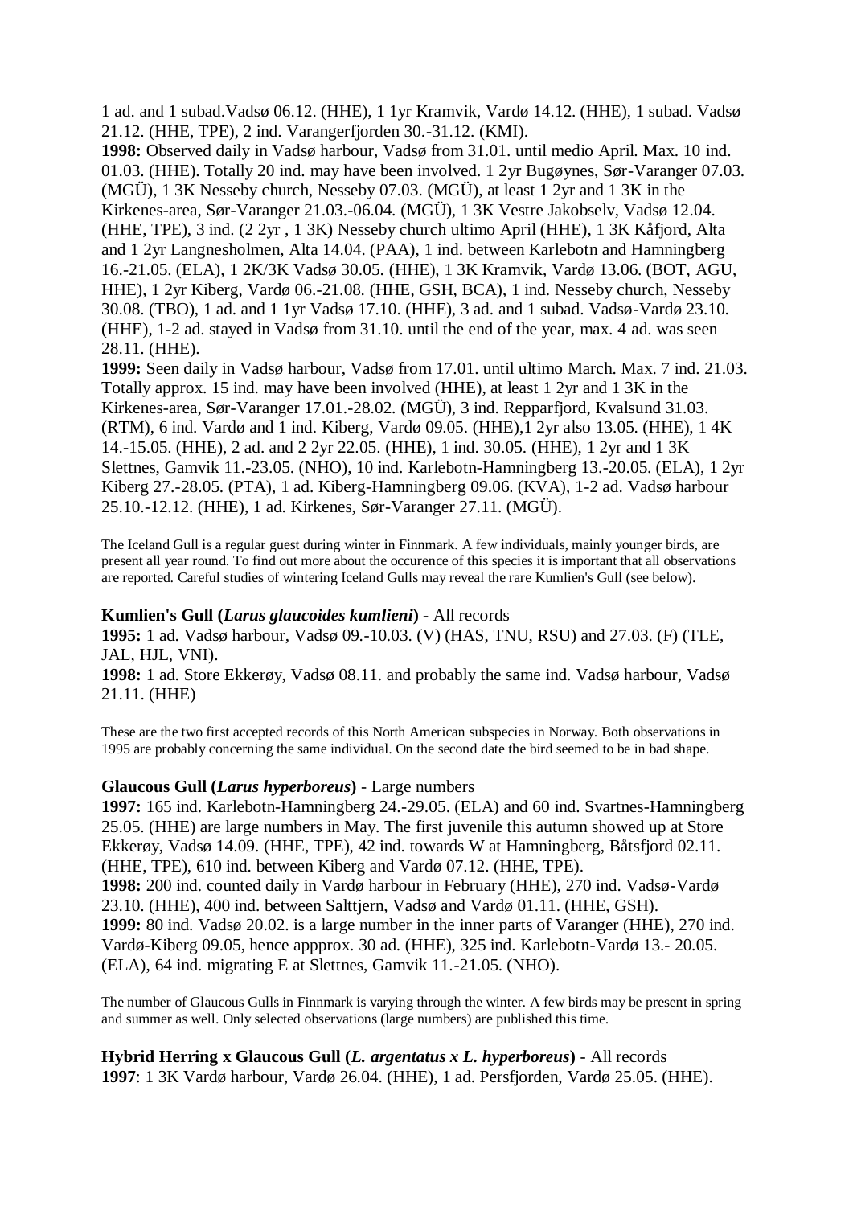1 ad. and 1 subad.Vadsø 06.12. (HHE), 1 1yr Kramvik, Vardø 14.12. (HHE), 1 subad. Vadsø 21.12. (HHE, TPE), 2 ind. Varangerfjorden 30.-31.12. (KMI).

**1998:** Observed daily in Vadsø harbour, Vadsø from 31.01. until medio April. Max. 10 ind. 01.03. (HHE). Totally 20 ind. may have been involved. 1 2yr Bugøynes, Sør-Varanger 07.03. (MGÜ), 1 3K Nesseby church, Nesseby 07.03. (MGÜ), at least 1 2yr and 1 3K in the Kirkenes-area, Sør-Varanger 21.03.-06.04. (MGÜ), 1 3K Vestre Jakobselv, Vadsø 12.04. (HHE, TPE), 3 ind. (2 2yr , 1 3K) Nesseby church ultimo April (HHE), 1 3K Kåfjord, Alta and 1 2yr Langnesholmen, Alta 14.04. (PAA), 1 ind. between Karlebotn and Hamningberg 16.-21.05. (ELA), 1 2K/3K Vadsø 30.05. (HHE), 1 3K Kramvik, Vardø 13.06. (BOT, AGU, HHE), 1 2yr Kiberg, Vardø 06.-21.08. (HHE, GSH, BCA), 1 ind. Nesseby church, Nesseby 30.08. (TBO), 1 ad. and 1 1yr Vadsø 17.10. (HHE), 3 ad. and 1 subad. Vadsø-Vardø 23.10. (HHE), 1-2 ad. stayed in Vadsø from 31.10. until the end of the year, max. 4 ad. was seen 28.11. (HHE).

**1999:** Seen daily in Vadsø harbour, Vadsø from 17.01. until ultimo March. Max. 7 ind. 21.03. Totally approx. 15 ind. may have been involved (HHE), at least 1 2yr and 1 3K in the Kirkenes-area, Sør-Varanger 17.01.-28.02. (MGÜ), 3 ind. Repparfjord, Kvalsund 31.03. (RTM), 6 ind. Vardø and 1 ind. Kiberg, Vardø 09.05. (HHE),1 2yr also 13.05. (HHE), 1 4K 14.-15.05. (HHE), 2 ad. and 2 2yr 22.05. (HHE), 1 ind. 30.05. (HHE), 1 2yr and 1 3K Slettnes, Gamvik 11.-23.05. (NHO), 10 ind. Karlebotn-Hamningberg 13.-20.05. (ELA), 1 2yr Kiberg 27.-28.05. (PTA), 1 ad. Kiberg-Hamningberg 09.06. (KVA), 1-2 ad. Vadsø harbour 25.10.-12.12. (HHE), 1 ad. Kirkenes, Sør-Varanger 27.11. (MGÜ).

The Iceland Gull is a regular guest during winter in Finnmark. A few individuals, mainly younger birds, are present all year round. To find out more about the occurence of this species it is important that all observations are reported. Careful studies of wintering Iceland Gulls may reveal the rare Kumlien's Gull (see below).

**Kumlien's Gull (*Larus glaucoides kumlieni*)** - All records

**1995:** 1 ad. Vadsø harbour, Vadsø 09.-10.03. (V) (HAS, TNU, RSU) and 27.03. (F) (TLE, JAL, HJL, VNI).

**1998:** 1 ad. Store Ekkerøy, Vadsø 08.11. and probably the same ind. Vadsø harbour, Vadsø 21.11. (HHE)

These are the two first accepted records of this North American subspecies in Norway. Both observations in 1995 are probably concerning the same individual. On the second date the bird seemed to be in bad shape.

**Glaucous Gull (*Larus hyperboreus*)** - Large numbers

**1997:** 165 ind. Karlebotn-Hamningberg 24.-29.05. (ELA) and 60 ind. Svartnes-Hamningberg 25.05. (HHE) are large numbers in May. The first juvenile this autumn showed up at Store Ekkerøy, Vadsø 14.09. (HHE, TPE), 42 ind. towards W at Hamningberg, Båtsfjord 02.11. (HHE, TPE), 610 ind. between Kiberg and Vardø 07.12. (HHE, TPE).

**1998:** 200 ind. counted daily in Vardø harbour in February (HHE), 270 ind. Vadsø-Vardø 23.10. (HHE), 400 ind. between Salttjern, Vadsø and Vardø 01.11. (HHE, GSH).

**1999:** 80 ind. Vadsø 20.02. is a large number in the inner parts of Varanger (HHE), 270 ind. Vardø-Kiberg 09.05, hence appprox. 30 ad. (HHE), 325 ind. Karlebotn-Vardø 13.- 20.05. (ELA), 64 ind. migrating E at Slettnes, Gamvik 11.-21.05. (NHO).

The number of Glaucous Gulls in Finnmark is varying through the winter. A few birds may be present in spring and summer as well. Only selected observations (large numbers) are published this time.

**Hybrid Herring x Glaucous Gull (*L. argentatus x L. hyperboreus*)** - All records

**1997**: 1 3K Vardø harbour, Vardø 26.04. (HHE), 1 ad. Persfjorden, Vardø 25.05. (HHE).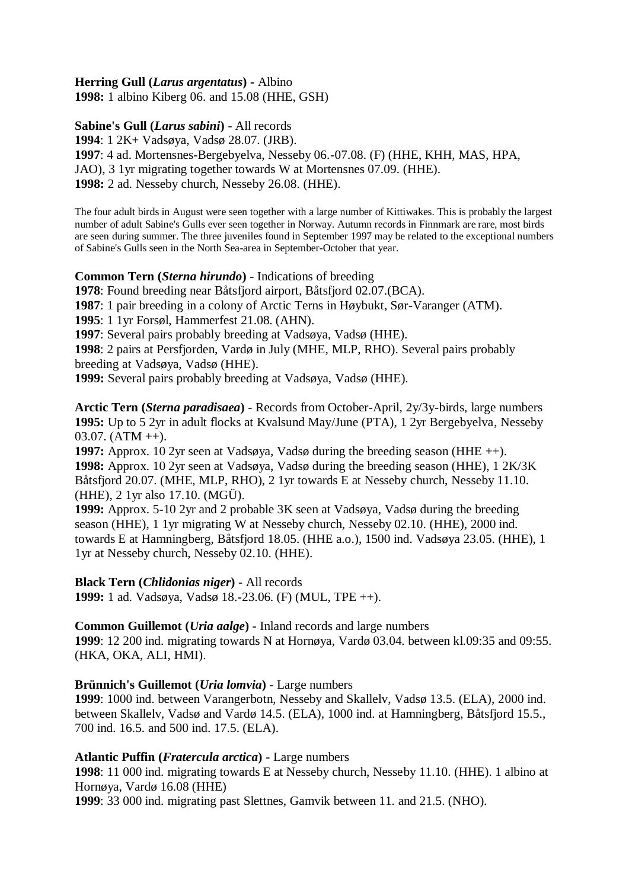**Herring Gull (*Larus argentatus*)** - Albino
**1998:** 1 albino Kiberg 06. and 15.08 (HHE, GSH)

**Sabine's Gull (*Larus sabini*)** - All records
**1994**: 1 2K+ Vadsøya, Vadsø 28.07. (JRB).
**1997**: 4 ad. Mortensnes-Bergebyelva, Nesseby 06.-07.08. (F) (HHE, KHH, MAS, HPA, JAO), 3 1yr migrating together towards W at Mortensnes 07.09. (HHE).
**1998:** 2 ad. Nesseby church, Nesseby 26.08. (HHE).

The four adult birds in August were seen together with a large number of Kittiwakes. This is probably the largest number of adult Sabine's Gulls ever seen together in Norway. Autumn records in Finnmark are rare, most birds are seen during summer. The three juveniles found in September 1997 may be related to the exceptional numbers of Sabine's Gulls seen in the North Sea-area in September-October that year.

**Common Tern (*Sterna hirundo*)** - Indications of breeding
**1978**: Found breeding near Båtsfjord airport, Båtsfjord 02.07.(BCA).
**1987**: 1 pair breeding in a colony of Arctic Terns in Høybukt, Sør-Varanger (ATM).
**1995**: 1 1yr Forsøl, Hammerfest 21.08. (AHN).
**1997**: Several pairs probably breeding at Vadsøya, Vadsø (HHE).
**1998**: 2 pairs at Persfjorden, Vardø in July (MHE, MLP, RHO). Several pairs probably breeding at Vadsøya, Vadsø (HHE).
**1999:** Several pairs probably breeding at Vadsøya, Vadsø (HHE).

**Arctic Tern (*Sterna paradisaea*)** - Records from October-April, 2y/3y-birds, large numbers
**1995:** Up to 5 2yr in adult flocks at Kvalsund May/June (PTA), 1 2yr Bergebyelva, Nesseby 03.07. (ATM ++).
**1997:** Approx. 10 2yr seen at Vadsøya, Vadsø during the breeding season (HHE ++).
**1998:** Approx. 10 2yr seen at Vadsøya, Vadsø during the breeding season (HHE), 1 2K/3K Båtsfjord 20.07. (MHE, MLP, RHO), 2 1yr towards E at Nesseby church, Nesseby 11.10. (HHE), 2 1yr also 17.10. (MGÜ).
**1999:** Approx. 5-10 2yr and 2 probable 3K seen at Vadsøya, Vadsø during the breeding season (HHE), 1 1yr migrating W at Nesseby church, Nesseby 02.10. (HHE), 2000 ind. towards E at Hamningberg, Båtsfjord 18.05. (HHE a.o.), 1500 ind. Vadsøya 23.05. (HHE), 1 1yr at Nesseby church, Nesseby 02.10. (HHE).

**Black Tern (*Chlidonias niger*)** - All records
**1999:** 1 ad. Vadsøya, Vadsø 18.-23.06. (F) (MUL, TPE ++).

**Common Guillemot (*Uria aalge*)** - Inland records and large numbers
**1999**: 12 200 ind. migrating towards N at Hornøya, Vardø 03.04. between kl.09:35 and 09:55. (HKA, OKA, ALI, HMI).

**Brünnich's Guillemot (*Uria lomvia*)** - Large numbers
**1999**: 1000 ind. between Varangerbotn, Nesseby and Skallelv, Vadsø 13.5. (ELA), 2000 ind. between Skallelv, Vadsø and Vardø 14.5. (ELA), 1000 ind. at Hamningberg, Båtsfjord 15.5., 700 ind. 16.5. and 500 ind. 17.5. (ELA).

**Atlantic Puffin (*Fratercula arctica*)** - Large numbers
**1998**: 11 000 ind. migrating towards E at Nesseby church, Nesseby 11.10. (HHE). 1 albino at Hornøya, Vardø 16.08 (HHE)
**1999**: 33 000 ind. migrating past Slettnes, Gamvik between 11. and 21.5. (NHO).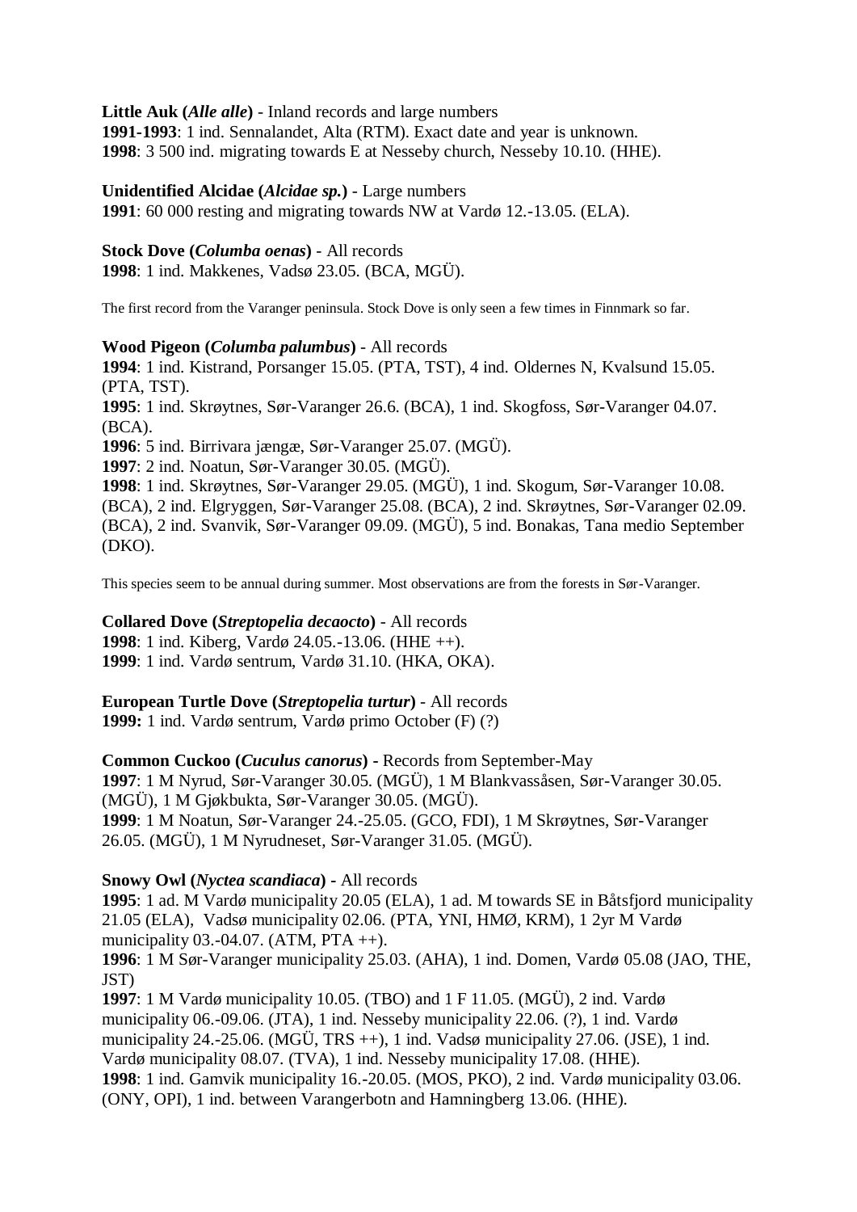**Little Auk (*Alle alle*)** - Inland records and large numbers
**1991-1993**: 1 ind. Sennalandet, Alta (RTM). Exact date and year is unknown.
**1998**: 3 500 ind. migrating towards E at Nesseby church, Nesseby 10.10. (HHE).

**Unidentified Alcidae (*Alcidae sp.*)** - Large numbers
**1991**: 60 000 resting and migrating towards NW at Vardø 12.-13.05. (ELA).

**Stock Dove (*Columba oenas*)** - All records
**1998**: 1 ind. Makkenes, Vadsø 23.05. (BCA, MGÜ).

The first record from the Varanger peninsula. Stock Dove is only seen a few times in Finnmark so far.

**Wood Pigeon (*Columba palumbus*)** - All records
**1994**: 1 ind. Kistrand, Porsanger 15.05. (PTA, TST), 4 ind. Oldernes N, Kvalsund 15.05. (PTA, TST).
**1995**: 1 ind. Skrøytnes, Sør-Varanger 26.6. (BCA), 1 ind. Skogfoss, Sør-Varanger 04.07. (BCA).
**1996**: 5 ind. Birrivara jængæ, Sør-Varanger 25.07. (MGÜ).
**1997**: 2 ind. Noatun, Sør-Varanger 30.05. (MGÜ).
**1998**: 1 ind. Skrøytnes, Sør-Varanger 29.05. (MGÜ), 1 ind. Skogum, Sør-Varanger 10.08. (BCA), 2 ind. Elgryggen, Sør-Varanger 25.08. (BCA), 2 ind. Skrøytnes, Sør-Varanger 02.09. (BCA), 2 ind. Svanvik, Sør-Varanger 09.09. (MGÜ), 5 ind. Bonakas, Tana medio September (DKO).

This species seem to be annual during summer. Most observations are from the forests in Sør-Varanger.

**Collared Dove (*Streptopelia decaocto*)** - All records
**1998**: 1 ind. Kiberg, Vardø 24.05.-13.06. (HHE ++).
**1999**: 1 ind. Vardø sentrum, Vardø 31.10. (HKA, OKA).

**European Turtle Dove (*Streptopelia turtur*)** - All records
**1999:** 1 ind. Vardø sentrum, Vardø primo October (F) (?)

**Common Cuckoo (*Cuculus canorus*)** - Records from September-May
**1997**: 1 M Nyrud, Sør-Varanger 30.05. (MGÜ), 1 M Blankvassåsen, Sør-Varanger 30.05. (MGÜ), 1 M Gjøkbukta, Sør-Varanger 30.05. (MGÜ).
**1999**: 1 M Noatun, Sør-Varanger 24.-25.05. (GCO, FDI), 1 M Skrøytnes, Sør-Varanger 26.05. (MGÜ), 1 M Nyrudneset, Sør-Varanger 31.05. (MGÜ).

**Snowy Owl (*Nyctea scandiaca*)** - All records
**1995**: 1 ad. M Vardø municipality 20.05 (ELA), 1 ad. M towards SE in Båtsfjord municipality 21.05 (ELA), Vadsø municipality 02.06. (PTA, YNI, HMØ, KRM), 1 2yr M Vardø municipality 03.-04.07. (ATM, PTA ++).
**1996**: 1 M Sør-Varanger municipality 25.03. (AHA), 1 ind. Domen, Vardø 05.08 (JAO, THE, JST)
**1997**: 1 M Vardø municipality 10.05. (TBO) and 1 F 11.05. (MGÜ), 2 ind. Vardø municipality 06.-09.06. (JTA), 1 ind. Nesseby municipality 22.06. (?), 1 ind. Vardø municipality 24.-25.06. (MGÜ, TRS ++), 1 ind. Vadsø municipality 27.06. (JSE), 1 ind. Vardø municipality 08.07. (TVA), 1 ind. Nesseby municipality 17.08. (HHE).
**1998**: 1 ind. Gamvik municipality 16.-20.05. (MOS, PKO), 2 ind. Vardø municipality 03.06. (ONY, OPI), 1 ind. between Varangerbotn and Hamningberg 13.06. (HHE).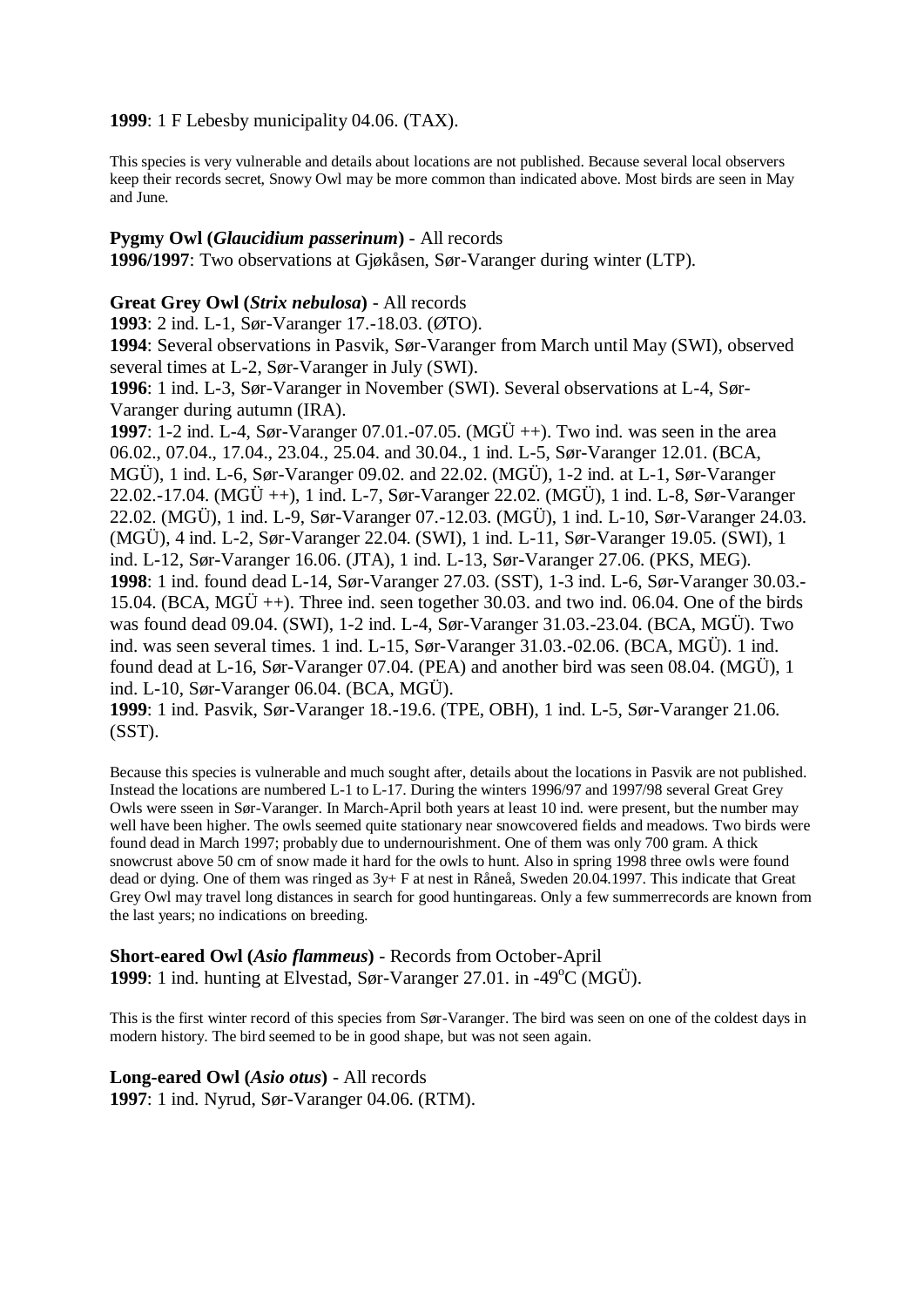**1999**: 1 F Lebesby municipality 04.06. (TAX).

This species is very vulnerable and details about locations are not published. Because several local observers keep their records secret, Snowy Owl may be more common than indicated above. Most birds are seen in May and June.

**Pygmy Owl (*Glaucidium passerinum*)** - All records
**1996/1997**: Two observations at Gjøkåsen, Sør-Varanger during winter (LTP).

**Great Grey Owl (*Strix nebulosa*)** - All records
**1993**: 2 ind. L-1, Sør-Varanger 17.-18.03. (ØTO).
**1994**: Several observations in Pasvik, Sør-Varanger from March until May (SWI), observed several times at L-2, Sør-Varanger in July (SWI).
**1996**: 1 ind. L-3, Sør-Varanger in November (SWI). Several observations at L-4, Sør-Varanger during autumn (IRA).
**1997**: 1-2 ind. L-4, Sør-Varanger 07.01.-07.05. (MGÜ ++). Two ind. was seen in the area 06.02., 07.04., 17.04., 23.04., 25.04. and 30.04., 1 ind. L-5, Sør-Varanger 12.01. (BCA, MGÜ), 1 ind. L-6, Sør-Varanger 09.02. and 22.02. (MGÜ), 1-2 ind. at L-1, Sør-Varanger 22.02.-17.04. (MGÜ ++), 1 ind. L-7, Sør-Varanger 22.02. (MGÜ), 1 ind. L-8, Sør-Varanger 22.02. (MGÜ), 1 ind. L-9, Sør-Varanger 07.-12.03. (MGÜ), 1 ind. L-10, Sør-Varanger 24.03. (MGÜ), 4 ind. L-2, Sør-Varanger 22.04. (SWI), 1 ind. L-11, Sør-Varanger 19.05. (SWI), 1 ind. L-12, Sør-Varanger 16.06. (JTA), 1 ind. L-13, Sør-Varanger 27.06. (PKS, MEG).
**1998**: 1 ind. found dead L-14, Sør-Varanger 27.03. (SST), 1-3 ind. L-6, Sør-Varanger 30.03.-15.04. (BCA, MGÜ ++). Three ind. seen together 30.03. and two ind. 06.04. One of the birds was found dead 09.04. (SWI), 1-2 ind. L-4, Sør-Varanger 31.03.-23.04. (BCA, MGÜ). Two ind. was seen several times. 1 ind. L-15, Sør-Varanger 31.03.-02.06. (BCA, MGÜ). 1 ind. found dead at L-16, Sør-Varanger 07.04. (PEA) and another bird was seen 08.04. (MGÜ), 1 ind. L-10, Sør-Varanger 06.04. (BCA, MGÜ).
**1999**: 1 ind. Pasvik, Sør-Varanger 18.-19.6. (TPE, OBH), 1 ind. L-5, Sør-Varanger 21.06. (SST).

Because this species is vulnerable and much sought after, details about the locations in Pasvik are not published. Instead the locations are numbered L-1 to L-17. During the winters 1996/97 and 1997/98 several Great Grey Owls were sseen in Sør-Varanger. In March-April both years at least 10 ind. were present, but the number may well have been higher. The owls seemed quite stationary near snowcovered fields and meadows. Two birds were found dead in March 1997; probably due to undernourishment. One of them was only 700 gram. A thick snowcrust above 50 cm of snow made it hard for the owls to hunt. Also in spring 1998 three owls were found dead or dying. One of them was ringed as 3y+ F at nest in Råneå, Sweden 20.04.1997. This indicate that Great Grey Owl may travel long distances in search for good huntingareas. Only a few summerrecords are known from the last years; no indications on breeding.

**Short-eared Owl (*Asio flammeus*)** - Records from October-April
**1999**: 1 ind. hunting at Elvestad, Sør-Varanger 27.01. in -49°C (MGÜ).

This is the first winter record of this species from Sør-Varanger. The bird was seen on one of the coldest days in modern history. The bird seemed to be in good shape, but was not seen again.

**Long-eared Owl (*Asio otus*)** - All records
**1997**: 1 ind. Nyrud, Sør-Varanger 04.06. (RTM).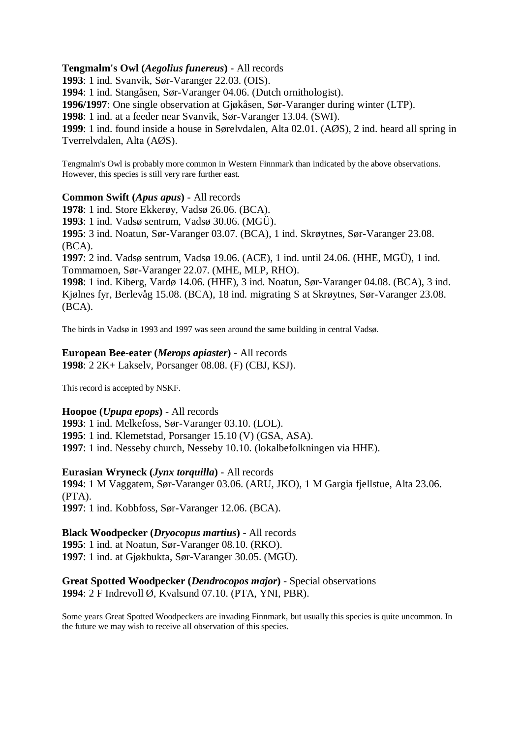**Tengmalm's Owl (*Aegolius funereus*)** - All records
**1993**: 1 ind. Svanvik, Sør-Varanger 22.03. (OIS).
**1994**: 1 ind. Stangåsen, Sør-Varanger 04.06. (Dutch ornithologist).
**1996/1997**: One single observation at Gjøkåsen, Sør-Varanger during winter (LTP).
**1998**: 1 ind. at a feeder near Svanvik, Sør-Varanger 13.04. (SWI).
**1999**: 1 ind. found inside a house in Sørelvdalen, Alta 02.01. (AØS), 2 ind. heard all spring in Tverrelvdalen, Alta (AØS).

Tengmalm's Owl is probably more common in Western Finnmark than indicated by the above observations. However, this species is still very rare further east.

**Common Swift (*Apus apus*)** - All records
**1978**: 1 ind. Store Ekkerøy, Vadsø 26.06. (BCA).
**1993**: 1 ind. Vadsø sentrum, Vadsø 30.06. (MGÜ).
**1995**: 3 ind. Noatun, Sør-Varanger 03.07. (BCA), 1 ind. Skrøytnes, Sør-Varanger 23.08. (BCA).
**1997**: 2 ind. Vadsø sentrum, Vadsø 19.06. (ACE), 1 ind. until 24.06. (HHE, MGÜ), 1 ind. Tommamoen, Sør-Varanger 22.07. (MHE, MLP, RHO).
**1998**: 1 ind. Kiberg, Vardø 14.06. (HHE), 3 ind. Noatun, Sør-Varanger 04.08. (BCA), 3 ind. Kjølnes fyr, Berlevåg 15.08. (BCA), 18 ind. migrating S at Skrøytnes, Sør-Varanger 23.08. (BCA).

The birds in Vadsø in 1993 and 1997 was seen around the same building in central Vadsø.

**European Bee-eater (*Merops apiaster*)** - All records
**1998**: 2 2K+ Lakselv, Porsanger 08.08. (F) (CBJ, KSJ).

This record is accepted by NSKF.

**Hoopoe (*Upupa epops*)** - All records
**1993**: 1 ind. Melkefoss, Sør-Varanger 03.10. (LOL).
**1995**: 1 ind. Klemetstad, Porsanger 15.10 (V) (GSA, ASA).
**1997**: 1 ind. Nesseby church, Nesseby 10.10. (lokalbefolkningen via HHE).

**Eurasian Wryneck (*Jynx torquilla*)** - All records
**1994**: 1 M Vaggatem, Sør-Varanger 03.06. (ARU, JKO), 1 M Gargia fjellstue, Alta 23.06. (PTA).
**1997**: 1 ind. Kobbfoss, Sør-Varanger 12.06. (BCA).

**Black Woodpecker (*Dryocopus martius*)** - All records
**1995**: 1 ind. at Noatun, Sør-Varanger 08.10. (RKO).
**1997**: 1 ind. at Gjøkbukta, Sør-Varanger 30.05. (MGÜ).

**Great Spotted Woodpecker (*Dendrocopos major*)** - Special observations
**1994**: 2 F Indrevoll Ø, Kvalsund 07.10. (PTA, YNI, PBR).

Some years Great Spotted Woodpeckers are invading Finnmark, but usually this species is quite uncommon. In the future we may wish to receive all observation of this species.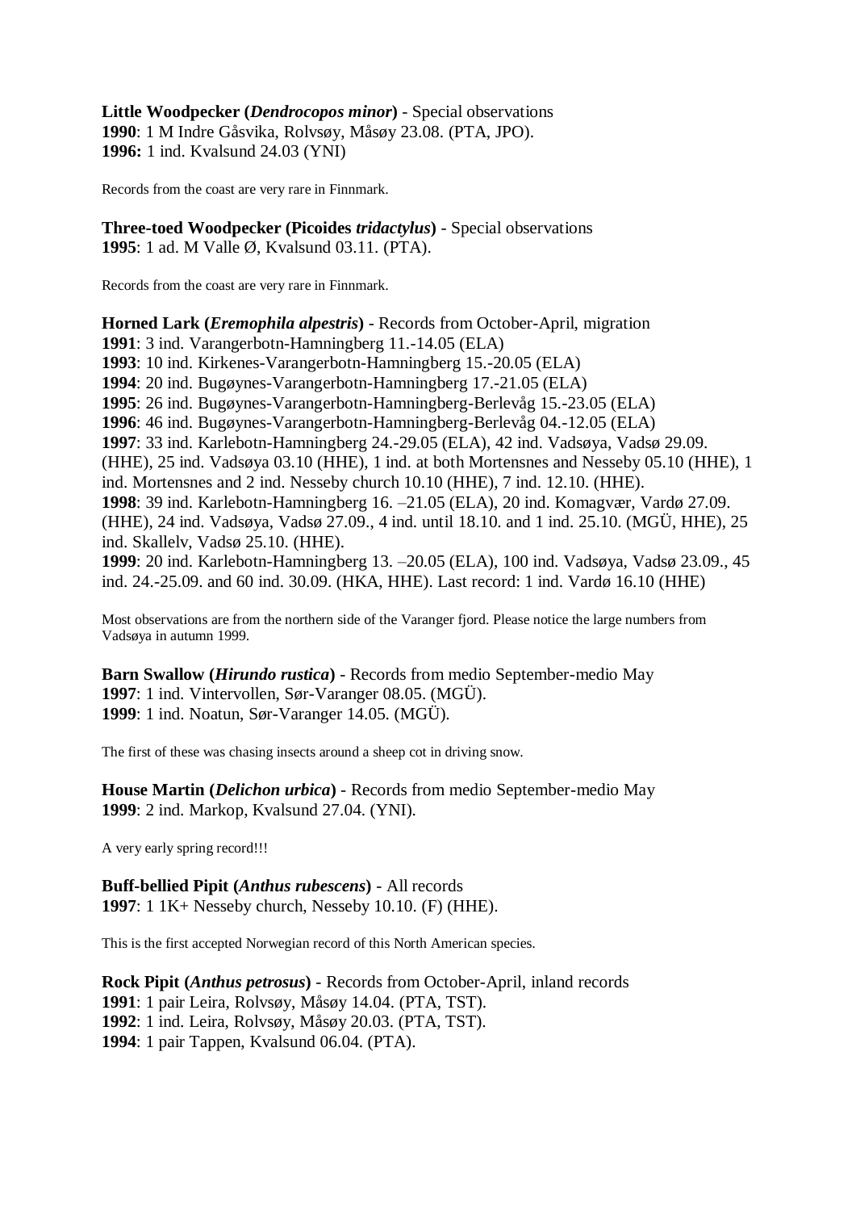**Little Woodpecker (*Dendrocopos minor*)** - Special observations
**1990**: 1 M Indre Gåsvika, Rolvsøy, Måsøy 23.08. (PTA, JPO).
**1996:** 1 ind. Kvalsund 24.03 (YNI)

Records from the coast are very rare in Finnmark.

**Three-toed Woodpecker (Picoides *tridactylus*)** - Special observations
**1995**: 1 ad. M Valle Ø, Kvalsund 03.11. (PTA).

Records from the coast are very rare in Finnmark.

**Horned Lark (*Eremophila alpestris*)** - Records from October-April, migration
**1991**: 3 ind. Varangerbotn-Hamningberg 11.-14.05 (ELA)
**1993**: 10 ind. Kirkenes-Varangerbotn-Hamningberg 15.-20.05 (ELA)
**1994**: 20 ind. Bugøynes-Varangerbotn-Hamningberg 17.-21.05 (ELA)
**1995**: 26 ind. Bugøynes-Varangerbotn-Hamningberg-Berlevåg 15.-23.05 (ELA)
**1996**: 46 ind. Bugøynes-Varangerbotn-Hamningberg-Berlevåg 04.-12.05 (ELA)
**1997**: 33 ind. Karlebotn-Hamningberg 24.-29.05 (ELA), 42 ind. Vadsøya, Vadsø 29.09. (HHE), 25 ind. Vadsøya 03.10 (HHE), 1 ind. at both Mortensnes and Nesseby 05.10 (HHE), 1 ind. Mortensnes and 2 ind. Nesseby church 10.10 (HHE), 7 ind. 12.10. (HHE).
**1998**: 39 ind. Karlebotn-Hamningberg 16. –21.05 (ELA), 20 ind. Komagvær, Vardø 27.09. (HHE), 24 ind. Vadsøya, Vadsø 27.09., 4 ind. until 18.10. and 1 ind. 25.10. (MGÜ, HHE), 25 ind. Skallelv, Vadsø 25.10. (HHE).
**1999**: 20 ind. Karlebotn-Hamningberg 13. –20.05 (ELA), 100 ind. Vadsøya, Vadsø 23.09., 45 ind. 24.-25.09. and 60 ind. 30.09. (HKA, HHE). Last record: 1 ind. Vardø 16.10 (HHE)

Most observations are from the northern side of the Varanger fjord. Please notice the large numbers from Vadsøya in autumn 1999.

**Barn Swallow (*Hirundo rustica*)** - Records from medio September-medio May
**1997**: 1 ind. Vintervollen, Sør-Varanger 08.05. (MGÜ).
**1999**: 1 ind. Noatun, Sør-Varanger 14.05. (MGÜ).

The first of these was chasing insects around a sheep cot in driving snow.

**House Martin (*Delichon urbica*)** - Records from medio September-medio May
**1999**: 2 ind. Markop, Kvalsund 27.04. (YNI).

A very early spring record!!!

**Buff-bellied Pipit (*Anthus rubescens*)** - All records
**1997**: 1 1K+ Nesseby church, Nesseby 10.10. (F) (HHE).

This is the first accepted Norwegian record of this North American species.

**Rock Pipit (*Anthus petrosus*)** - Records from October-April, inland records
**1991**: 1 pair Leira, Rolvsøy, Måsøy 14.04. (PTA, TST).
**1992**: 1 ind. Leira, Rolvsøy, Måsøy 20.03. (PTA, TST).
**1994**: 1 pair Tappen, Kvalsund 06.04. (PTA).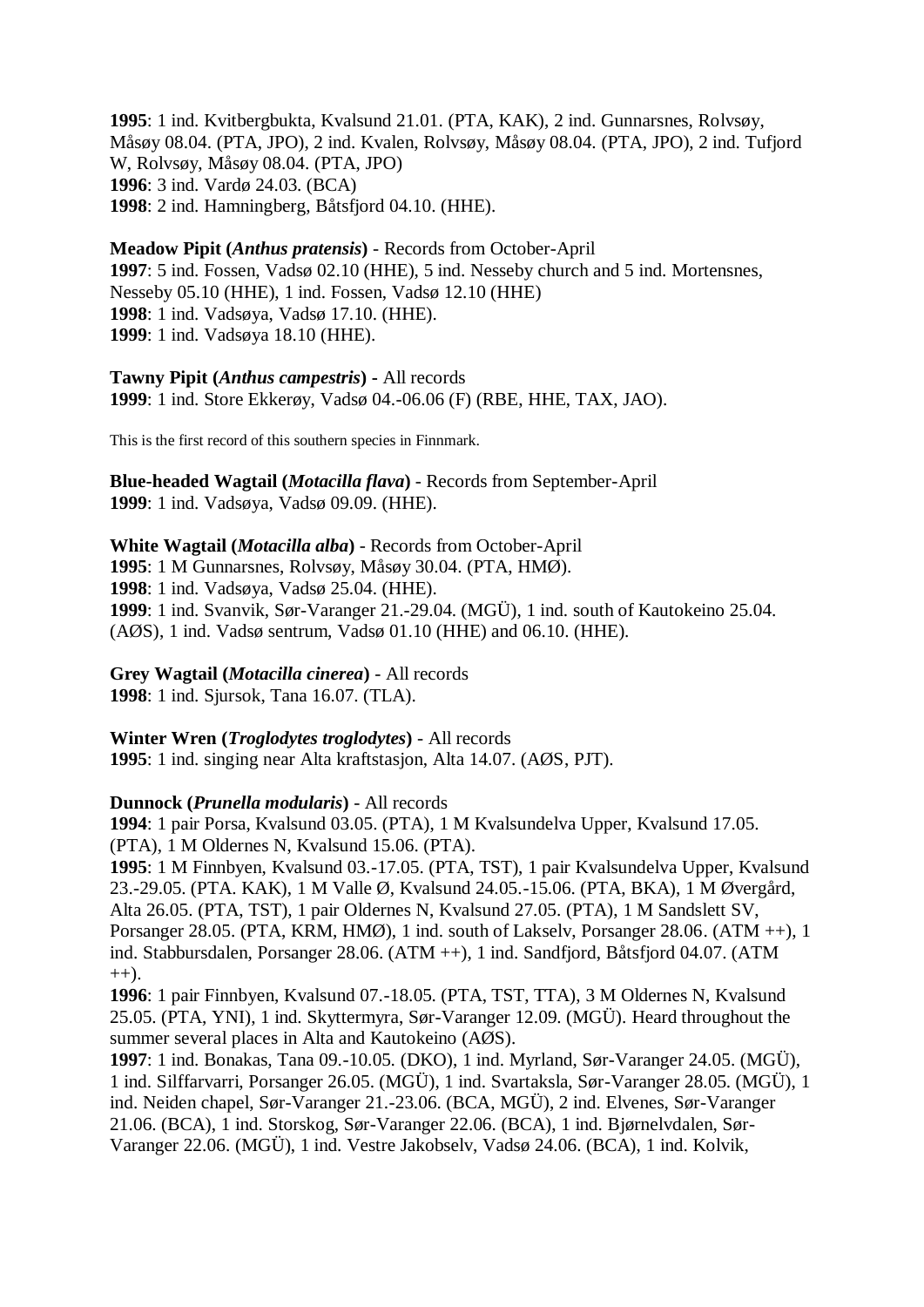**1995**: 1 ind. Kvitbergbukta, Kvalsund 21.01. (PTA, KAK), 2 ind. Gunnarsnes, Rolvsøy, Måsøy 08.04. (PTA, JPO), 2 ind. Kvalen, Rolvsøy, Måsøy 08.04. (PTA, JPO), 2 ind. Tufjord W, Rolvsøy, Måsøy 08.04. (PTA, JPO)
**1996**: 3 ind. Vardø 24.03. (BCA)
**1998**: 2 ind. Hamningberg, Båtsfjord 04.10. (HHE).

**Meadow Pipit (*Anthus pratensis*)** - Records from October-April
**1997**: 5 ind. Fossen, Vadsø 02.10 (HHE), 5 ind. Nesseby church and 5 ind. Mortensnes, Nesseby 05.10 (HHE), 1 ind. Fossen, Vadsø 12.10 (HHE)
**1998**: 1 ind. Vadsøya, Vadsø 17.10. (HHE).
**1999**: 1 ind. Vadsøya 18.10 (HHE).

**Tawny Pipit (*Anthus campestris*)** - All records
**1999**: 1 ind. Store Ekkerøy, Vadsø 04.-06.06 (F) (RBE, HHE, TAX, JAO).

This is the first record of this southern species in Finnmark.

**Blue-headed Wagtail (*Motacilla flava*)** - Records from September-April
**1999**: 1 ind. Vadsøya, Vadsø 09.09. (HHE).

**White Wagtail (*Motacilla alba*)** - Records from October-April
**1995**: 1 M Gunnarsnes, Rolvsøy, Måsøy 30.04. (PTA, HMØ).
**1998**: 1 ind. Vadsøya, Vadsø 25.04. (HHE).
**1999**: 1 ind. Svanvik, Sør-Varanger 21.-29.04. (MGÜ), 1 ind. south of Kautokeino 25.04. (AØS), 1 ind. Vadsø sentrum, Vadsø 01.10 (HHE) and 06.10. (HHE).

**Grey Wagtail (*Motacilla cinerea*)** - All records
**1998**: 1 ind. Sjursok, Tana 16.07. (TLA).

**Winter Wren (*Troglodytes troglodytes*)** - All records
**1995**: 1 ind. singing near Alta kraftstasjon, Alta 14.07. (AØS, PJT).

**Dunnock (*Prunella modularis*)** - All records
**1994**: 1 pair Porsa, Kvalsund 03.05. (PTA), 1 M Kvalsundelva Upper, Kvalsund 17.05. (PTA), 1 M Oldernes N, Kvalsund 15.06. (PTA).
**1995**: 1 M Finnbyen, Kvalsund 03.-17.05. (PTA, TST), 1 pair Kvalsundelva Upper, Kvalsund 23.-29.05. (PTA. KAK), 1 M Valle Ø, Kvalsund 24.05.-15.06. (PTA, BKA), 1 M Øvergård, Alta 26.05. (PTA, TST), 1 pair Oldernes N, Kvalsund 27.05. (PTA), 1 M Sandslett SV, Porsanger 28.05. (PTA, KRM, HMØ), 1 ind. south of Lakselv, Porsanger 28.06. (ATM ++), 1 ind. Stabbursdalen, Porsanger 28.06. (ATM ++), 1 ind. Sandfjord, Båtsfjord 04.07. (ATM ++).
**1996**: 1 pair Finnbyen, Kvalsund 07.-18.05. (PTA, TST, TTA), 3 M Oldernes N, Kvalsund 25.05. (PTA, YNI), 1 ind. Skyttermyra, Sør-Varanger 12.09. (MGÜ). Heard throughout the summer several places in Alta and Kautokeino (AØS).
**1997**: 1 ind. Bonakas, Tana 09.-10.05. (DKO), 1 ind. Myrland, Sør-Varanger 24.05. (MGÜ), 1 ind. Silffarvarri, Porsanger 26.05. (MGÜ), 1 ind. Svartaksla, Sør-Varanger 28.05. (MGÜ), 1 ind. Neiden chapel, Sør-Varanger 21.-23.06. (BCA, MGÜ), 2 ind. Elvenes, Sør-Varanger 21.06. (BCA), 1 ind. Storskog, Sør-Varanger 22.06. (BCA), 1 ind. Bjørnelvdalen, Sør-Varanger 22.06. (MGÜ), 1 ind. Vestre Jakobselv, Vadsø 24.06. (BCA), 1 ind. Kolvik,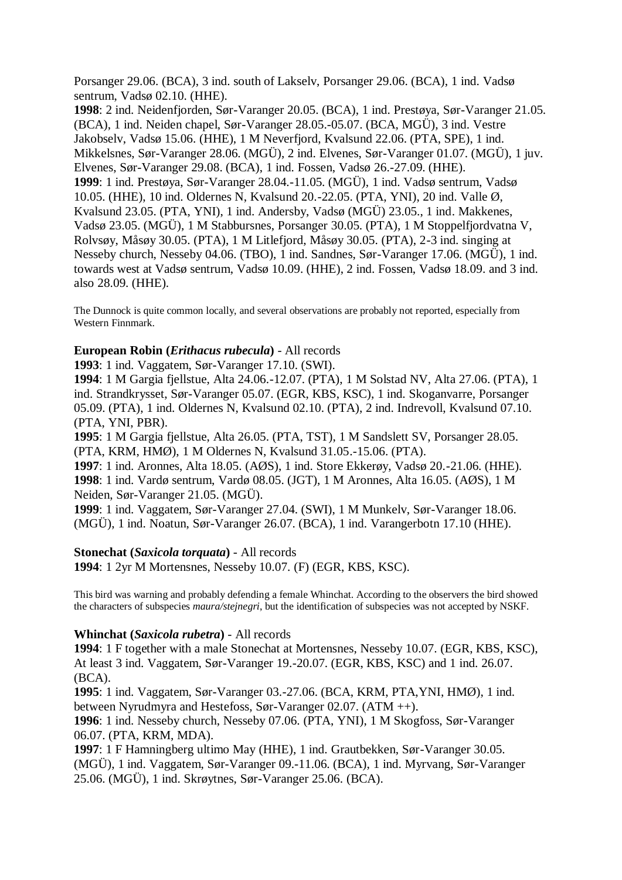Porsanger 29.06. (BCA), 3 ind. south of Lakselv, Porsanger 29.06. (BCA), 1 ind. Vadsø sentrum, Vadsø 02.10. (HHE).

**1998**: 2 ind. Neidenfjorden, Sør-Varanger 20.05. (BCA), 1 ind. Prestøya, Sør-Varanger 21.05. (BCA), 1 ind. Neiden chapel, Sør-Varanger 28.05.-05.07. (BCA, MGÜ), 3 ind. Vestre Jakobselv, Vadsø 15.06. (HHE), 1 M Neverfjord, Kvalsund 22.06. (PTA, SPE), 1 ind. Mikkelsnes, Sør-Varanger 28.06. (MGÜ), 2 ind. Elvenes, Sør-Varanger 01.07. (MGÜ), 1 juv. Elvenes, Sør-Varanger 29.08. (BCA), 1 ind. Fossen, Vadsø 26.-27.09. (HHE).

**1999**: 1 ind. Prestøya, Sør-Varanger 28.04.-11.05. (MGÜ), 1 ind. Vadsø sentrum, Vadsø 10.05. (HHE), 10 ind. Oldernes N, Kvalsund 20.-22.05. (PTA, YNI), 20 ind. Valle Ø, Kvalsund 23.05. (PTA, YNI), 1 ind. Andersby, Vadsø (MGÜ) 23.05., 1 ind. Makkenes, Vadsø 23.05. (MGÜ), 1 M Stabbursnes, Porsanger 30.05. (PTA), 1 M Stoppelfjordvatna V, Rolvsøy, Måsøy 30.05. (PTA), 1 M Litlefjord, Måsøy 30.05. (PTA), 2-3 ind. singing at Nesseby church, Nesseby 04.06. (TBO), 1 ind. Sandnes, Sør-Varanger 17.06. (MGÜ), 1 ind. towards west at Vadsø sentrum, Vadsø 10.09. (HHE), 2 ind. Fossen, Vadsø 18.09. and 3 ind. also 28.09. (HHE).

The Dunnock is quite common locally, and several observations are probably not reported, especially from Western Finnmark.

**European Robin (*Erithacus rubecula*)** - All records

**1993**: 1 ind. Vaggatem, Sør-Varanger 17.10. (SWI).

**1994**: 1 M Gargia fjellstue, Alta 24.06.-12.07. (PTA), 1 M Solstad NV, Alta 27.06. (PTA), 1 ind. Strandkrysset, Sør-Varanger 05.07. (EGR, KBS, KSC), 1 ind. Skoganvarre, Porsanger 05.09. (PTA), 1 ind. Oldernes N, Kvalsund 02.10. (PTA), 2 ind. Indrevoll, Kvalsund 07.10. (PTA, YNI, PBR).

**1995**: 1 M Gargia fjellstue, Alta 26.05. (PTA, TST), 1 M Sandslett SV, Porsanger 28.05. (PTA, KRM, HMØ), 1 M Oldernes N, Kvalsund 31.05.-15.06. (PTA).

**1997**: 1 ind. Aronnes, Alta 18.05. (AØS), 1 ind. Store Ekkerøy, Vadsø 20.-21.06. (HHE).

**1998**: 1 ind. Vardø sentrum, Vardø 08.05. (JGT), 1 M Aronnes, Alta 16.05. (AØS), 1 M Neiden, Sør-Varanger 21.05. (MGÜ).

**1999**: 1 ind. Vaggatem, Sør-Varanger 27.04. (SWI), 1 M Munkelv, Sør-Varanger 18.06. (MGÜ), 1 ind. Noatun, Sør-Varanger 26.07. (BCA), 1 ind. Varangerbotn 17.10 (HHE).

**Stonechat (*Saxicola torquata*)** - All records

**1994**: 1 2yr M Mortensnes, Nesseby 10.07. (F) (EGR, KBS, KSC).

This bird was warning and probably defending a female Whinchat. According to the observers the bird showed the characters of subspecies *maura/stejnegri*, but the identification of subspecies was not accepted by NSKF.

**Whinchat (*Saxicola rubetra*)** - All records

**1994**: 1 F together with a male Stonechat at Mortensnes, Nesseby 10.07. (EGR, KBS, KSC), At least 3 ind. Vaggatem, Sør-Varanger 19.-20.07. (EGR, KBS, KSC) and 1 ind. 26.07. (BCA).

**1995**: 1 ind. Vaggatem, Sør-Varanger 03.-27.06. (BCA, KRM, PTA,YNI, HMØ), 1 ind. between Nyrudmyra and Hestefoss, Sør-Varanger 02.07. (ATM ++).

**1996**: 1 ind. Nesseby church, Nesseby 07.06. (PTA, YNI), 1 M Skogfoss, Sør-Varanger 06.07. (PTA, KRM, MDA).

**1997**: 1 F Hamningberg ultimo May (HHE), 1 ind. Grautbekken, Sør-Varanger 30.05. (MGÜ), 1 ind. Vaggatem, Sør-Varanger 09.-11.06. (BCA), 1 ind. Myrvang, Sør-Varanger 25.06. (MGÜ), 1 ind. Skrøytnes, Sør-Varanger 25.06. (BCA).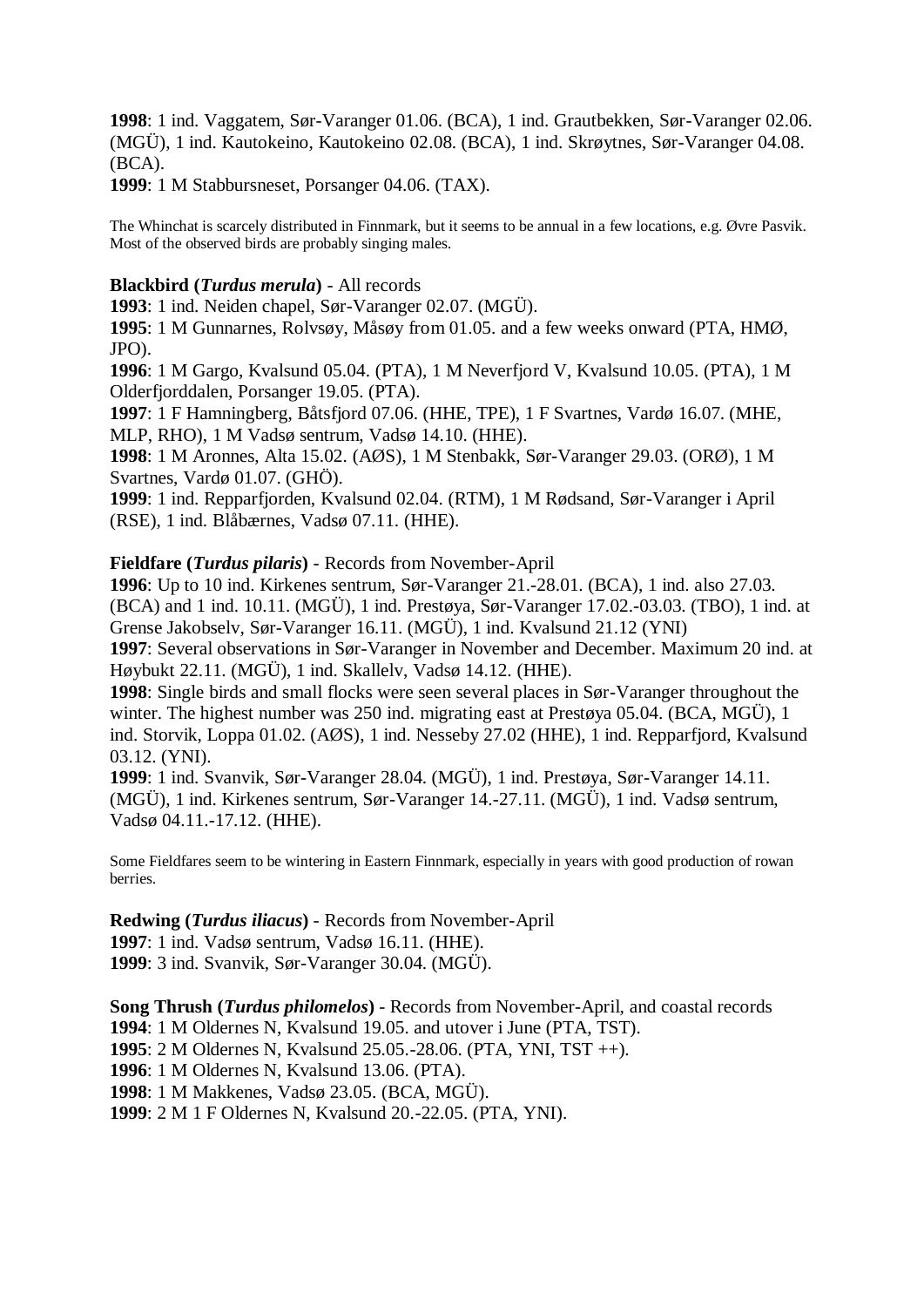**1998**: 1 ind. Vaggatem, Sør-Varanger 01.06. (BCA), 1 ind. Grautbekken, Sør-Varanger 02.06. (MGÜ), 1 ind. Kautokeino, Kautokeino 02.08. (BCA), 1 ind. Skrøytnes, Sør-Varanger 04.08. (BCA).
**1999**: 1 M Stabbursneset, Porsanger 04.06. (TAX).

The Whinchat is scarcely distributed in Finnmark, but it seems to be annual in a few locations, e.g. Øvre Pasvik. Most of the observed birds are probably singing males.

**Blackbird (*Turdus merula*)** - All records
**1993**: 1 ind. Neiden chapel, Sør-Varanger 02.07. (MGÜ).
**1995**: 1 M Gunnarnes, Rolvsøy, Måsøy from 01.05. and a few weeks onward (PTA, HMØ, JPO).
**1996**: 1 M Gargo, Kvalsund 05.04. (PTA), 1 M Neverfjord V, Kvalsund 10.05. (PTA), 1 M Olderfjorddalen, Porsanger 19.05. (PTA).
**1997**: 1 F Hamningberg, Båtsfjord 07.06. (HHE, TPE), 1 F Svartnes, Vardø 16.07. (MHE, MLP, RHO), 1 M Vadsø sentrum, Vadsø 14.10. (HHE).
**1998**: 1 M Aronnes, Alta 15.02. (AØS), 1 M Stenbakk, Sør-Varanger 29.03. (ORØ), 1 M Svartnes, Vardø 01.07. (GHÖ).
**1999**: 1 ind. Repparfjorden, Kvalsund 02.04. (RTM), 1 M Rødsand, Sør-Varanger i April (RSE), 1 ind. Blåbærnes, Vadsø 07.11. (HHE).

**Fieldfare (*Turdus pilaris*)** - Records from November-April
**1996**: Up to 10 ind. Kirkenes sentrum, Sør-Varanger 21.-28.01. (BCA), 1 ind. also 27.03. (BCA) and 1 ind. 10.11. (MGÜ), 1 ind. Prestøya, Sør-Varanger 17.02.-03.03. (TBO), 1 ind. at Grense Jakobselv, Sør-Varanger 16.11. (MGÜ), 1 ind. Kvalsund 21.12 (YNI)
**1997**: Several observations in Sør-Varanger in November and December. Maximum 20 ind. at Høybukt 22.11. (MGÜ), 1 ind. Skallelv, Vadsø 14.12. (HHE).
**1998**: Single birds and small flocks were seen several places in Sør-Varanger throughout the winter. The highest number was 250 ind. migrating east at Prestøya 05.04. (BCA, MGÜ), 1 ind. Storvik, Loppa 01.02. (AØS), 1 ind. Nesseby 27.02 (HHE), 1 ind. Repparfjord, Kvalsund 03.12. (YNI).
**1999**: 1 ind. Svanvik, Sør-Varanger 28.04. (MGÜ), 1 ind. Prestøya, Sør-Varanger 14.11. (MGÜ), 1 ind. Kirkenes sentrum, Sør-Varanger 14.-27.11. (MGÜ), 1 ind. Vadsø sentrum, Vadsø 04.11.-17.12. (HHE).

Some Fieldfares seem to be wintering in Eastern Finnmark, especially in years with good production of rowan berries.

**Redwing (*Turdus iliacus*)** - Records from November-April
**1997**: 1 ind. Vadsø sentrum, Vadsø 16.11. (HHE).
**1999**: 3 ind. Svanvik, Sør-Varanger 30.04. (MGÜ).

**Song Thrush (*Turdus philomelos*)** - Records from November-April, and coastal records
**1994**: 1 M Oldernes N, Kvalsund 19.05. and utover i June (PTA, TST).
**1995**: 2 M Oldernes N, Kvalsund 25.05.-28.06. (PTA, YNI, TST ++).
**1996**: 1 M Oldernes N, Kvalsund 13.06. (PTA).
**1998**: 1 M Makkenes, Vadsø 23.05. (BCA, MGÜ).
**1999**: 2 M 1 F Oldernes N, Kvalsund 20.-22.05. (PTA, YNI).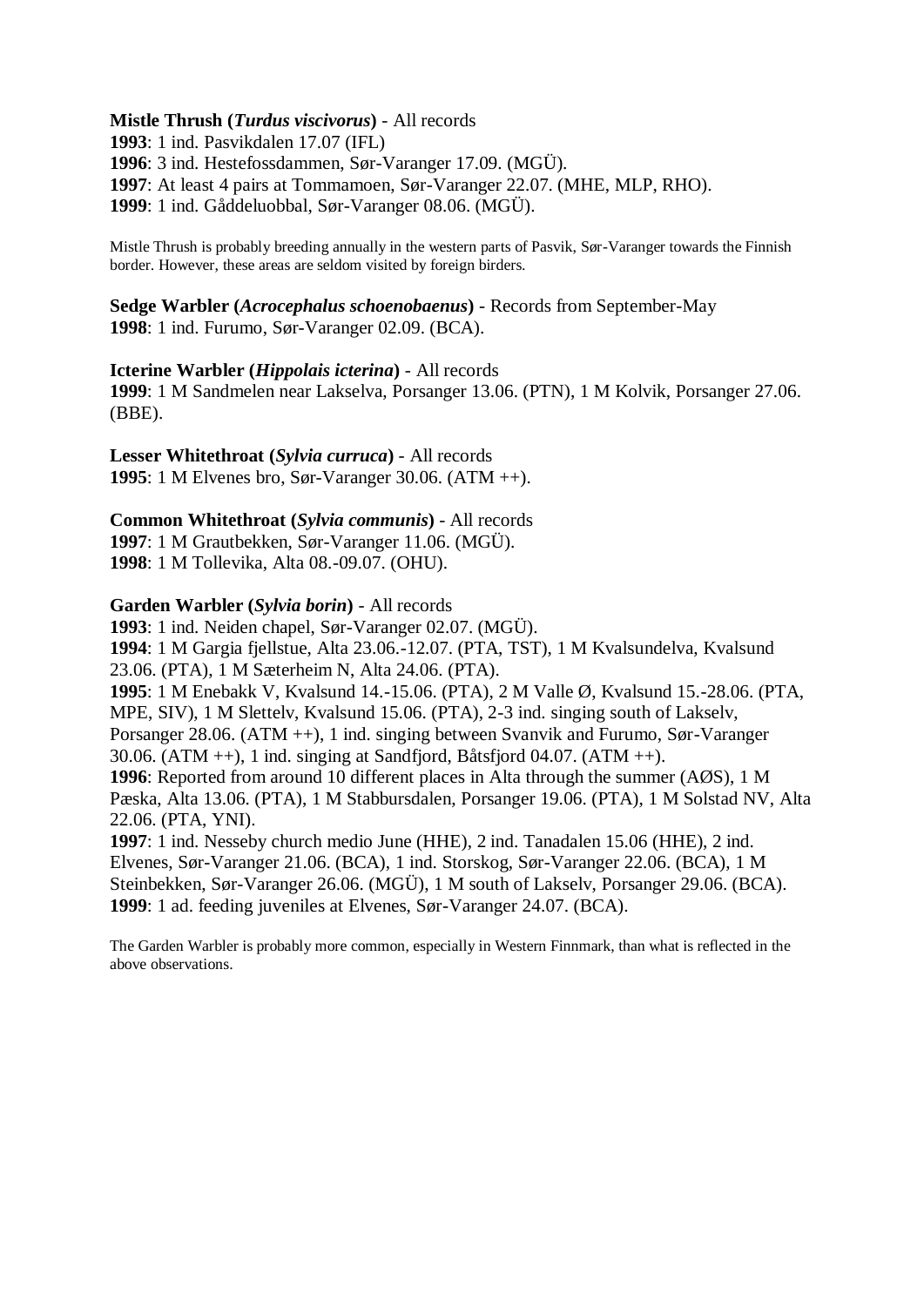**Mistle Thrush (*Turdus viscivorus*)** - All records
**1993**: 1 ind. Pasvikdalen 17.07 (IFL)
**1996**: 3 ind. Hestefossdammen, Sør-Varanger 17.09. (MGÜ).
**1997**: At least 4 pairs at Tommamoen, Sør-Varanger 22.07. (MHE, MLP, RHO).
**1999**: 1 ind. Gåddeluobbal, Sør-Varanger 08.06. (MGÜ).

Mistle Thrush is probably breeding annually in the western parts of Pasvik, Sør-Varanger towards the Finnish border. However, these areas are seldom visited by foreign birders.

**Sedge Warbler (*Acrocephalus schoenobaenus*)** - Records from September-May
**1998**: 1 ind. Furumo, Sør-Varanger 02.09. (BCA).

**Icterine Warbler (*Hippolais icterina*)** - All records
**1999**: 1 M Sandmelen near Lakselva, Porsanger 13.06. (PTN), 1 M Kolvik, Porsanger 27.06. (BBE).

**Lesser Whitethroat (*Sylvia curruca*)** - All records
**1995**: 1 M Elvenes bro, Sør-Varanger 30.06. (ATM ++).

**Common Whitethroat (*Sylvia communis*)** - All records
**1997**: 1 M Grautbekken, Sør-Varanger 11.06. (MGÜ).
**1998**: 1 M Tollevika, Alta 08.-09.07. (OHU).

**Garden Warbler (*Sylvia borin*)** - All records
**1993**: 1 ind. Neiden chapel, Sør-Varanger 02.07. (MGÜ).
**1994**: 1 M Gargia fjellstue, Alta 23.06.-12.07. (PTA, TST), 1 M Kvalsundelva, Kvalsund 23.06. (PTA), 1 M Sæterheim N, Alta 24.06. (PTA).
**1995**: 1 M Enebakk V, Kvalsund 14.-15.06. (PTA), 2 M Valle Ø, Kvalsund 15.-28.06. (PTA, MPE, SIV), 1 M Slettelv, Kvalsund 15.06. (PTA), 2-3 ind. singing south of Lakselv, Porsanger 28.06. (ATM ++), 1 ind. singing between Svanvik and Furumo, Sør-Varanger 30.06. (ATM ++), 1 ind. singing at Sandfjord, Båtsfjord 04.07. (ATM ++).
**1996**: Reported from around 10 different places in Alta through the summer (AØS), 1 M Pæska, Alta 13.06. (PTA), 1 M Stabbursdalen, Porsanger 19.06. (PTA), 1 M Solstad NV, Alta 22.06. (PTA, YNI).
**1997**: 1 ind. Nesseby church medio June (HHE), 2 ind. Tanadalen 15.06 (HHE), 2 ind. Elvenes, Sør-Varanger 21.06. (BCA), 1 ind. Storskog, Sør-Varanger 22.06. (BCA), 1 M Steinbekken, Sør-Varanger 26.06. (MGÜ), 1 M south of Lakselv, Porsanger 29.06. (BCA).
**1999**: 1 ad. feeding juveniles at Elvenes, Sør-Varanger 24.07. (BCA).

The Garden Warbler is probably more common, especially in Western Finnmark, than what is reflected in the above observations.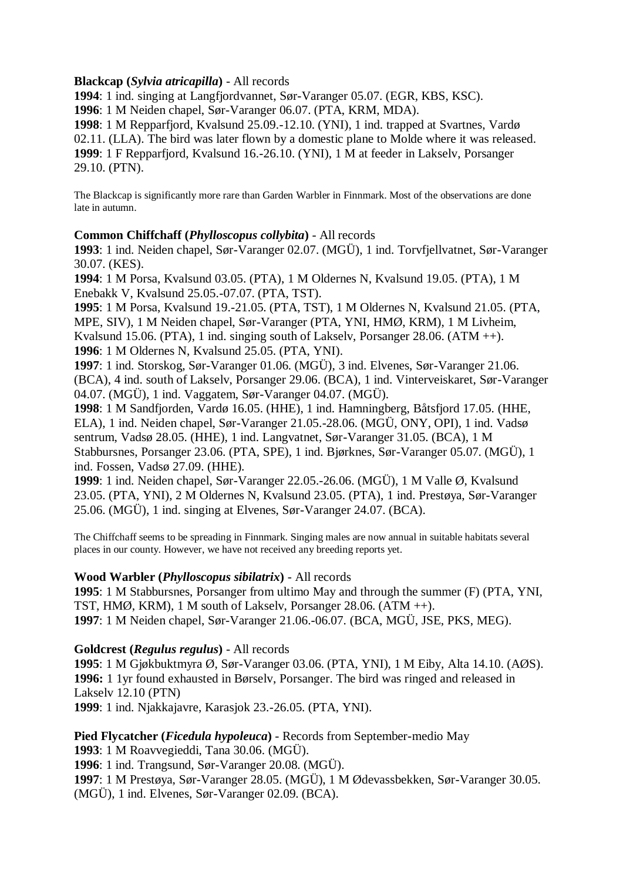**Blackcap (*Sylvia atricapilla*)** - All records
**1994**: 1 ind. singing at Langfjordvannet, Sør-Varanger 05.07. (EGR, KBS, KSC).
**1996**: 1 M Neiden chapel, Sør-Varanger 06.07. (PTA, KRM, MDA).
**1998**: 1 M Repparfjord, Kvalsund 25.09.-12.10. (YNI), 1 ind. trapped at Svartnes, Vardø 02.11. (LLA). The bird was later flown by a domestic plane to Molde where it was released.
**1999**: 1 F Repparfjord, Kvalsund 16.-26.10. (YNI), 1 M at feeder in Lakselv, Porsanger 29.10. (PTN).

The Blackcap is significantly more rare than Garden Warbler in Finnmark. Most of the observations are done late in autumn.

**Common Chiffchaff (*Phylloscopus collybita*)** - All records
**1993**: 1 ind. Neiden chapel, Sør-Varanger 02.07. (MGÜ), 1 ind. Torvfjellvatnet, Sør-Varanger 30.07. (KES).
**1994**: 1 M Porsa, Kvalsund 03.05. (PTA), 1 M Oldernes N, Kvalsund 19.05. (PTA), 1 M Enebakk V, Kvalsund 25.05.-07.07. (PTA, TST).
**1995**: 1 M Porsa, Kvalsund 19.-21.05. (PTA, TST), 1 M Oldernes N, Kvalsund 21.05. (PTA, MPE, SIV), 1 M Neiden chapel, Sør-Varanger (PTA, YNI, HMØ, KRM), 1 M Livheim, Kvalsund 15.06. (PTA), 1 ind. singing south of Lakselv, Porsanger 28.06. (ATM ++).
**1996**: 1 M Oldernes N, Kvalsund 25.05. (PTA, YNI).
**1997**: 1 ind. Storskog, Sør-Varanger 01.06. (MGÜ), 3 ind. Elvenes, Sør-Varanger 21.06. (BCA), 4 ind. south of Lakselv, Porsanger 29.06. (BCA), 1 ind. Vinterveiskaret, Sør-Varanger 04.07. (MGÜ), 1 ind. Vaggatem, Sør-Varanger 04.07. (MGÜ).
**1998**: 1 M Sandfjorden, Vardø 16.05. (HHE), 1 ind. Hamningberg, Båtsfjord 17.05. (HHE, ELA), 1 ind. Neiden chapel, Sør-Varanger 21.05.-28.06. (MGÜ, ONY, OPI), 1 ind. Vadsø sentrum, Vadsø 28.05. (HHE), 1 ind. Langvatnet, Sør-Varanger 31.05. (BCA), 1 M Stabbursnes, Porsanger 23.06. (PTA, SPE), 1 ind. Bjørknes, Sør-Varanger 05.07. (MGÜ), 1 ind. Fossen, Vadsø 27.09. (HHE).
**1999**: 1 ind. Neiden chapel, Sør-Varanger 22.05.-26.06. (MGÜ), 1 M Valle Ø, Kvalsund 23.05. (PTA, YNI), 2 M Oldernes N, Kvalsund 23.05. (PTA), 1 ind. Prestøya, Sør-Varanger 25.06. (MGÜ), 1 ind. singing at Elvenes, Sør-Varanger 24.07. (BCA).

The Chiffchaff seems to be spreading in Finnmark. Singing males are now annual in suitable habitats several places in our county. However, we have not received any breeding reports yet.

**Wood Warbler (*Phylloscopus sibilatrix*)** - All records
**1995**: 1 M Stabbursnes, Porsanger from ultimo May and through the summer (F) (PTA, YNI, TST, HMØ, KRM), 1 M south of Lakselv, Porsanger 28.06. (ATM ++).
**1997**: 1 M Neiden chapel, Sør-Varanger 21.06.-06.07. (BCA, MGÜ, JSE, PKS, MEG).

**Goldcrest (*Regulus regulus*)** - All records
**1995**: 1 M Gjøkbuktmyra Ø, Sør-Varanger 03.06. (PTA, YNI), 1 M Eiby, Alta 14.10. (AØS).
**1996:** 1 1yr found exhausted in Børselv, Porsanger. The bird was ringed and released in Lakselv 12.10 (PTN)
**1999**: 1 ind. Njakkajavre, Karasjok 23.-26.05. (PTA, YNI).

**Pied Flycatcher (*Ficedula hypoleuca*)** - Records from September-medio May
**1993**: 1 M Roavvegieddi, Tana 30.06. (MGÜ).
**1996**: 1 ind. Trangsund, Sør-Varanger 20.08. (MGÜ).
**1997**: 1 M Prestøya, Sør-Varanger 28.05. (MGÜ), 1 M Ødevassbekken, Sør-Varanger 30.05. (MGÜ), 1 ind. Elvenes, Sør-Varanger 02.09. (BCA).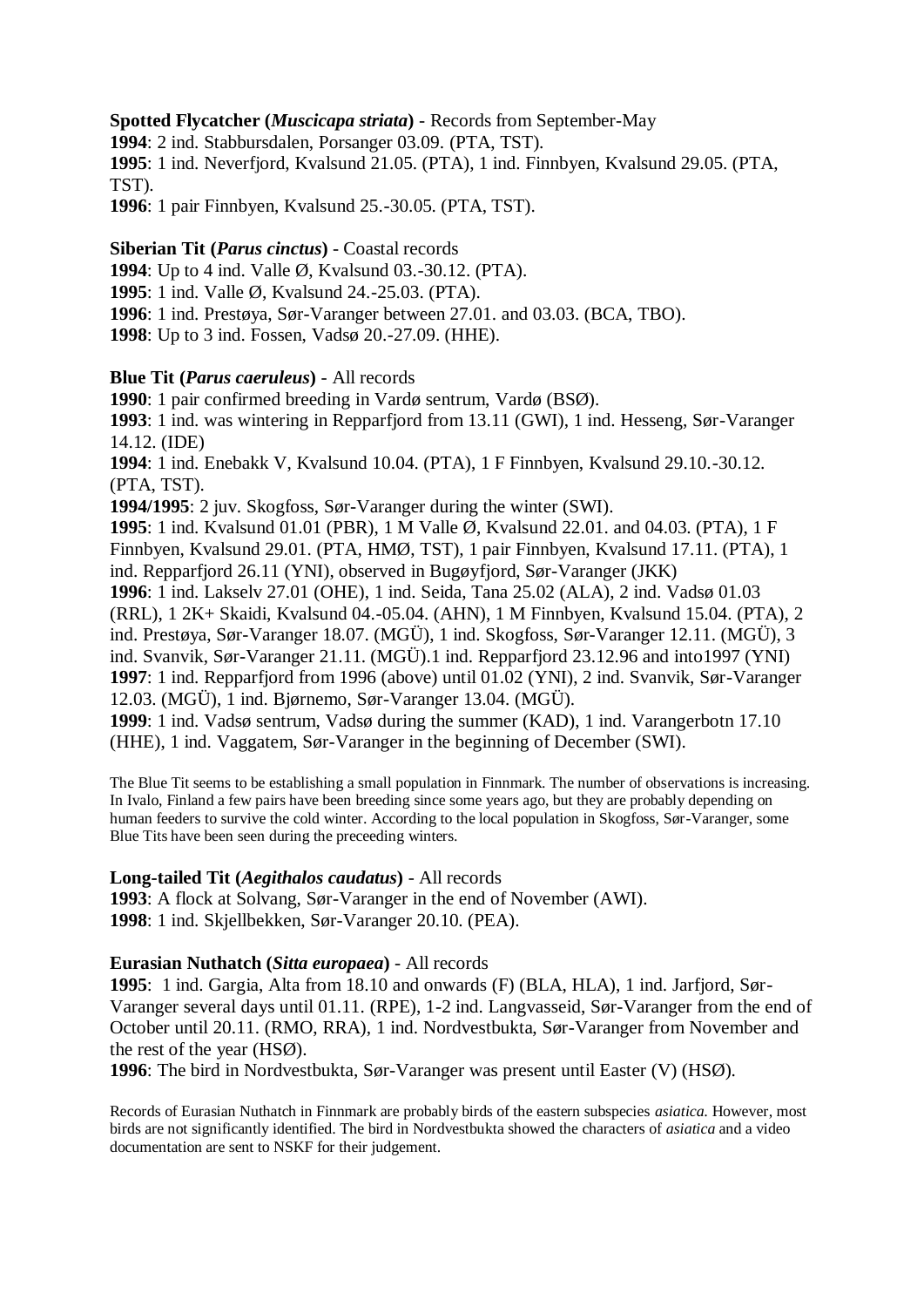**Spotted Flycatcher (*Muscicapa striata*)** - Records from September-May

**1994**: 2 ind. Stabbursdalen, Porsanger 03.09. (PTA, TST).

**1995**: 1 ind. Neverfjord, Kvalsund 21.05. (PTA), 1 ind. Finnbyen, Kvalsund 29.05. (PTA, TST).

**1996**: 1 pair Finnbyen, Kvalsund 25.-30.05. (PTA, TST).

**Siberian Tit (*Parus cinctus*)** - Coastal records

**1994**: Up to 4 ind. Valle Ø, Kvalsund 03.-30.12. (PTA).

**1995**: 1 ind. Valle Ø, Kvalsund 24.-25.03. (PTA).

**1996**: 1 ind. Prestøya, Sør-Varanger between 27.01. and 03.03. (BCA, TBO).

**1998**: Up to 3 ind. Fossen, Vadsø 20.-27.09. (HHE).

**Blue Tit (*Parus caeruleus*)** - All records

**1990**: 1 pair confirmed breeding in Vardø sentrum, Vardø (BSØ).

**1993**: 1 ind. was wintering in Repparfjord from 13.11 (GWI), 1 ind. Hesseng, Sør-Varanger 14.12. (IDE)

**1994**: 1 ind. Enebakk V, Kvalsund 10.04. (PTA), 1 F Finnbyen, Kvalsund 29.10.-30.12. (PTA, TST).

**1994/1995**: 2 juv. Skogfoss, Sør-Varanger during the winter (SWI).

**1995**: 1 ind. Kvalsund 01.01 (PBR), 1 M Valle Ø, Kvalsund 22.01. and 04.03. (PTA), 1 F Finnbyen, Kvalsund 29.01. (PTA, HMØ, TST), 1 pair Finnbyen, Kvalsund 17.11. (PTA), 1 ind. Repparfjord 26.11 (YNI), observed in Bugøyfjord, Sør-Varanger (JKK)

**1996**: 1 ind. Lakselv 27.01 (OHE), 1 ind. Seida, Tana 25.02 (ALA), 2 ind. Vadsø 01.03 (RRL), 1 2K+ Skaidi, Kvalsund 04.-05.04. (AHN), 1 M Finnbyen, Kvalsund 15.04. (PTA), 2 ind. Prestøya, Sør-Varanger 18.07. (MGÜ), 1 ind. Skogfoss, Sør-Varanger 12.11. (MGÜ), 3 ind. Svanvik, Sør-Varanger 21.11. (MGÜ).1 ind. Repparfjord 23.12.96 and into1997 (YNI)

**1997**: 1 ind. Repparfjord from 1996 (above) until 01.02 (YNI), 2 ind. Svanvik, Sør-Varanger 12.03. (MGÜ), 1 ind. Bjørnemo, Sør-Varanger 13.04. (MGÜ).

**1999**: 1 ind. Vadsø sentrum, Vadsø during the summer (KAD), 1 ind. Varangerbotn 17.10 (HHE), 1 ind. Vaggatem, Sør-Varanger in the beginning of December (SWI).

The Blue Tit seems to be establishing a small population in Finnmark. The number of observations is increasing. In Ivalo, Finland a few pairs have been breeding since some years ago, but they are probably depending on human feeders to survive the cold winter. According to the local population in Skogfoss, Sør-Varanger, some Blue Tits have been seen during the preceeding winters.

**Long-tailed Tit (*Aegithalos caudatus*)** - All records

**1993**: A flock at Solvang, Sør-Varanger in the end of November (AWI).

**1998**: 1 ind. Skjellbekken, Sør-Varanger 20.10. (PEA).

**Eurasian Nuthatch (*Sitta europaea*)** - All records

**1995**: 1 ind. Gargia, Alta from 18.10 and onwards (F) (BLA, HLA), 1 ind. Jarfjord, Sør-Varanger several days until 01.11. (RPE), 1-2 ind. Langvasseid, Sør-Varanger from the end of October until 20.11. (RMO, RRA), 1 ind. Nordvestbukta, Sør-Varanger from November and the rest of the year (HSØ).

**1996**: The bird in Nordvestbukta, Sør-Varanger was present until Easter (V) (HSØ).

Records of Eurasian Nuthatch in Finnmark are probably birds of the eastern subspecies *asiatica*. However, most birds are not significantly identified. The bird in Nordvestbukta showed the characters of *asiatica* and a video documentation are sent to NSKF for their judgement.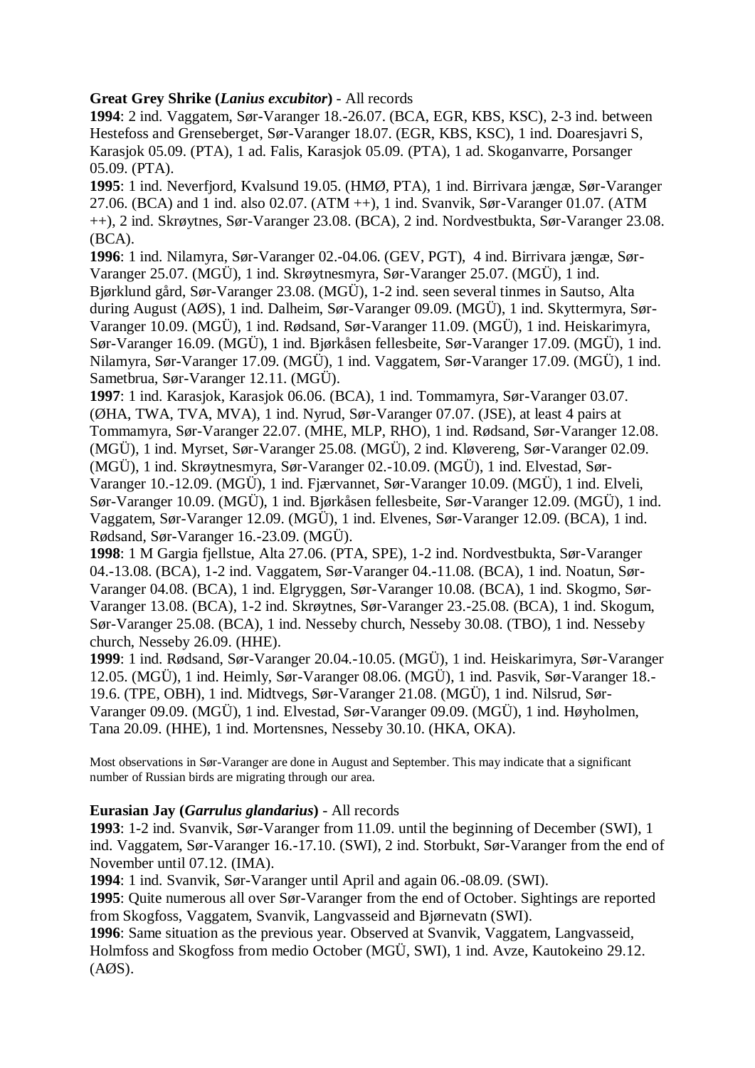**Great Grey Shrike (*Lanius excubitor*)** - All records

**1994**: 2 ind. Vaggatem, Sør-Varanger 18.-26.07. (BCA, EGR, KBS, KSC), 2-3 ind. between Hestefoss and Grenseberget, Sør-Varanger 18.07. (EGR, KBS, KSC), 1 ind. Doaresjavri S, Karasjok 05.09. (PTA), 1 ad. Falis, Karasjok 05.09. (PTA), 1 ad. Skoganvarre, Porsanger 05.09. (PTA).

**1995**: 1 ind. Neverfjord, Kvalsund 19.05. (HMØ, PTA), 1 ind. Birrivara jængæ, Sør-Varanger 27.06. (BCA) and 1 ind. also 02.07. (ATM ++), 1 ind. Svanvik, Sør-Varanger 01.07. (ATM ++), 2 ind. Skrøytnes, Sør-Varanger 23.08. (BCA), 2 ind. Nordvestbukta, Sør-Varanger 23.08. (BCA).

**1996**: 1 ind. Nilamyra, Sør-Varanger 02.-04.06. (GEV, PGT), 4 ind. Birrivara jængæ, Sør-Varanger 25.07. (MGÜ), 1 ind. Skrøytnesmyra, Sør-Varanger 25.07. (MGÜ), 1 ind. Bjørklund gård, Sør-Varanger 23.08. (MGÜ), 1-2 ind. seen several tinmes in Sautso, Alta during August (AØS), 1 ind. Dalheim, Sør-Varanger 09.09. (MGÜ), 1 ind. Skyttermyra, Sør-Varanger 10.09. (MGÜ), 1 ind. Rødsand, Sør-Varanger 11.09. (MGÜ), 1 ind. Heiskarimyra, Sør-Varanger 16.09. (MGÜ), 1 ind. Bjørkåsen fellesbeite, Sør-Varanger 17.09. (MGÜ), 1 ind. Nilamyra, Sør-Varanger 17.09. (MGÜ), 1 ind. Vaggatem, Sør-Varanger 17.09. (MGÜ), 1 ind. Sametbrua, Sør-Varanger 12.11. (MGÜ).

**1997**: 1 ind. Karasjok, Karasjok 06.06. (BCA), 1 ind. Tommamyra, Sør-Varanger 03.07. (ØHA, TWA, TVA, MVA), 1 ind. Nyrud, Sør-Varanger 07.07. (JSE), at least 4 pairs at Tommamyra, Sør-Varanger 22.07. (MHE, MLP, RHO), 1 ind. Rødsand, Sør-Varanger 12.08. (MGÜ), 1 ind. Myrset, Sør-Varanger 25.08. (MGÜ), 2 ind. Kløvereng, Sør-Varanger 02.09. (MGÜ), 1 ind. Skrøytnesmyra, Sør-Varanger 02.-10.09. (MGÜ), 1 ind. Elvestad, Sør-Varanger 10.-12.09. (MGÜ), 1 ind. Fjærvannet, Sør-Varanger 10.09. (MGÜ), 1 ind. Elveli, Sør-Varanger 10.09. (MGÜ), 1 ind. Bjørkåsen fellesbeite, Sør-Varanger 12.09. (MGÜ), 1 ind. Vaggatem, Sør-Varanger 12.09. (MGÜ), 1 ind. Elvenes, Sør-Varanger 12.09. (BCA), 1 ind. Rødsand, Sør-Varanger 16.-23.09. (MGÜ).

**1998**: 1 M Gargia fjellstue, Alta 27.06. (PTA, SPE), 1-2 ind. Nordvestbukta, Sør-Varanger 04.-13.08. (BCA), 1-2 ind. Vaggatem, Sør-Varanger 04.-11.08. (BCA), 1 ind. Noatun, Sør-Varanger 04.08. (BCA), 1 ind. Elgryggen, Sør-Varanger 10.08. (BCA), 1 ind. Skogmo, Sør-Varanger 13.08. (BCA), 1-2 ind. Skrøytnes, Sør-Varanger 23.-25.08. (BCA), 1 ind. Skogum, Sør-Varanger 25.08. (BCA), 1 ind. Nesseby church, Nesseby 30.08. (TBO), 1 ind. Nesseby church, Nesseby 26.09. (HHE).

**1999**: 1 ind. Rødsand, Sør-Varanger 20.04.-10.05. (MGÜ), 1 ind. Heiskarimyra, Sør-Varanger 12.05. (MGÜ), 1 ind. Heimly, Sør-Varanger 08.06. (MGÜ), 1 ind. Pasvik, Sør-Varanger 18.-19.6. (TPE, OBH), 1 ind. Midtvegs, Sør-Varanger 21.08. (MGÜ), 1 ind. Nilsrud, Sør-Varanger 09.09. (MGÜ), 1 ind. Elvestad, Sør-Varanger 09.09. (MGÜ), 1 ind. Høyholmen, Tana 20.09. (HHE), 1 ind. Mortensnes, Nesseby 30.10. (HKA, OKA).

Most observations in Sør-Varanger are done in August and September. This may indicate that a significant number of Russian birds are migrating through our area.

**Eurasian Jay (*Garrulus glandarius*)** - All records

**1993**: 1-2 ind. Svanvik, Sør-Varanger from 11.09. until the beginning of December (SWI), 1 ind. Vaggatem, Sør-Varanger 16.-17.10. (SWI), 2 ind. Storbukt, Sør-Varanger from the end of November until 07.12. (IMA).

**1994**: 1 ind. Svanvik, Sør-Varanger until April and again 06.-08.09. (SWI).

**1995**: Quite numerous all over Sør-Varanger from the end of October. Sightings are reported from Skogfoss, Vaggatem, Svanvik, Langvasseid and Bjørnevatn (SWI).

**1996**: Same situation as the previous year. Observed at Svanvik, Vaggatem, Langvasseid, Holmfoss and Skogfoss from medio October (MGÜ, SWI), 1 ind. Avze, Kautokeino 29.12. (AØS).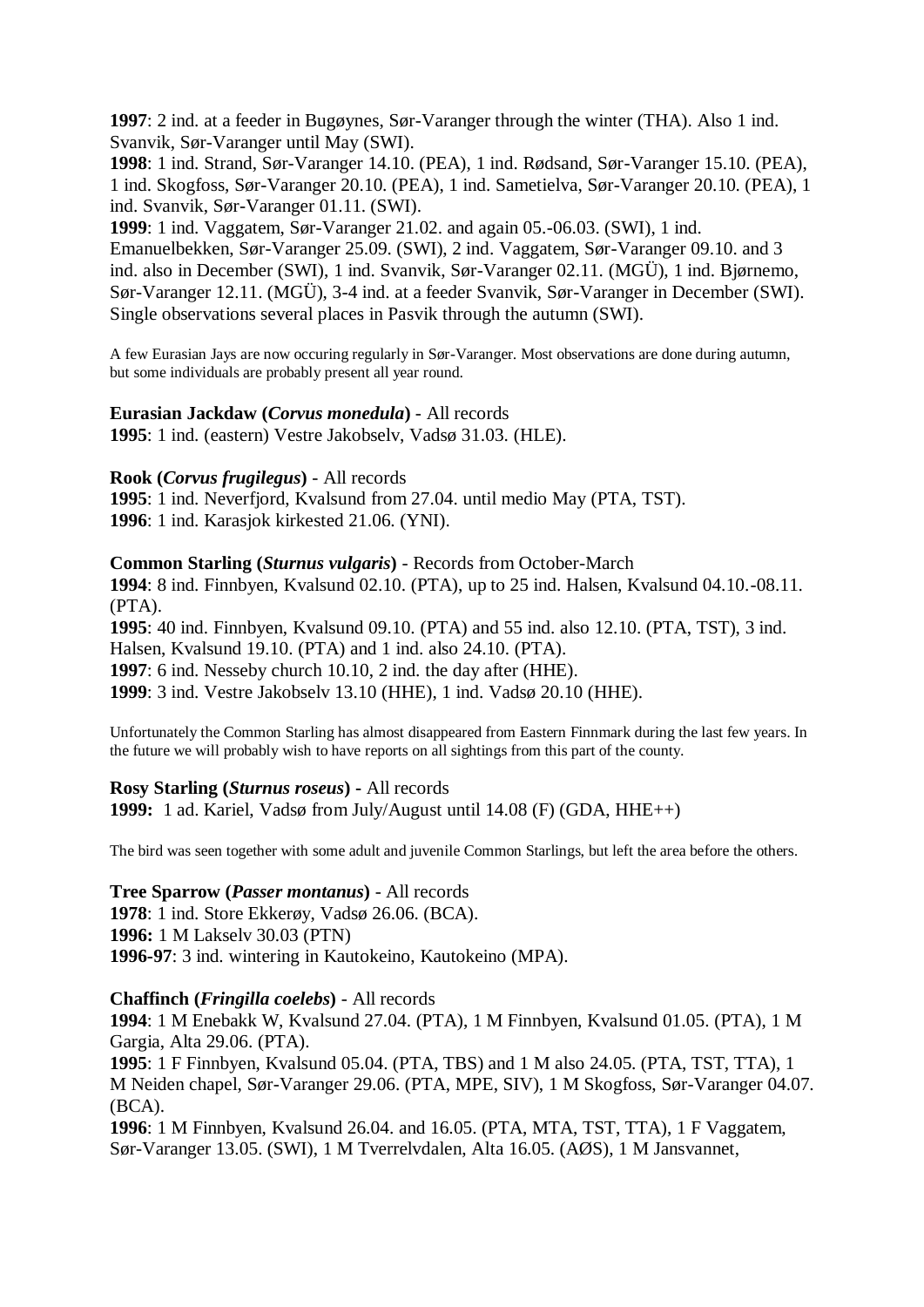**1997**: 2 ind. at a feeder in Bugøynes, Sør-Varanger through the winter (THA). Also 1 ind. Svanvik, Sør-Varanger until May (SWI).
**1998**: 1 ind. Strand, Sør-Varanger 14.10. (PEA), 1 ind. Rødsand, Sør-Varanger 15.10. (PEA), 1 ind. Skogfoss, Sør-Varanger 20.10. (PEA), 1 ind. Sametielva, Sør-Varanger 20.10. (PEA), 1 ind. Svanvik, Sør-Varanger 01.11. (SWI).
**1999**: 1 ind. Vaggatem, Sør-Varanger 21.02. and again 05.-06.03. (SWI), 1 ind. Emanuelbekken, Sør-Varanger 25.09. (SWI), 2 ind. Vaggatem, Sør-Varanger 09.10. and 3 ind. also in December (SWI), 1 ind. Svanvik, Sør-Varanger 02.11. (MGÜ), 1 ind. Bjørnemo, Sør-Varanger 12.11. (MGÜ), 3-4 ind. at a feeder Svanvik, Sør-Varanger in December (SWI). Single observations several places in Pasvik through the autumn (SWI).

A few Eurasian Jays are now occuring regularly in Sør-Varanger. Most observations are done during autumn, but some individuals are probably present all year round.

**Eurasian Jackdaw (*Corvus monedula*)** - All records
**1995**: 1 ind. (eastern) Vestre Jakobselv, Vadsø 31.03. (HLE).

**Rook (*Corvus frugilegus*)** - All records
**1995**: 1 ind. Neverfjord, Kvalsund from 27.04. until medio May (PTA, TST).
**1996**: 1 ind. Karasjok kirkested 21.06. (YNI).

**Common Starling (*Sturnus vulgaris*)** - Records from October-March
**1994**: 8 ind. Finnbyen, Kvalsund 02.10. (PTA), up to 25 ind. Halsen, Kvalsund 04.10.-08.11. (PTA).
**1995**: 40 ind. Finnbyen, Kvalsund 09.10. (PTA) and 55 ind. also 12.10. (PTA, TST), 3 ind. Halsen, Kvalsund 19.10. (PTA) and 1 ind. also 24.10. (PTA).
**1997**: 6 ind. Nesseby church 10.10, 2 ind. the day after (HHE).
**1999**: 3 ind. Vestre Jakobselv 13.10 (HHE), 1 ind. Vadsø 20.10 (HHE).

Unfortunately the Common Starling has almost disappeared from Eastern Finnmark during the last few years. In the future we will probably wish to have reports on all sightings from this part of the county.

**Rosy Starling (*Sturnus roseus*)** - All records
**1999:** 1 ad. Kariel, Vadsø from July/August until 14.08 (F) (GDA, HHE++)

The bird was seen together with some adult and juvenile Common Starlings, but left the area before the others.

**Tree Sparrow (*Passer montanus*)** - All records
**1978**: 1 ind. Store Ekkerøy, Vadsø 26.06. (BCA).
**1996:** 1 M Lakselv 30.03 (PTN)
**1996-97**: 3 ind. wintering in Kautokeino, Kautokeino (MPA).

**Chaffinch (*Fringilla coelebs*)** - All records
**1994**: 1 M Enebakk W, Kvalsund 27.04. (PTA), 1 M Finnbyen, Kvalsund 01.05. (PTA), 1 M Gargia, Alta 29.06. (PTA).
**1995**: 1 F Finnbyen, Kvalsund 05.04. (PTA, TBS) and 1 M also 24.05. (PTA, TST, TTA), 1 M Neiden chapel, Sør-Varanger 29.06. (PTA, MPE, SIV), 1 M Skogfoss, Sør-Varanger 04.07. (BCA).
**1996**: 1 M Finnbyen, Kvalsund 26.04. and 16.05. (PTA, MTA, TST, TTA), 1 F Vaggatem, Sør-Varanger 13.05. (SWI), 1 M Tverrelvdalen, Alta 16.05. (AØS), 1 M Jansvannet,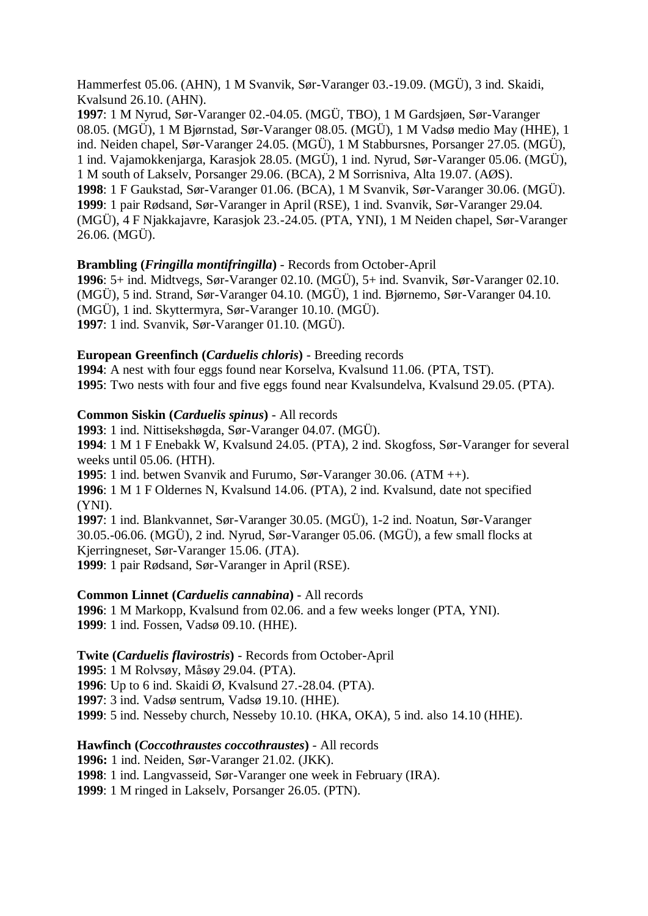Hammerfest 05.06. (AHN), 1 M Svanvik, Sør-Varanger 03.-19.09. (MGÜ), 3 ind. Skaidi, Kvalsund 26.10. (AHN).

**1997**: 1 M Nyrud, Sør-Varanger 02.-04.05. (MGÜ, TBO), 1 M Gardsjøen, Sør-Varanger 08.05. (MGÜ), 1 M Bjørnstad, Sør-Varanger 08.05. (MGÜ), 1 M Vadsø medio May (HHE), 1 ind. Neiden chapel, Sør-Varanger 24.05. (MGÜ), 1 M Stabbursnes, Porsanger 27.05. (MGÜ), 1 ind. Vajamokkenjarga, Karasjok 28.05. (MGÜ), 1 ind. Nyrud, Sør-Varanger 05.06. (MGÜ), 1 M south of Lakselv, Porsanger 29.06. (BCA), 2 M Sorrisniva, Alta 19.07. (AØS).

**1998**: 1 F Gaukstad, Sør-Varanger 01.06. (BCA), 1 M Svanvik, Sør-Varanger 30.06. (MGÜ).

**1999**: 1 pair Rødsand, Sør-Varanger in April (RSE), 1 ind. Svanvik, Sør-Varanger 29.04. (MGÜ), 4 F Njakkajavre, Karasjok 23.-24.05. (PTA, YNI), 1 M Neiden chapel, Sør-Varanger 26.06. (MGÜ).

**Brambling (*Fringilla montifringilla*)** - Records from October-April

**1996**: 5+ ind. Midtvegs, Sør-Varanger 02.10. (MGÜ), 5+ ind. Svanvik, Sør-Varanger 02.10. (MGÜ), 5 ind. Strand, Sør-Varanger 04.10. (MGÜ), 1 ind. Bjørnemo, Sør-Varanger 04.10. (MGÜ), 1 ind. Skyttermyra, Sør-Varanger 10.10. (MGÜ).

**1997**: 1 ind. Svanvik, Sør-Varanger 01.10. (MGÜ).

**European Greenfinch (*Carduelis chloris*)** - Breeding records

**1994**: A nest with four eggs found near Korselva, Kvalsund 11.06. (PTA, TST).

**1995**: Two nests with four and five eggs found near Kvalsundelva, Kvalsund 29.05. (PTA).

**Common Siskin (*Carduelis spinus*)** - All records

**1993**: 1 ind. Nittisekshøgda, Sør-Varanger 04.07. (MGÜ).

**1994**: 1 M 1 F Enebakk W, Kvalsund 24.05. (PTA), 2 ind. Skogfoss, Sør-Varanger for several weeks until 05.06. (HTH).

**1995**: 1 ind. betwen Svanvik and Furumo, Sør-Varanger 30.06. (ATM ++).

**1996**: 1 M 1 F Oldernes N, Kvalsund 14.06. (PTA), 2 ind. Kvalsund, date not specified (YNI).

**1997**: 1 ind. Blankvannet, Sør-Varanger 30.05. (MGÜ), 1-2 ind. Noatun, Sør-Varanger 30.05.-06.06. (MGÜ), 2 ind. Nyrud, Sør-Varanger 05.06. (MGÜ), a few small flocks at Kjerringneset, Sør-Varanger 15.06. (JTA).

**1999**: 1 pair Rødsand, Sør-Varanger in April (RSE).

**Common Linnet (*Carduelis cannabina*)** - All records

**1996**: 1 M Markopp, Kvalsund from 02.06. and a few weeks longer (PTA, YNI).

**1999**: 1 ind. Fossen, Vadsø 09.10. (HHE).

**Twite (*Carduelis flavirostris*)** - Records from October-April

**1995**: 1 M Rolvsøy, Måsøy 29.04. (PTA).

**1996**: Up to 6 ind. Skaidi Ø, Kvalsund 27.-28.04. (PTA).

**1997**: 3 ind. Vadsø sentrum, Vadsø 19.10. (HHE).

**1999**: 5 ind. Nesseby church, Nesseby 10.10. (HKA, OKA), 5 ind. also 14.10 (HHE).

**Hawfinch (*Coccothraustes coccothraustes*)** - All records

**1996:** 1 ind. Neiden, Sør-Varanger 21.02. (JKK).

**1998**: 1 ind. Langvasseid, Sør-Varanger one week in February (IRA).

**1999**: 1 M ringed in Lakselv, Porsanger 26.05. (PTN).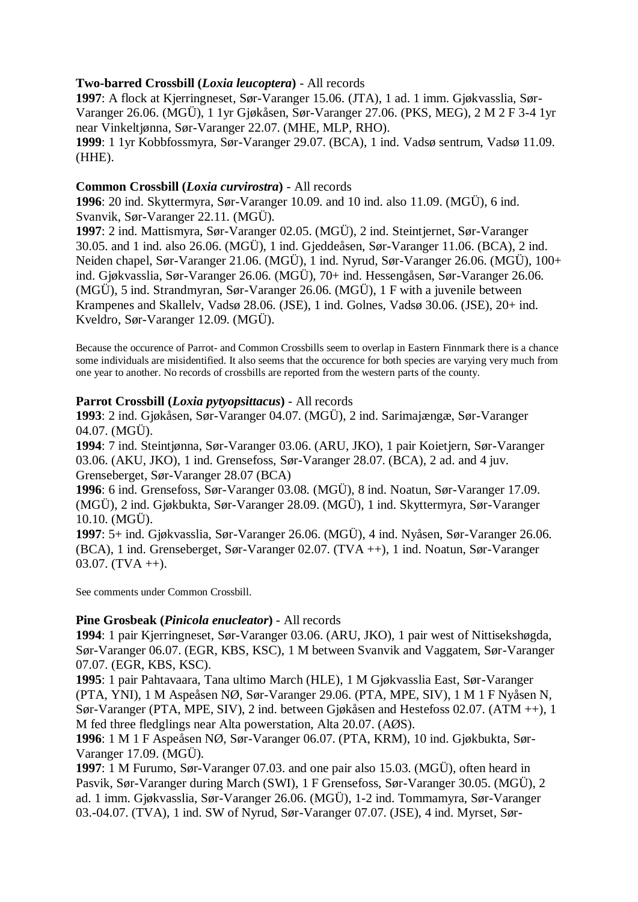**Two-barred Crossbill (*Loxia leucoptera*)** - All records

**1997**: A flock at Kjerringneset, Sør-Varanger 15.06. (JTA), 1 ad. 1 imm. Gjøkvasslia, Sør-Varanger 26.06. (MGÜ), 1 1yr Gjøkåsen, Sør-Varanger 27.06. (PKS, MEG), 2 M 2 F 3-4 1yr near Vinkeltjønna, Sør-Varanger 22.07. (MHE, MLP, RHO).

**1999**: 1 1yr Kobbfossmyra, Sør-Varanger 29.07. (BCA), 1 ind. Vadsø sentrum, Vadsø 11.09. (HHE).

**Common Crossbill (*Loxia curvirostra*)** - All records

**1996**: 20 ind. Skyttermyra, Sør-Varanger 10.09. and 10 ind. also 11.09. (MGÜ), 6 ind. Svanvik, Sør-Varanger 22.11. (MGÜ).

**1997**: 2 ind. Mattismyra, Sør-Varanger 02.05. (MGÜ), 2 ind. Steintjernet, Sør-Varanger 30.05. and 1 ind. also 26.06. (MGÜ), 1 ind. Gjeddeåsen, Sør-Varanger 11.06. (BCA), 2 ind. Neiden chapel, Sør-Varanger 21.06. (MGÜ), 1 ind. Nyrud, Sør-Varanger 26.06. (MGÜ), 100+ ind. Gjøkvasslia, Sør-Varanger 26.06. (MGÜ), 70+ ind. Hessengåsen, Sør-Varanger 26.06. (MGÜ), 5 ind. Strandmyran, Sør-Varanger 26.06. (MGÜ), 1 F with a juvenile between Krampenes and Skallelv, Vadsø 28.06. (JSE), 1 ind. Golnes, Vadsø 30.06. (JSE), 20+ ind. Kveldro, Sør-Varanger 12.09. (MGÜ).

Because the occurence of Parrot- and Common Crossbills seem to overlap in Eastern Finnmark there is a chance some individuals are misidentified. It also seems that the occurence for both species are varying very much from one year to another. No records of crossbills are reported from the western parts of the county.

**Parrot Crossbill (*Loxia pytyopsittacus*)** - All records

**1993**: 2 ind. Gjøkåsen, Sør-Varanger 04.07. (MGÜ), 2 ind. Sarimajængæ, Sør-Varanger 04.07. (MGÜ).

**1994**: 7 ind. Steintjønna, Sør-Varanger 03.06. (ARU, JKO), 1 pair Koietjern, Sør-Varanger 03.06. (AKU, JKO), 1 ind. Grensefoss, Sør-Varanger 28.07. (BCA), 2 ad. and 4 juv. Grenseberget, Sør-Varanger 28.07 (BCA)

**1996**: 6 ind. Grensefoss, Sør-Varanger 03.08. (MGÜ), 8 ind. Noatun, Sør-Varanger 17.09. (MGÜ), 2 ind. Gjøkbukta, Sør-Varanger 28.09. (MGÜ), 1 ind. Skyttermyra, Sør-Varanger 10.10. (MGÜ).

**1997**: 5+ ind. Gjøkvasslia, Sør-Varanger 26.06. (MGÜ), 4 ind. Nyåsen, Sør-Varanger 26.06. (BCA), 1 ind. Grenseberget, Sør-Varanger 02.07. (TVA ++), 1 ind. Noatun, Sør-Varanger 03.07. (TVA ++).

See comments under Common Crossbill.

**Pine Grosbeak (*Pinicola enucleator*)** - All records

**1994**: 1 pair Kjerringneset, Sør-Varanger 03.06. (ARU, JKO), 1 pair west of Nittisekshøgda, Sør-Varanger 06.07. (EGR, KBS, KSC), 1 M between Svanvik and Vaggatem, Sør-Varanger 07.07. (EGR, KBS, KSC).

**1995**: 1 pair Pahtavaara, Tana ultimo March (HLE), 1 M Gjøkvasslia East, Sør-Varanger (PTA, YNI), 1 M Aspeåsen NØ, Sør-Varanger 29.06. (PTA, MPE, SIV), 1 M 1 F Nyåsen N, Sør-Varanger (PTA, MPE, SIV), 2 ind. between Gjøkåsen and Hestefoss 02.07. (ATM ++), 1 M fed three fledglings near Alta powerstation, Alta 20.07. (AØS).

**1996**: 1 M 1 F Aspeåsen NØ, Sør-Varanger 06.07. (PTA, KRM), 10 ind. Gjøkbukta, Sør-Varanger 17.09. (MGÜ).

**1997**: 1 M Furumo, Sør-Varanger 07.03. and one pair also 15.03. (MGÜ), often heard in Pasvik, Sør-Varanger during March (SWI), 1 F Grensefoss, Sør-Varanger 30.05. (MGÜ), 2 ad. 1 imm. Gjøkvasslia, Sør-Varanger 26.06. (MGÜ), 1-2 ind. Tommamyra, Sør-Varanger 03.-04.07. (TVA), 1 ind. SW of Nyrud, Sør-Varanger 07.07. (JSE), 4 ind. Myrset, Sør-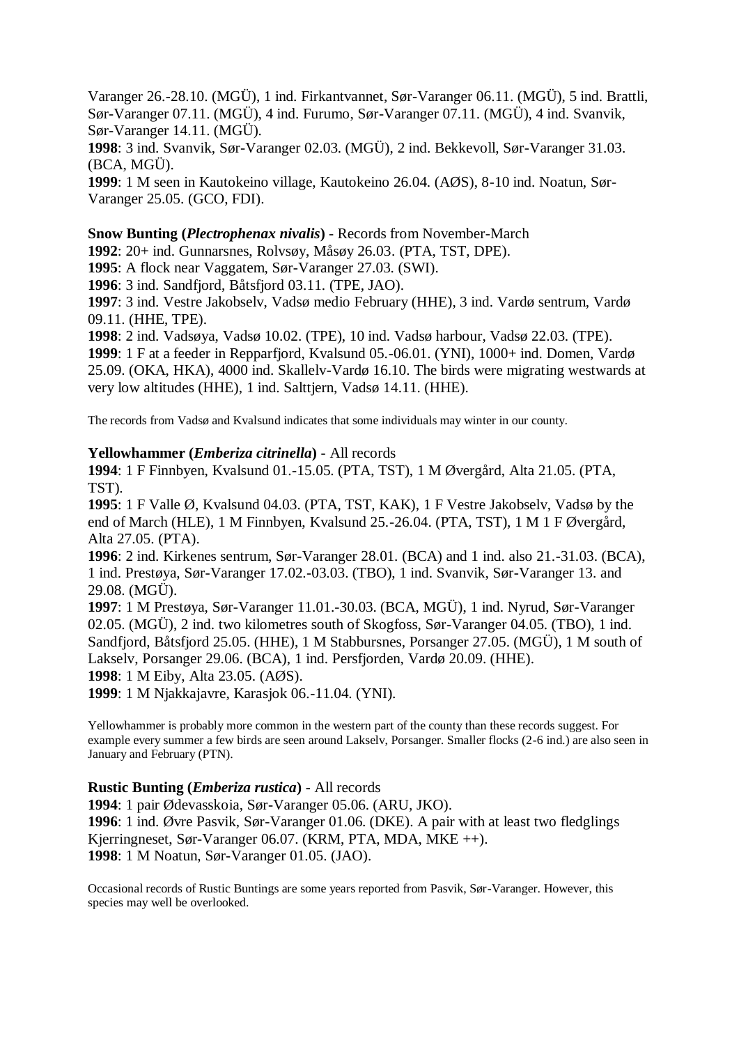Varanger 26.-28.10. (MGÜ), 1 ind. Firkantvannet, Sør-Varanger 06.11. (MGÜ), 5 ind. Brattli, Sør-Varanger 07.11. (MGÜ), 4 ind. Furumo, Sør-Varanger 07.11. (MGÜ), 4 ind. Svanvik, Sør-Varanger 14.11. (MGÜ).
**1998**: 3 ind. Svanvik, Sør-Varanger 02.03. (MGÜ), 2 ind. Bekkevoll, Sør-Varanger 31.03. (BCA, MGÜ).
**1999**: 1 M seen in Kautokeino village, Kautokeino 26.04. (AØS), 8-10 ind. Noatun, Sør-Varanger 25.05. (GCO, FDI).

**Snow Bunting (*Plectrophenax nivalis*)** - Records from November-March
**1992**: 20+ ind. Gunnarsnes, Rolvsøy, Måsøy 26.03. (PTA, TST, DPE).
**1995**: A flock near Vaggatem, Sør-Varanger 27.03. (SWI).
**1996**: 3 ind. Sandfjord, Båtsfjord 03.11. (TPE, JAO).
**1997**: 3 ind. Vestre Jakobselv, Vadsø medio February (HHE), 3 ind. Vardø sentrum, Vardø 09.11. (HHE, TPE).
**1998**: 2 ind. Vadsøya, Vadsø 10.02. (TPE), 10 ind. Vadsø harbour, Vadsø 22.03. (TPE).
**1999**: 1 F at a feeder in Repparfjord, Kvalsund 05.-06.01. (YNI), 1000+ ind. Domen, Vardø 25.09. (OKA, HKA), 4000 ind. Skallelv-Vardø 16.10. The birds were migrating westwards at very low altitudes (HHE), 1 ind. Salttjern, Vadsø 14.11. (HHE).

The records from Vadsø and Kvalsund indicates that some individuals may winter in our county.

**Yellowhammer (*Emberiza citrinella*)** - All records
**1994**: 1 F Finnbyen, Kvalsund 01.-15.05. (PTA, TST), 1 M Øvergård, Alta 21.05. (PTA, TST).
**1995**: 1 F Valle Ø, Kvalsund 04.03. (PTA, TST, KAK), 1 F Vestre Jakobselv, Vadsø by the end of March (HLE), 1 M Finnbyen, Kvalsund 25.-26.04. (PTA, TST), 1 M 1 F Øvergård, Alta 27.05. (PTA).
**1996**: 2 ind. Kirkenes sentrum, Sør-Varanger 28.01. (BCA) and 1 ind. also 21.-31.03. (BCA), 1 ind. Prestøya, Sør-Varanger 17.02.-03.03. (TBO), 1 ind. Svanvik, Sør-Varanger 13. and 29.08. (MGÜ).
**1997**: 1 M Prestøya, Sør-Varanger 11.01.-30.03. (BCA, MGÜ), 1 ind. Nyrud, Sør-Varanger 02.05. (MGÜ), 2 ind. two kilometres south of Skogfoss, Sør-Varanger 04.05. (TBO), 1 ind. Sandfjord, Båtsfjord 25.05. (HHE), 1 M Stabbursnes, Porsanger 27.05. (MGÜ), 1 M south of Lakselv, Porsanger 29.06. (BCA), 1 ind. Persfjorden, Vardø 20.09. (HHE).
**1998**: 1 M Eiby, Alta 23.05. (AØS).
**1999**: 1 M Njakkajavre, Karasjok 06.-11.04. (YNI).

Yellowhammer is probably more common in the western part of the county than these records suggest. For example every summer a few birds are seen around Lakselv, Porsanger. Smaller flocks (2-6 ind.) are also seen in January and February (PTN).

**Rustic Bunting (*Emberiza rustica*)** - All records
**1994**: 1 pair Ødevasskoia, Sør-Varanger 05.06. (ARU, JKO).
**1996**: 1 ind. Øvre Pasvik, Sør-Varanger 01.06. (DKE). A pair with at least two fledglings Kjerringneset, Sør-Varanger 06.07. (KRM, PTA, MDA, MKE ++).
**1998**: 1 M Noatun, Sør-Varanger 01.05. (JAO).

Occasional records of Rustic Buntings are some years reported from Pasvik, Sør-Varanger. However, this species may well be overlooked.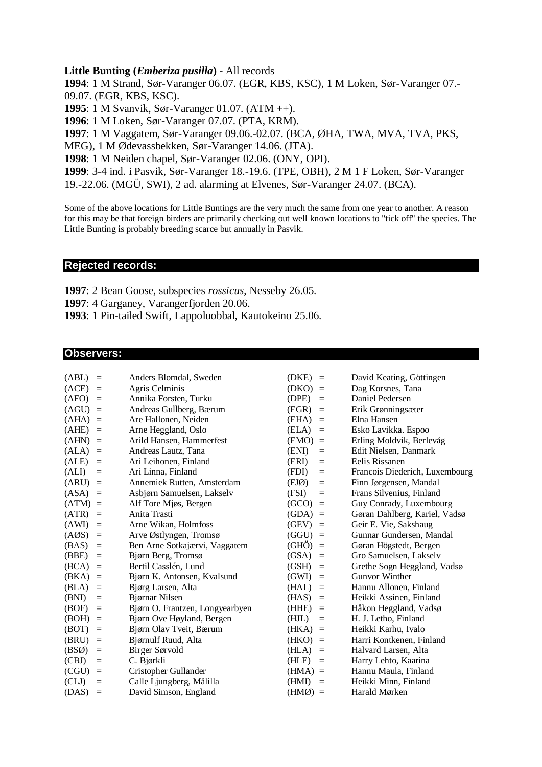**Little Bunting (*Emberiza pusilla*)** - All records

**1994**: 1 M Strand, Sør-Varanger 06.07. (EGR, KBS, KSC), 1 M Loken, Sør-Varanger 07.-09.07. (EGR, KBS, KSC).

**1995**: 1 M Svanvik, Sør-Varanger 01.07. (ATM ++).

**1996**: 1 M Loken, Sør-Varanger 07.07. (PTA, KRM).

**1997**: 1 M Vaggatem, Sør-Varanger 09.06.-02.07. (BCA, ØHA, TWA, MVA, TVA, PKS, MEG), 1 M Ødevassbekken, Sør-Varanger 14.06. (JTA).

**1998**: 1 M Neiden chapel, Sør-Varanger 02.06. (ONY, OPI).

**1999**: 3-4 ind. i Pasvik, Sør-Varanger 18.-19.6. (TPE, OBH), 2 M 1 F Loken, Sør-Varanger 19.-22.06. (MGÜ, SWI), 2 ad. alarming at Elvenes, Sør-Varanger 24.07. (BCA).

Some of the above locations for Little Buntings are the very much the same from one year to another. A reason for this may be that foreign birders are primarily checking out well known locations to "tick off" the species. The Little Bunting is probably breeding scarce but annually in Pasvik.

## Rejected records:

**1997**: 2 Bean Goose, subspecies *rossicus*, Nesseby 26.05.

**1997**: 4 Garganey, Varangerfjorden 20.06.

**1993**: 1 Pin-tailed Swift, Lappoluobbal, Kautokeino 25.06.

## Observers:

| Code | | Name |
|---|---|---|
| (ABL) | = | Anders Blomdal, Sweden |
| (ACE) | = | Agris Celminis |
| (AFO) | = | Annika Forsten, Turku |
| (AGU) | = | Andreas Gullberg, Bærum |
| (AHA) | = | Are Hallonen, Neiden |
| (AHE) | = | Arne Heggland, Oslo |
| (AHN) | = | Arild Hansen, Hammerfest |
| (ALA) | = | Andreas Lautz, Tana |
| (ALE) | = | Ari Leihonen, Finland |
| (ALI) | = | Ari Linna, Finland |
| (ARU) | = | Annemiek Rutten, Amsterdam |
| (ASA) | = | Asbjørn Samuelsen, Lakselv |
| (ATM) | = | Alf Tore Mjøs, Bergen |
| (ATR) | = | Anita Trasti |
| (AWI) | = | Arne Wikan, Holmfoss |
| (AØS) | = | Arve Østlyngen, Tromsø |
| (BAS) | = | Ben Arne Sotkajærvi, Vaggatem |
| (BBE) | = | Bjørn Berg, Tromsø |
| (BCA) | = | Bertil Casslén, Lund |
| (BKA) | = | Bjørn K. Antonsen, Kvalsund |
| (BLA) | = | Bjørg Larsen, Alta |
| (BNI) | = | Bjørnar Nilsen |
| (BOF) | = | Bjørn O. Frantzen, Longyearbyen |
| (BOH) | = | Bjørn Ove Høyland, Bergen |
| (BOT) | = | Bjørn Olav Tveit, Bærum |
| (BRU) | = | Bjørnulf Ruud, Alta |
| (BSØ) | = | Birger Sørvold |
| (CBJ) | = | C. Bjørkli |
| (CGU) | = | Cristopher Gullander |
| (CLJ) | = | Calle Ljungberg, Målilla |
| (DAS) | = | David Simson, England |
| (DKE) | = | David Keating, Göttingen |
| (DKO) | = | Dag Korsnes, Tana |
| (DPE) | = | Daniel Pedersen |
| (EGR) | = | Erik Grønningsæter |
| (EHA) | = | Elna Hansen |
| (ELA) | = | Esko Lavikka. Espoo |
| (EMO) | = | Erling Moldvik, Berlevåg |
| (ENI) | = | Edit Nielsen, Danmark |
| (ERI) | = | Eelis Rissanen |
| (FDI) | = | Francois Diederich, Luxembourg |
| (FJØ) | = | Finn Jørgensen, Mandal |
| (FSI) | = | Frans Silvenius, Finland |
| (GCO) | = | Guy Conrady, Luxembourg |
| (GDA) | = | Gøran Dahlberg, Kariel, Vadsø |
| (GEV) | = | Geir E. Vie, Sakshaug |
| (GGU) | = | Gunnar Gundersen, Mandal |
| (GHÖ) | = | Gøran Högstedt, Bergen |
| (GSA) | = | Gro Samuelsen, Lakselv |
| (GSH) | = | Grethe Sogn Heggland, Vadsø |
| (GWI) | = | Gunvor Winther |
| (HAL) | = | Hannu Allonen, Finland |
| (HAS) | = | Heikki Assinen, Finland |
| (HHE) | = | Håkon Heggland, Vadsø |
| (HJL) | = | H. J. Letho, Finland |
| (HKA) | = | Heikki Karhu, Ivalo |
| (HKO) | = | Harri Kontkenen, Finland |
| (HLA) | = | Halvard Larsen, Alta |
| (HLE) | = | Harry Lehto, Kaarina |
| (HMA) | = | Hannu Maula, Finland |
| (HMI) | = | Heikki Minn, Finland |
| (HMØ) | = | Harald Mørken |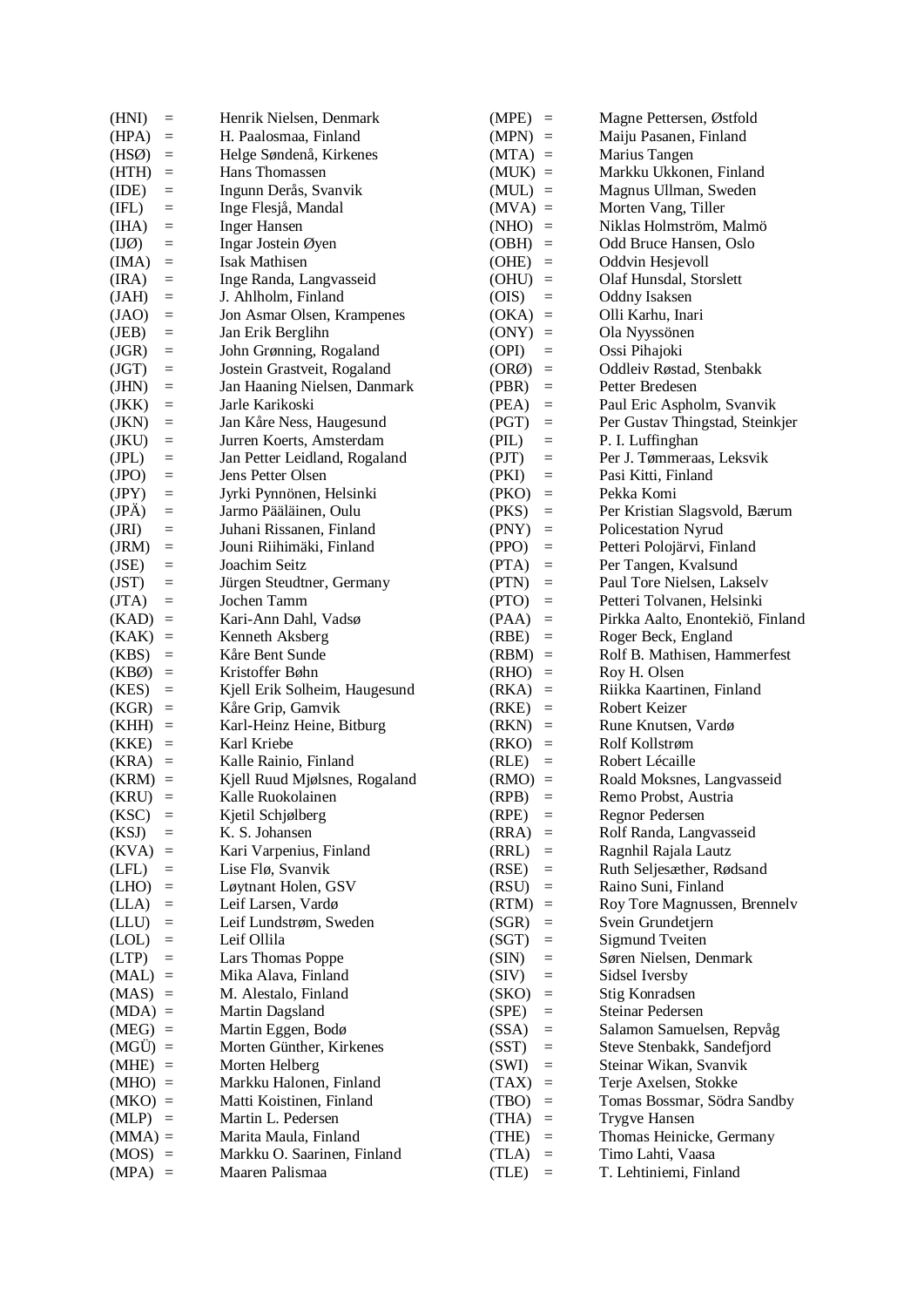(HNI) = Henrik Nielsen, Denmark
(HPA) = H. Paalosmaa, Finland
(HSØ) = Helge Søndenå, Kirkenes
(HTH) = Hans Thomassen
(IDE) = Ingunn Derås, Svanvik
(IFL) = Inge Flesjå, Mandal
(IHA) = Inger Hansen
(IJØ) = Ingar Jostein Øyen
(IMA) = Isak Mathisen
(IRA) = Inge Randa, Langvasseid
(JAH) = J. Ahlholm, Finland
(JAO) = Jon Asmar Olsen, Krampenes
(JEB) = Jan Erik Berglihn
(JGR) = John Grønning, Rogaland
(JGT) = Jostein Grastveit, Rogaland
(JHN) = Jan Haaning Nielsen, Danmark
(JKK) = Jarle Karikoski
(JKN) = Jan Kåre Ness, Haugesund
(JKU) = Jurren Koerts, Amsterdam
(JPL) = Jan Petter Leidland, Rogaland
(JPO) = Jens Petter Olsen
(JPY) = Jyrki Pynnönen, Helsinki
(JPÄ) = Jarmo Pääläinen, Oulu
(JRI) = Juhani Rissanen, Finland
(JRM) = Jouni Riihimäki, Finland
(JSE) = Joachim Seitz
(JST) = Jürgen Steudtner, Germany
(JTA) = Jochen Tamm
(KAD) = Kari-Ann Dahl, Vadsø
(KAK) = Kenneth Aksberg
(KBS) = Kåre Bent Sunde
(KBØ) = Kristoffer Bøhn
(KES) = Kjell Erik Solheim, Haugesund
(KGR) = Kåre Grip, Gamvik
(KHH) = Karl-Heinz Heine, Bitburg
(KKE) = Karl Kriebe
(KRA) = Kalle Rainio, Finland
(KRM) = Kjell Ruud Mjølsnes, Rogaland
(KRU) = Kalle Ruokolainen
(KSC) = Kjetil Schjølberg
(KSJ) = K. S. Johansen
(KVA) = Kari Varpenius, Finland
(LFL) = Lise Flø, Svanvik
(LHO) = Løytnant Holen, GSV
(LLA) = Leif Larsen, Vardø
(LLU) = Leif Lundstrøm, Sweden
(LOL) = Leif Ollila
(LTP) = Lars Thomas Poppe
(MAL) = Mika Alava, Finland
(MAS) = M. Alestalo, Finland
(MDA) = Martin Dagsland
(MEG) = Martin Eggen, Bodø
(MGÜ) = Morten Günther, Kirkenes
(MHE) = Morten Helberg
(MHO) = Markku Halonen, Finland
(MKO) = Matti Koistinen, Finland
(MLP) = Martin L. Pedersen
(MMA) = Marita Maula, Finland
(MOS) = Markku O. Saarinen, Finland
(MPA) = Maaren Palismaa
(MPE) = Magne Pettersen, Østfold
(MPN) = Maiju Pasanen, Finland
(MTA) = Marius Tangen
(MUK) = Markku Ukkonen, Finland
(MUL) = Magnus Ullman, Sweden
(MVA) = Morten Vang, Tiller
(NHO) = Niklas Holmström, Malmö
(OBH) = Odd Bruce Hansen, Oslo
(OHE) = Oddvin Hesjevoll
(OHU) = Olaf Hunsdal, Storslett
(OIS) = Oddny Isaksen
(OKA) = Olli Karhu, Inari
(ONY) = Ola Nyyssönen
(OPI) = Ossi Pihajoki
(ORØ) = Oddleiv Røstad, Stenbakk
(PBR) = Petter Bredesen
(PEA) = Paul Eric Aspholm, Svanvik
(PGT) = Per Gustav Thingstad, Steinkjer
(PIL) = P. I. Luffinghan
(PJT) = Per J. Tømmeraas, Leksvik
(PKI) = Pasi Kitti, Finland
(PKO) = Pekka Komi
(PKS) = Per Kristian Slagsvold, Bærum
(PNY) = Policestation Nyrud
(PPO) = Petteri Polojärvi, Finland
(PTA) = Per Tangen, Kvalsund
(PTN) = Paul Tore Nielsen, Lakselv
(PTO) = Petteri Tolvanen, Helsinki
(PAA) = Pirkka Aalto, Enontekiö, Finland
(RBE) = Roger Beck, England
(RBM) = Rolf B. Mathisen, Hammerfest
(RHO) = Roy H. Olsen
(RKA) = Riikka Kaartinen, Finland
(RKE) = Robert Keizer
(RKN) = Rune Knutsen, Vardø
(RKO) = Rolf Kollstrøm
(RLE) = Robert Lécaille
(RMO) = Roald Moksnes, Langvasseid
(RPB) = Remo Probst, Austria
(RPE) = Regnor Pedersen
(RRA) = Rolf Randa, Langvasseid
(RRL) = Ragnhil Rajala Lautz
(RSE) = Ruth Seljesæther, Rødsand
(RSU) = Raino Suni, Finland
(RTM) = Roy Tore Magnussen, Brennelv
(SGR) = Svein Grundetjern
(SGT) = Sigmund Tveiten
(SIN) = Søren Nielsen, Denmark
(SIV) = Sidsel Iversby
(SKO) = Stig Konradsen
(SPE) = Steinar Pedersen
(SSA) = Salamon Samuelsen, Repvåg
(SST) = Steve Stenbakk, Sandefjord
(SWI) = Steinar Wikan, Svanvik
(TAX) = Terje Axelsen, Stokke
(TBO) = Tomas Bossmar, Södra Sandby
(THA) = Trygve Hansen
(THE) = Thomas Heinicke, Germany
(TLA) = Timo Lahti, Vaasa
(TLE) = T. Lehtiniemi, Finland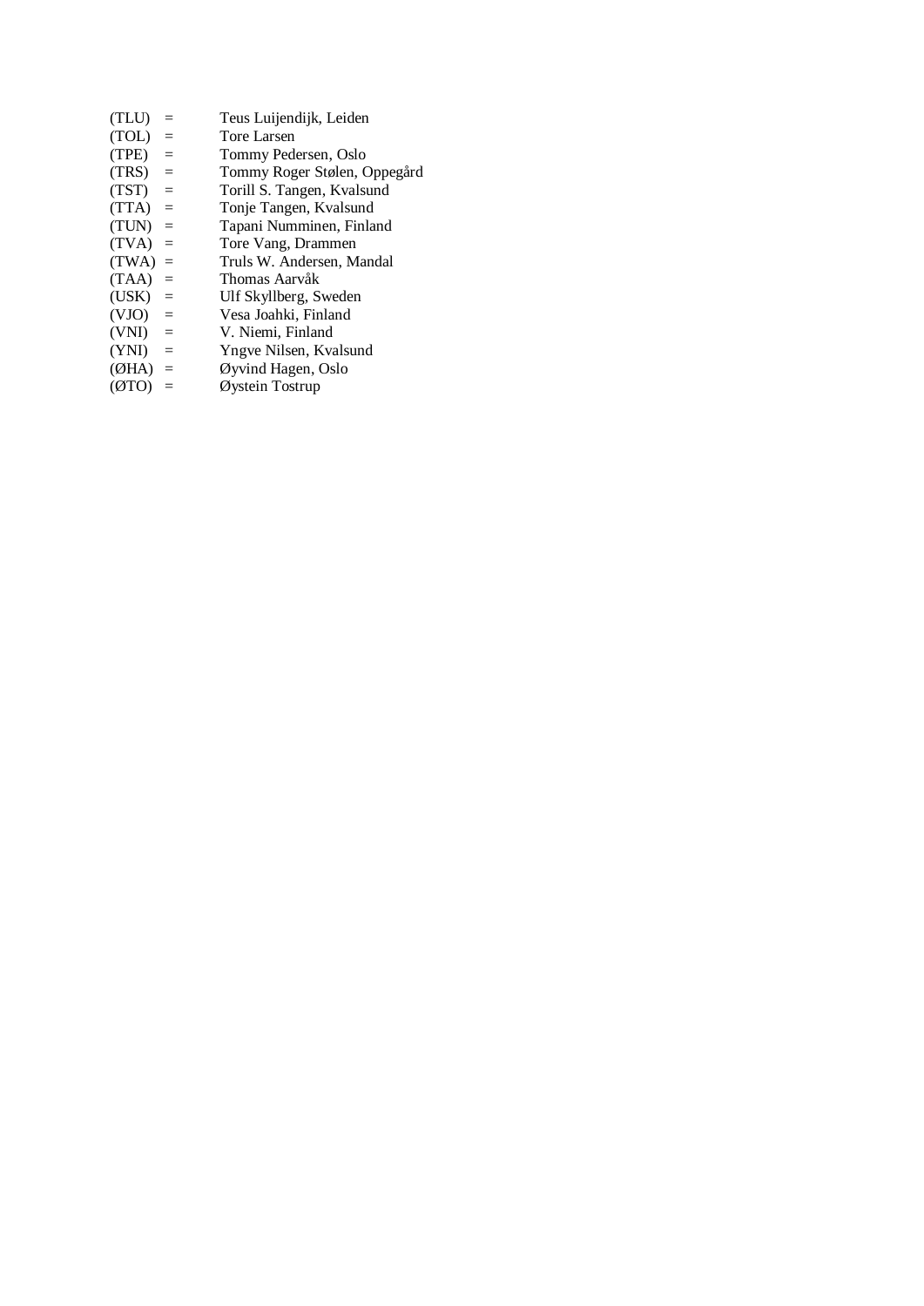(TLU) = Teus Luijendijk, Leiden
(TOL) = Tore Larsen
(TPE) = Tommy Pedersen, Oslo
(TRS) = Tommy Roger Stølen, Oppegård
(TST) = Torill S. Tangen, Kvalsund
(TTA) = Tonje Tangen, Kvalsund
(TUN) = Tapani Numminen, Finland
(TVA) = Tore Vang, Drammen
(TWA) = Truls W. Andersen, Mandal
(TAA) = Thomas Aarvåk
(USK) = Ulf Skyllberg, Sweden
(VJO) = Vesa Joahki, Finland
(VNI) = V. Niemi, Finland
(YNI) = Yngve Nilsen, Kvalsund
(ØHA) = Øyvind Hagen, Oslo
(ØTO) = Øystein Tostrup